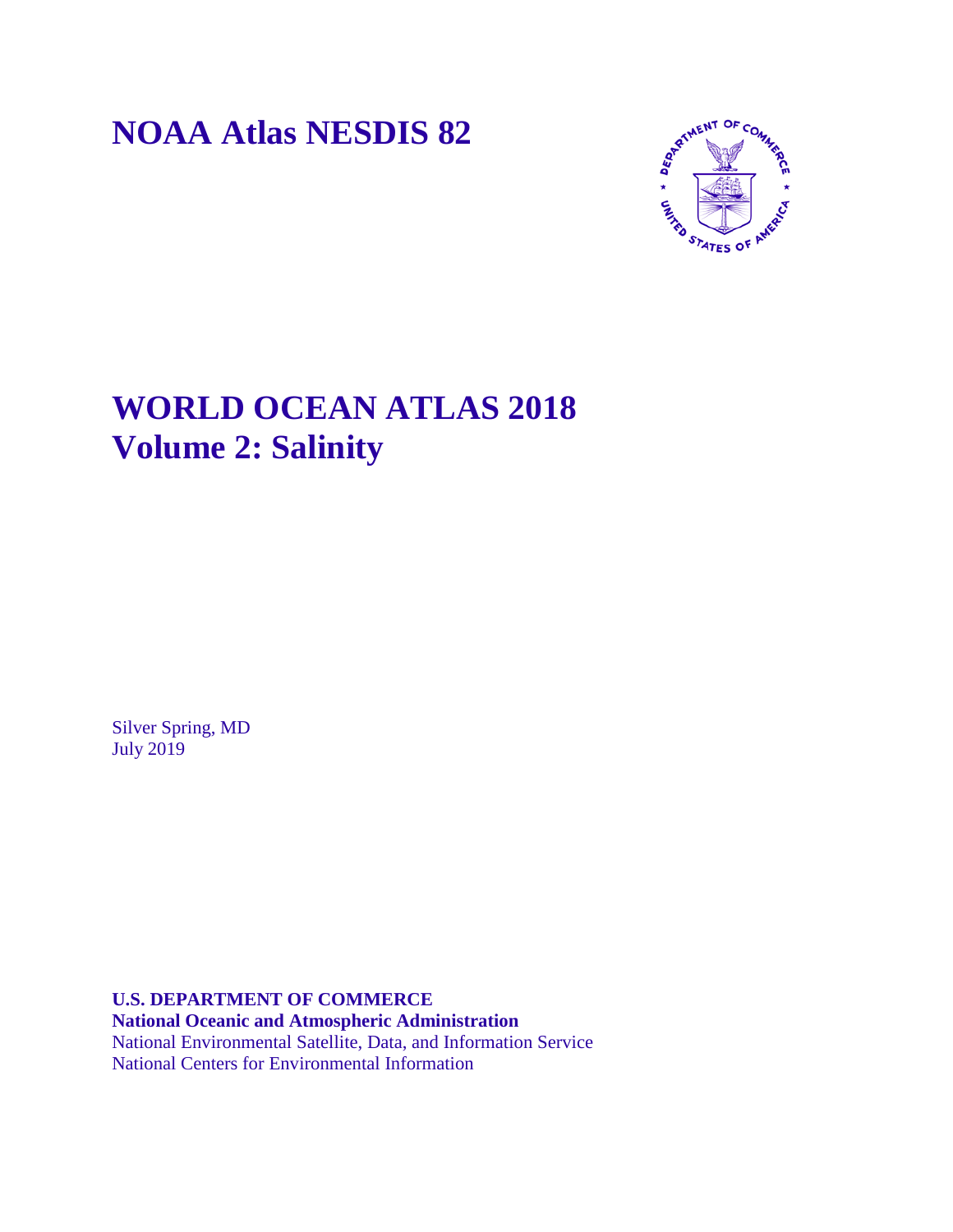# NOAA Atlas NESDIS 82

# WORLD OCEAN ATLAS 2018
# Volume 2: Salinity

Silver Spring, MD
July 2019

**U.S. DEPARTMENT OF COMMERCE**
**National Oceanic and Atmospheric Administration**
National Environmental Satellite, Data, and Information Service
National Centers for Environmental Information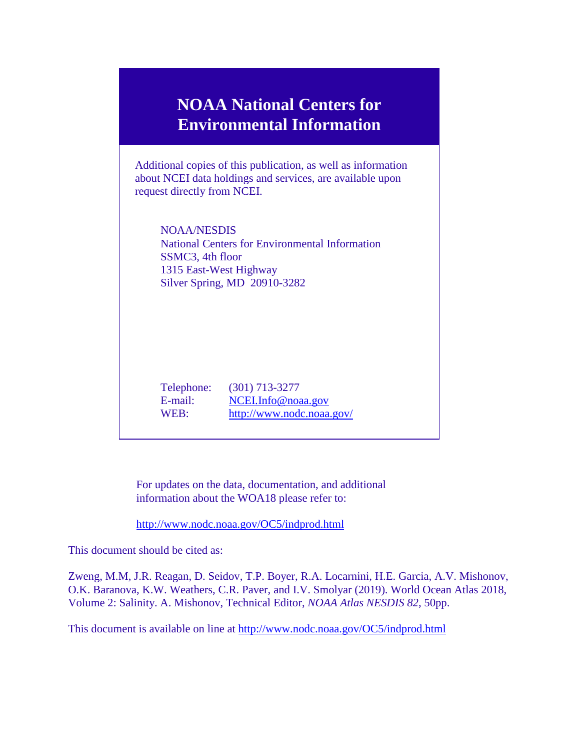# NOAA National Centers for Environmental Information

Additional copies of this publication, as well as information about NCEI data holdings and services, are available upon request directly from NCEI.

NOAA/NESDIS
National Centers for Environmental Information
SSMC3, 4th floor
1315 East-West Highway
Silver Spring, MD 20910-3282

| | |
|---|---|
| Telephone: | (301) 713-3277 |
| E-mail: | NCEI.Info@noaa.gov |
| WEB: | http://www.nodc.noaa.gov/ |

For updates on the data, documentation, and additional information about the WOA18 please refer to:

http://www.nodc.noaa.gov/OC5/indprod.html

This document should be cited as:

Zweng, M.M, J.R. Reagan, D. Seidov, T.P. Boyer, R.A. Locarnini, H.E. Garcia, A.V. Mishonov, O.K. Baranova, K.W. Weathers, C.R. Paver, and I.V. Smolyar (2019). World Ocean Atlas 2018, Volume 2: Salinity. A. Mishonov, Technical Editor, *NOAA Atlas NESDIS 82*, 50pp.

This document is available on line at http://www.nodc.noaa.gov/OC5/indprod.html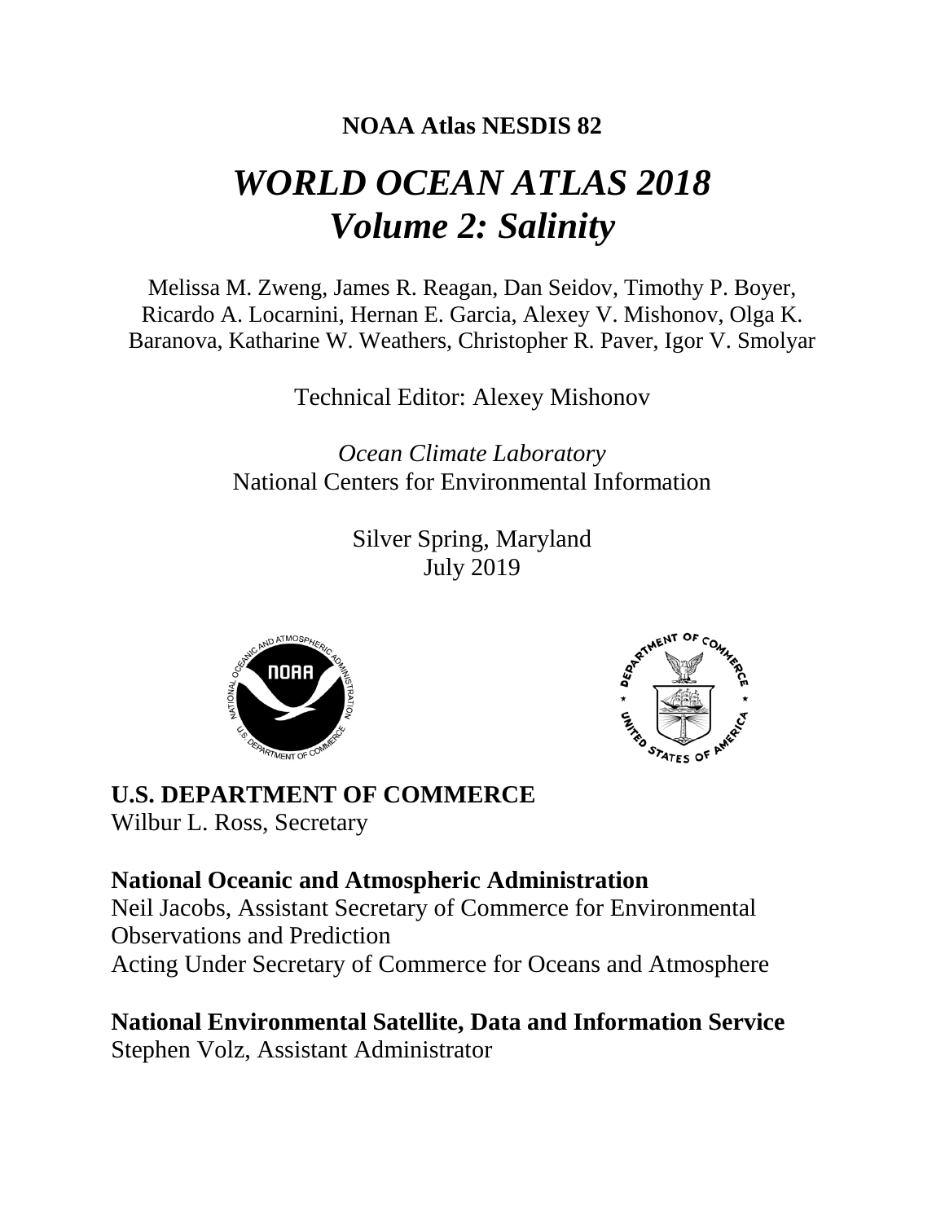**NOAA Atlas NESDIS 82**

# *WORLD OCEAN ATLAS 2018*
# *Volume 2: Salinity*

Melissa M. Zweng, James R. Reagan, Dan Seidov, Timothy P. Boyer, Ricardo A. Locarnini, Hernan E. Garcia, Alexey V. Mishonov, Olga K. Baranova, Katharine W. Weathers, Christopher R. Paver, Igor V. Smolyar

Technical Editor: Alexey Mishonov

*Ocean Climate Laboratory*
National Centers for Environmental Information

Silver Spring, Maryland
July 2019

**U.S. DEPARTMENT OF COMMERCE**
Wilbur L. Ross, Secretary

**National Oceanic and Atmospheric Administration**
Neil Jacobs, Assistant Secretary of Commerce for Environmental Observations and Prediction
Acting Under Secretary of Commerce for Oceans and Atmosphere

**National Environmental Satellite, Data and Information Service**
Stephen Volz, Assistant Administrator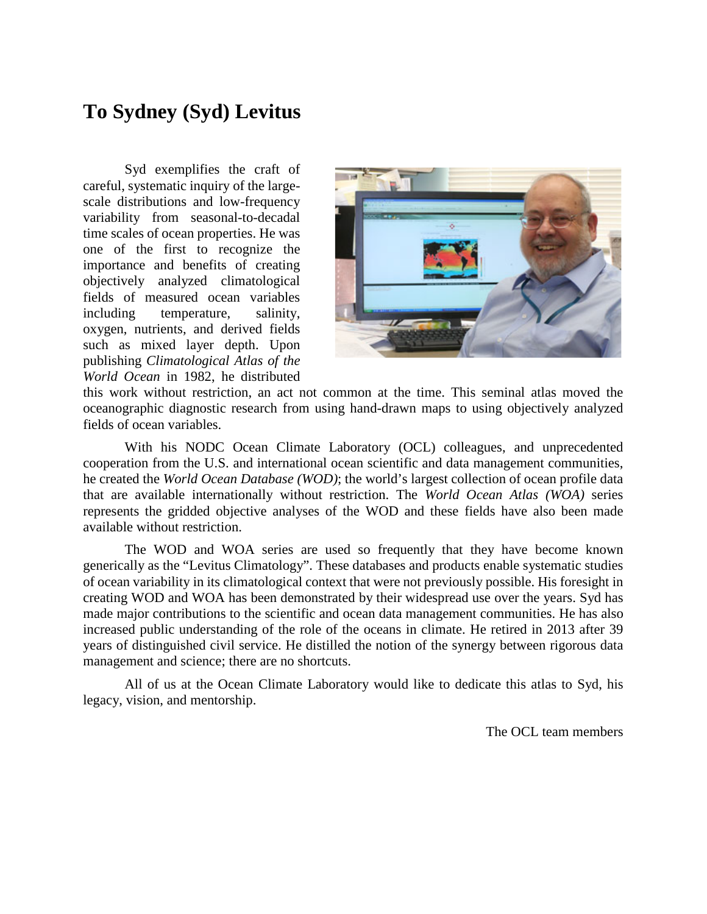# To Sydney (Syd) Levitus

Syd exemplifies the craft of careful, systematic inquiry of the large-scale distributions and low-frequency variability from seasonal-to-decadal time scales of ocean properties. He was one of the first to recognize the importance and benefits of creating objectively analyzed climatological fields of measured ocean variables including temperature, salinity, oxygen, nutrients, and derived fields such as mixed layer depth. Upon publishing *Climatological Atlas of the World Ocean* in 1982, he distributed this work without restriction, an act not common at the time. This seminal atlas moved the oceanographic diagnostic research from using hand-drawn maps to using objectively analyzed fields of ocean variables.

With his NODC Ocean Climate Laboratory (OCL) colleagues, and unprecedented cooperation from the U.S. and international ocean scientific and data management communities, he created the *World Ocean Database (WOD)*; the world's largest collection of ocean profile data that are available internationally without restriction. The *World Ocean Atlas (WOA)* series represents the gridded objective analyses of the WOD and these fields have also been made available without restriction.

The WOD and WOA series are used so frequently that they have become known generically as the "Levitus Climatology". These databases and products enable systematic studies of ocean variability in its climatological context that were not previously possible. His foresight in creating WOD and WOA has been demonstrated by their widespread use over the years. Syd has made major contributions to the scientific and ocean data management communities. He has also increased public understanding of the role of the oceans in climate. He retired in 2013 after 39 years of distinguished civil service. He distilled the notion of the synergy between rigorous data management and science; there are no shortcuts.

All of us at the Ocean Climate Laboratory would like to dedicate this atlas to Syd, his legacy, vision, and mentorship.

The OCL team members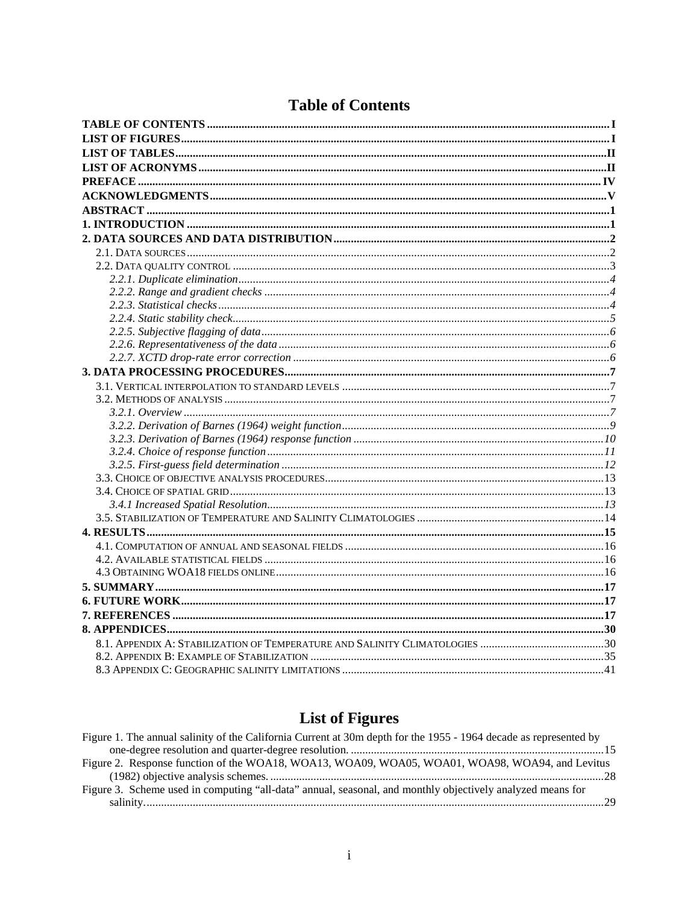# Table of Contents

- **TABLE OF CONTENTS** ..... I
- **LIST OF FIGURES** ..... I
- **LIST OF TABLES** ..... II
- **LIST OF ACRONYMS** ..... II
- **PREFACE** ..... IV
- **ACKNOWLEDGMENTS** ..... V
- **ABSTRACT** ..... 1
- **1. INTRODUCTION** ..... 1
- **2. DATA SOURCES AND DATA DISTRIBUTION** ..... 2
  - 2.1. Data sources ..... 2
  - 2.2. Data quality control ..... 3
    - *2.2.1. Duplicate elimination* ..... 4
    - *2.2.2. Range and gradient checks* ..... 4
    - *2.2.3. Statistical checks* ..... 4
    - *2.2.4. Static stability check* ..... 5
    - *2.2.5. Subjective flagging of data* ..... 6
    - *2.2.6. Representativeness of the data* ..... 6
    - *2.2.7. XCTD drop-rate error correction* ..... 6
- **3. DATA PROCESSING PROCEDURES** ..... 7
  - 3.1. Vertical interpolation to standard levels ..... 7
  - 3.2. Methods of analysis ..... 7
    - *3.2.1. Overview* ..... 7
    - *3.2.2. Derivation of Barnes (1964) weight function* ..... 9
    - *3.2.3. Derivation of Barnes (1964) response function* ..... 10
    - *3.2.4. Choice of response function* ..... 11
    - *3.2.5. First-guess field determination* ..... 12
  - 3.3. Choice of objective analysis procedures ..... 13
  - 3.4. Choice of spatial grid ..... 13
    - *3.4.1 Increased Spatial Resolution* ..... 13
  - 3.5. Stabilization of Temperature and Salinity Climatologies ..... 14
- **4. RESULTS** ..... 15
  - 4.1. Computation of annual and seasonal fields ..... 16
  - 4.2. Available statistical fields ..... 16
  - 4.3 Obtaining WOA18 fields online ..... 16
- **5. SUMMARY** ..... 17
- **6. FUTURE WORK** ..... 17
- **7. REFERENCES** ..... 17
- **8. APPENDICES** ..... 30
  - 8.1. Appendix A: Stabilization of Temperature and Salinity Climatologies ..... 30
  - 8.2. Appendix B: Example of Stabilization ..... 35
  - 8.3 Appendix C: Geographic salinity limitations ..... 41

# List of Figures

- Figure 1. The annual salinity of the California Current at 30m depth for the 1955 - 1964 decade as represented by one-degree resolution and quarter-degree resolution. ..... 15
- Figure 2. Response function of the WOA18, WOA13, WOA09, WOA05, WOA01, WOA98, WOA94, and Levitus (1982) objective analysis schemes. ..... 28
- Figure 3. Scheme used in computing "all-data" annual, seasonal, and monthly objectively analyzed means for salinity. ..... 29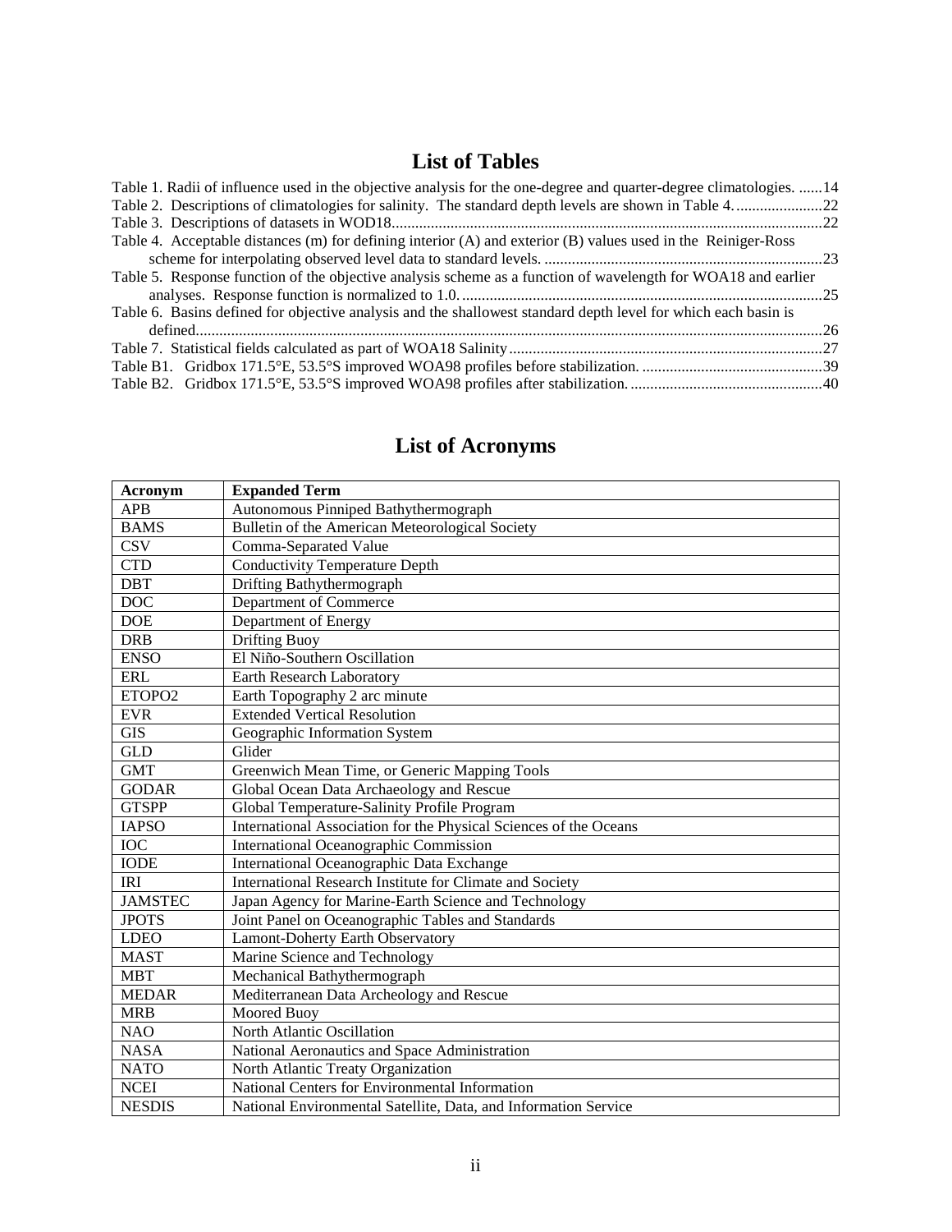# List of Tables

Table 1. Radii of influence used in the objective analysis for the one-degree and quarter-degree climatologies. ......14
Table 2. Descriptions of climatologies for salinity. The standard depth levels are shown in Table 4. ......................22
Table 3. Descriptions of datasets in WOD18.............................................................................................................22
Table 4. Acceptable distances (m) for defining interior (A) and exterior (B) values used in the Reiniger-Ross scheme for interpolating observed level data to standard levels. .......................................................................23
Table 5. Response function of the objective analysis scheme as a function of wavelength for WOA18 and earlier analyses. Response function is normalized to 1.0. ...........................................................................................25
Table 6. Basins defined for objective analysis and the shallowest standard depth level for which each basin is defined..............................................................................................................................................................26
Table 7. Statistical fields calculated as part of WOA18 Salinity................................................................................27
Table B1. Gridbox 171.5°E, 53.5°S improved WOA98 profiles before stabilization. ..............................................39
Table B2. Gridbox 171.5°E, 53.5°S improved WOA98 profiles after stabilization. .................................................40

# List of Acronyms

| Acronym | Expanded Term |
|---|---|
| APB | Autonomous Pinniped Bathythermograph |
| BAMS | Bulletin of the American Meteorological Society |
| CSV | Comma-Separated Value |
| CTD | Conductivity Temperature Depth |
| DBT | Drifting Bathythermograph |
| DOC | Department of Commerce |
| DOE | Department of Energy |
| DRB | Drifting Buoy |
| ENSO | El Niño-Southern Oscillation |
| ERL | Earth Research Laboratory |
| ETOPO2 | Earth Topography 2 arc minute |
| EVR | Extended Vertical Resolution |
| GIS | Geographic Information System |
| GLD | Glider |
| GMT | Greenwich Mean Time, or Generic Mapping Tools |
| GODAR | Global Ocean Data Archaeology and Rescue |
| GTSPP | Global Temperature-Salinity Profile Program |
| IAPSO | International Association for the Physical Sciences of the Oceans |
| IOC | International Oceanographic Commission |
| IODE | International Oceanographic Data Exchange |
| IRI | International Research Institute for Climate and Society |
| JAMSTEC | Japan Agency for Marine-Earth Science and Technology |
| JPOTS | Joint Panel on Oceanographic Tables and Standards |
| LDEO | Lamont-Doherty Earth Observatory |
| MAST | Marine Science and Technology |
| MBT | Mechanical Bathythermograph |
| MEDAR | Mediterranean Data Archeology and Rescue |
| MRB | Moored Buoy |
| NAO | North Atlantic Oscillation |
| NASA | National Aeronautics and Space Administration |
| NATO | North Atlantic Treaty Organization |
| NCEI | National Centers for Environmental Information |
| NESDIS | National Environmental Satellite, Data, and Information Service |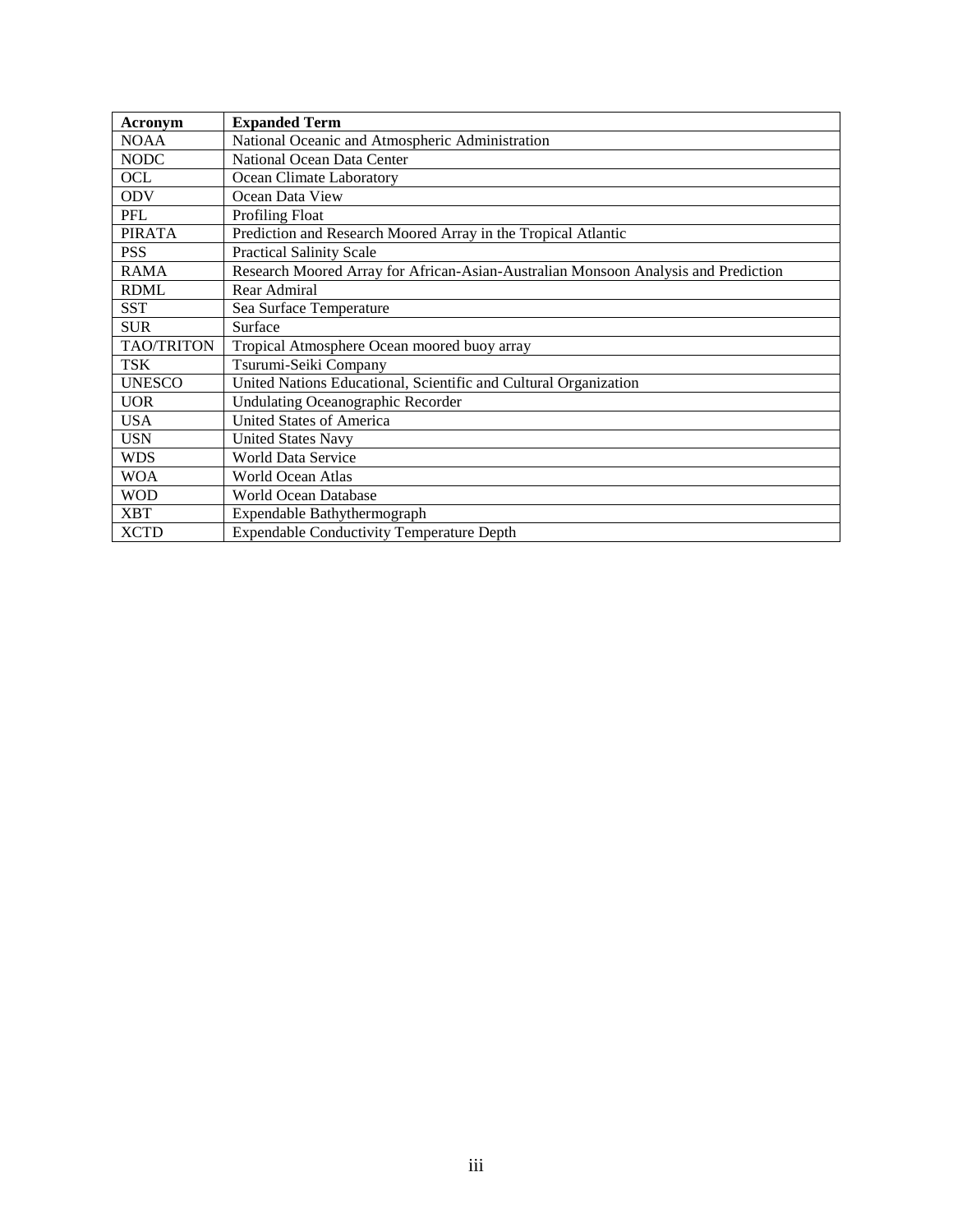| Acronym | Expanded Term |
|---|---|
| NOAA | National Oceanic and Atmospheric Administration |
| NODC | National Ocean Data Center |
| OCL | Ocean Climate Laboratory |
| ODV | Ocean Data View |
| PFL | Profiling Float |
| PIRATA | Prediction and Research Moored Array in the Tropical Atlantic |
| PSS | Practical Salinity Scale |
| RAMA | Research Moored Array for African-Asian-Australian Monsoon Analysis and Prediction |
| RDML | Rear Admiral |
| SST | Sea Surface Temperature |
| SUR | Surface |
| TAO/TRITON | Tropical Atmosphere Ocean moored buoy array |
| TSK | Tsurumi-Seiki Company |
| UNESCO | United Nations Educational, Scientific and Cultural Organization |
| UOR | Undulating Oceanographic Recorder |
| USA | United States of America |
| USN | United States Navy |
| WDS | World Data Service |
| WOA | World Ocean Atlas |
| WOD | World Ocean Database |
| XBT | Expendable Bathythermograph |
| XCTD | Expendable Conductivity Temperature Depth |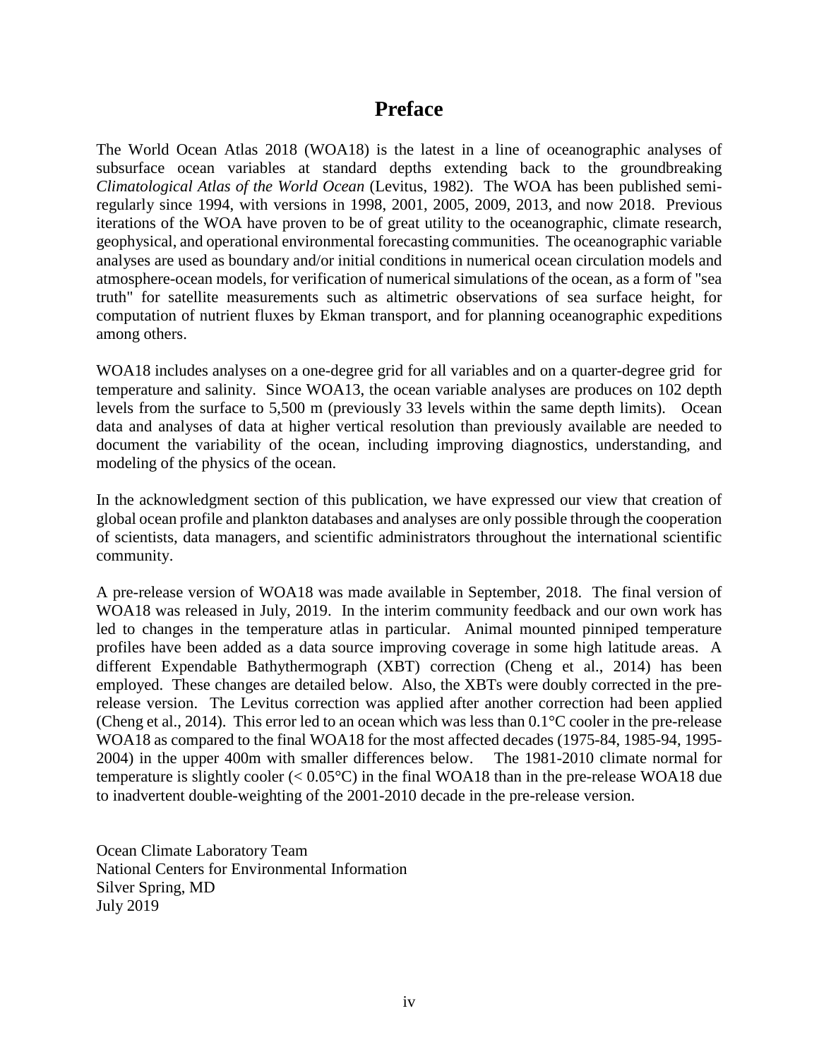# Preface

The World Ocean Atlas 2018 (WOA18) is the latest in a line of oceanographic analyses of subsurface ocean variables at standard depths extending back to the groundbreaking *Climatological Atlas of the World Ocean* (Levitus, 1982). The WOA has been published semi-regularly since 1994, with versions in 1998, 2001, 2005, 2009, 2013, and now 2018. Previous iterations of the WOA have proven to be of great utility to the oceanographic, climate research, geophysical, and operational environmental forecasting communities. The oceanographic variable analyses are used as boundary and/or initial conditions in numerical ocean circulation models and atmosphere-ocean models, for verification of numerical simulations of the ocean, as a form of "sea truth" for satellite measurements such as altimetric observations of sea surface height, for computation of nutrient fluxes by Ekman transport, and for planning oceanographic expeditions among others.

WOA18 includes analyses on a one-degree grid for all variables and on a quarter-degree grid for temperature and salinity. Since WOA13, the ocean variable analyses are produces on 102 depth levels from the surface to 5,500 m (previously 33 levels within the same depth limits). Ocean data and analyses of data at higher vertical resolution than previously available are needed to document the variability of the ocean, including improving diagnostics, understanding, and modeling of the physics of the ocean.

In the acknowledgment section of this publication, we have expressed our view that creation of global ocean profile and plankton databases and analyses are only possible through the cooperation of scientists, data managers, and scientific administrators throughout the international scientific community.

A pre-release version of WOA18 was made available in September, 2018. The final version of WOA18 was released in July, 2019. In the interim community feedback and our own work has led to changes in the temperature atlas in particular. Animal mounted pinniped temperature profiles have been added as a data source improving coverage in some high latitude areas. A different Expendable Bathythermograph (XBT) correction (Cheng et al., 2014) has been employed. These changes are detailed below. Also, the XBTs were doubly corrected in the pre-release version. The Levitus correction was applied after another correction had been applied (Cheng et al., 2014). This error led to an ocean which was less than 0.1°C cooler in the pre-release WOA18 as compared to the final WOA18 for the most affected decades (1975-84, 1985-94, 1995-2004) in the upper 400m with smaller differences below. The 1981-2010 climate normal for temperature is slightly cooler (< 0.05°C) in the final WOA18 than in the pre-release WOA18 due to inadvertent double-weighting of the 2001-2010 decade in the pre-release version.

Ocean Climate Laboratory Team  
National Centers for Environmental Information  
Silver Spring, MD  
July 2019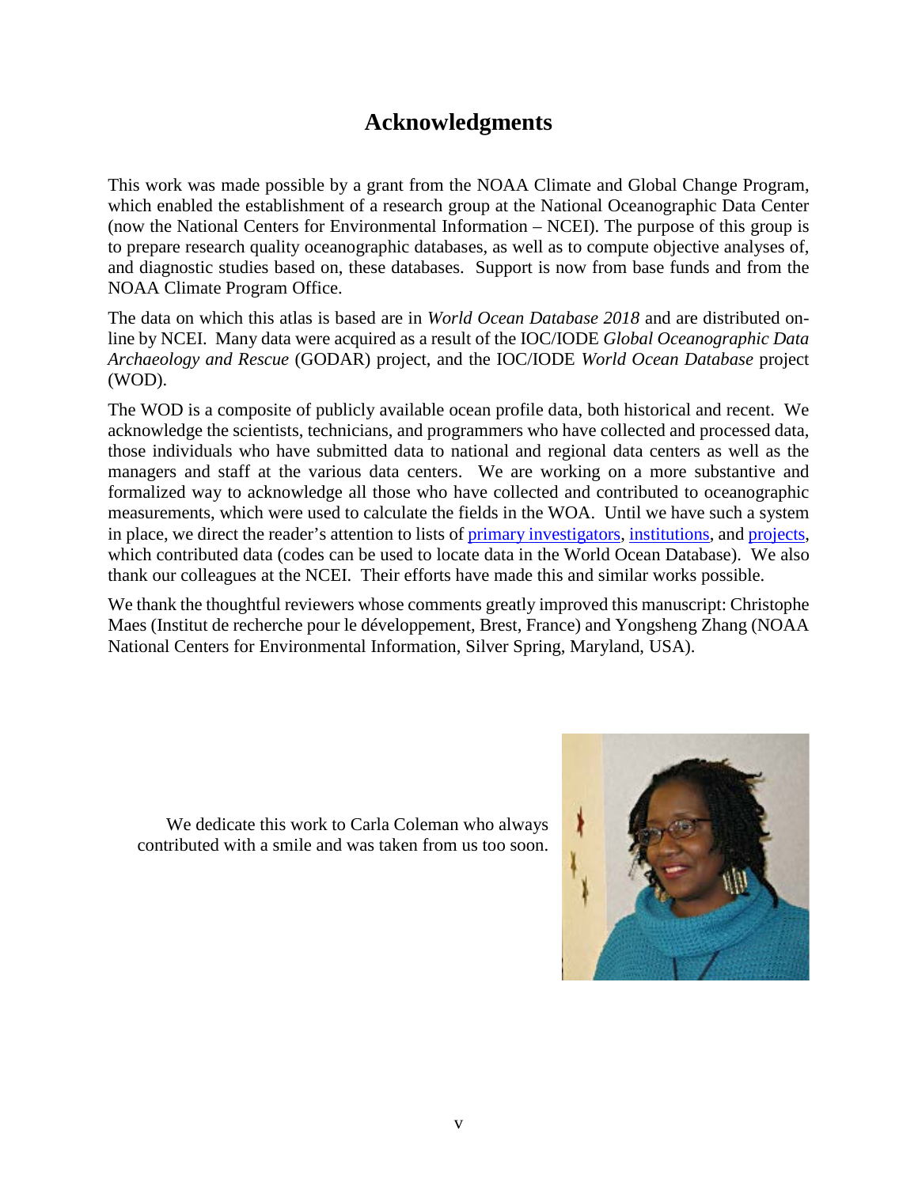# Acknowledgments

This work was made possible by a grant from the NOAA Climate and Global Change Program, which enabled the establishment of a research group at the National Oceanographic Data Center (now the National Centers for Environmental Information – NCEI). The purpose of this group is to prepare research quality oceanographic databases, as well as to compute objective analyses of, and diagnostic studies based on, these databases. Support is now from base funds and from the NOAA Climate Program Office.

The data on which this atlas is based are in *World Ocean Database 2018* and are distributed on-line by NCEI. Many data were acquired as a result of the IOC/IODE *Global Oceanographic Data Archaeology and Rescue* (GODAR) project, and the IOC/IODE *World Ocean Database* project (WOD).

The WOD is a composite of publicly available ocean profile data, both historical and recent. We acknowledge the scientists, technicians, and programmers who have collected and processed data, those individuals who have submitted data to national and regional data centers as well as the managers and staff at the various data centers. We are working on a more substantive and formalized way to acknowledge all those who have collected and contributed to oceanographic measurements, which were used to calculate the fields in the WOA. Until we have such a system in place, we direct the reader's attention to lists of primary investigators, institutions, and projects, which contributed data (codes can be used to locate data in the World Ocean Database). We also thank our colleagues at the NCEI. Their efforts have made this and similar works possible.

We thank the thoughtful reviewers whose comments greatly improved this manuscript: Christophe Maes (Institut de recherche pour le développement, Brest, France) and Yongsheng Zhang (NOAA National Centers for Environmental Information, Silver Spring, Maryland, USA).

We dedicate this work to Carla Coleman who always contributed with a smile and was taken from us too soon.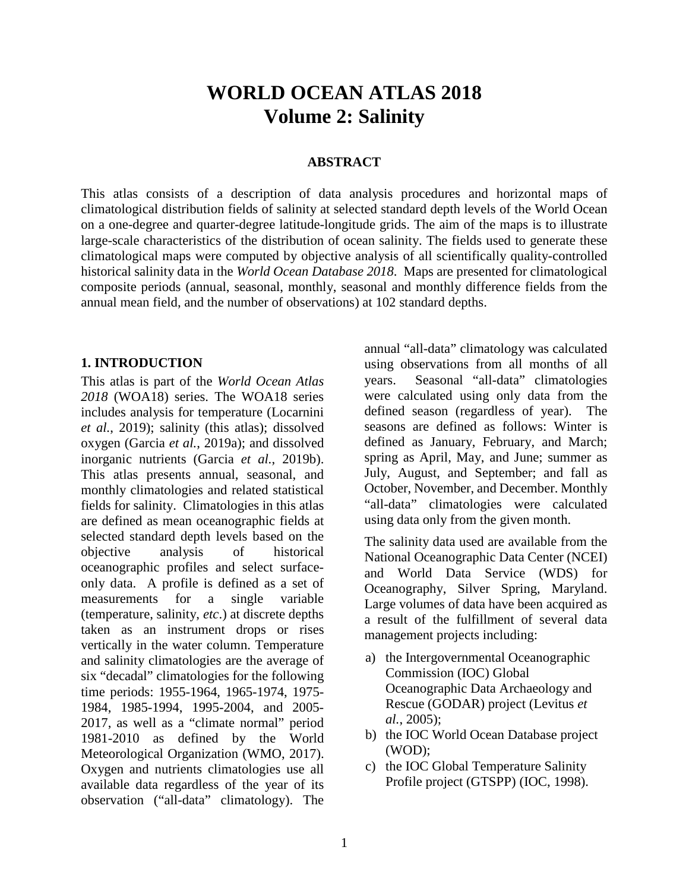# WORLD OCEAN ATLAS 2018
# Volume 2: Salinity

### ABSTRACT

This atlas consists of a description of data analysis procedures and horizontal maps of climatological distribution fields of salinity at selected standard depth levels of the World Ocean on a one-degree and quarter-degree latitude-longitude grids. The aim of the maps is to illustrate large-scale characteristics of the distribution of ocean salinity. The fields used to generate these climatological maps were computed by objective analysis of all scientifically quality-controlled historical salinity data in the *World Ocean Database 2018*. Maps are presented for climatological composite periods (annual, seasonal, monthly, seasonal and monthly difference fields from the annual mean field, and the number of observations) at 102 standard depths.

## 1. INTRODUCTION

This atlas is part of the *World Ocean Atlas 2018* (WOA18) series. The WOA18 series includes analysis for temperature (Locarnini *et al.*, 2019); salinity (this atlas); dissolved oxygen (Garcia *et al.*, 2019a); and dissolved inorganic nutrients (Garcia *et al.*, 2019b). This atlas presents annual, seasonal, and monthly climatologies and related statistical fields for salinity. Climatologies in this atlas are defined as mean oceanographic fields at selected standard depth levels based on the objective analysis of historical oceanographic profiles and select surface-only data. A profile is defined as a set of measurements for a single variable (temperature, salinity, *etc*.) at discrete depths taken as an instrument drops or rises vertically in the water column. Temperature and salinity climatologies are the average of six "decadal" climatologies for the following time periods: 1955-1964, 1965-1974, 1975-1984, 1985-1994, 1995-2004, and 2005-2017, as well as a "climate normal" period 1981-2010 as defined by the World Meteorological Organization (WMO, 2017). Oxygen and nutrients climatologies use all available data regardless of the year of its observation ("all-data" climatology). The annual "all-data" climatology was calculated using observations from all months of all years. Seasonal "all-data" climatologies were calculated using only data from the defined season (regardless of year). The seasons are defined as follows: Winter is defined as January, February, and March; spring as April, May, and June; summer as July, August, and September; and fall as October, November, and December. Monthly "all-data" climatologies were calculated using data only from the given month.

The salinity data used are available from the National Oceanographic Data Center (NCEI) and World Data Service (WDS) for Oceanography, Silver Spring, Maryland. Large volumes of data have been acquired as a result of the fulfillment of several data management projects including:

a) the Intergovernmental Oceanographic Commission (IOC) Global Oceanographic Data Archaeology and Rescue (GODAR) project (Levitus *et al.*, 2005);
b) the IOC World Ocean Database project (WOD);
c) the IOC Global Temperature Salinity Profile project (GTSPP) (IOC, 1998).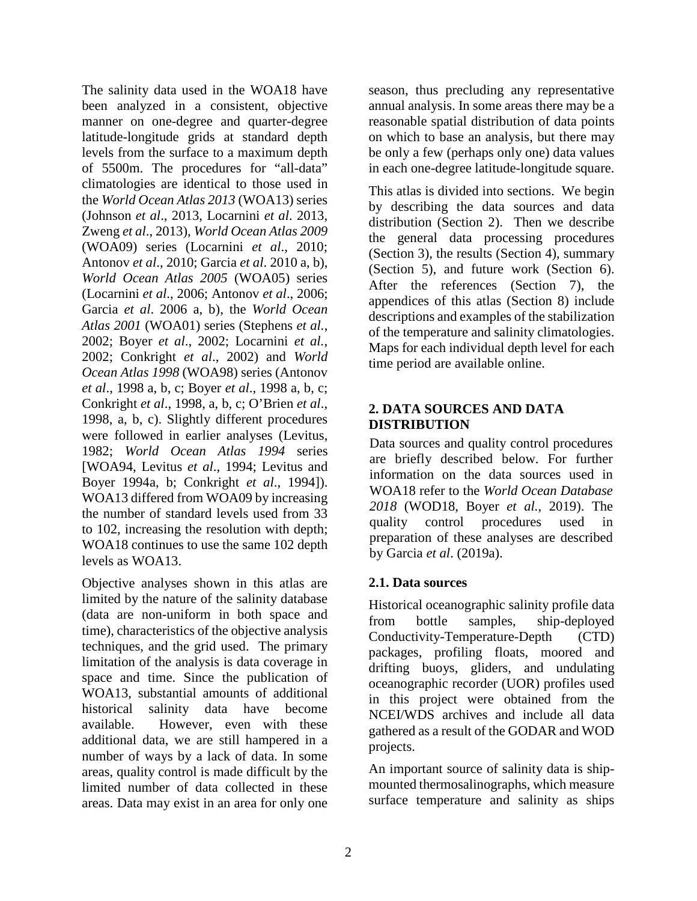The salinity data used in the WOA18 have been analyzed in a consistent, objective manner on one-degree and quarter-degree latitude-longitude grids at standard depth levels from the surface to a maximum depth of 5500m. The procedures for "all-data" climatologies are identical to those used in the *World Ocean Atlas 2013* (WOA13) series (Johnson *et al*., 2013, Locarnini *et al*. 2013, Zweng *et al*., 2013), *World Ocean Atlas 2009* (WOA09) series (Locarnini *et al*., 2010; Antonov *et al*., 2010; Garcia *et al*. 2010 a, b), *World Ocean Atlas 2005* (WOA05) series (Locarnini *et al*., 2006; Antonov *et al*., 2006; Garcia *et al*. 2006 a, b), the *World Ocean Atlas 2001* (WOA01) series (Stephens *et al.*, 2002; Boyer *et al*., 2002; Locarnini *et al.*, 2002; Conkright *et al*., 2002) and *World Ocean Atlas 1998* (WOA98) series (Antonov *et al*., 1998 a, b, c; Boyer *et al*., 1998 a, b, c; Conkright *et al*., 1998, a, b, c; O'Brien *et al*., 1998, a, b, c). Slightly different procedures were followed in earlier analyses (Levitus, 1982; *World Ocean Atlas 1994* series [WOA94, Levitus *et al*., 1994; Levitus and Boyer 1994a, b; Conkright *et al*., 1994]). WOA13 differed from WOA09 by increasing the number of standard levels used from 33 to 102, increasing the resolution with depth; WOA18 continues to use the same 102 depth levels as WOA13.

Objective analyses shown in this atlas are limited by the nature of the salinity database (data are non-uniform in both space and time), characteristics of the objective analysis techniques, and the grid used. The primary limitation of the analysis is data coverage in space and time. Since the publication of WOA13, substantial amounts of additional historical salinity data have become available. However, even with these additional data, we are still hampered in a number of ways by a lack of data. In some areas, quality control is made difficult by the limited number of data collected in these areas. Data may exist in an area for only one season, thus precluding any representative annual analysis. In some areas there may be a reasonable spatial distribution of data points on which to base an analysis, but there may be only a few (perhaps only one) data values in each one-degree latitude-longitude square.

This atlas is divided into sections. We begin by describing the data sources and data distribution (Section 2). Then we describe the general data processing procedures (Section 3), the results (Section 4), summary (Section 5), and future work (Section 6). After the references (Section 7), the appendices of this atlas (Section 8) include descriptions and examples of the stabilization of the temperature and salinity climatologies. Maps for each individual depth level for each time period are available online.

## 2. DATA SOURCES AND DATA DISTRIBUTION

Data sources and quality control procedures are briefly described below. For further information on the data sources used in WOA18 refer to the *World Ocean Database 2018* (WOD18, Boyer *et al.*, 2019). The quality control procedures used in preparation of these analyses are described by Garcia *et al*. (2019a).

### 2.1. Data sources

Historical oceanographic salinity profile data from bottle samples, ship-deployed Conductivity-Temperature-Depth (CTD) packages, profiling floats, moored and drifting buoys, gliders, and undulating oceanographic recorder (UOR) profiles used in this project were obtained from the NCEI/WDS archives and include all data gathered as a result of the GODAR and WOD projects.

An important source of salinity data is ship-mounted thermosalinographs, which measure surface temperature and salinity as ships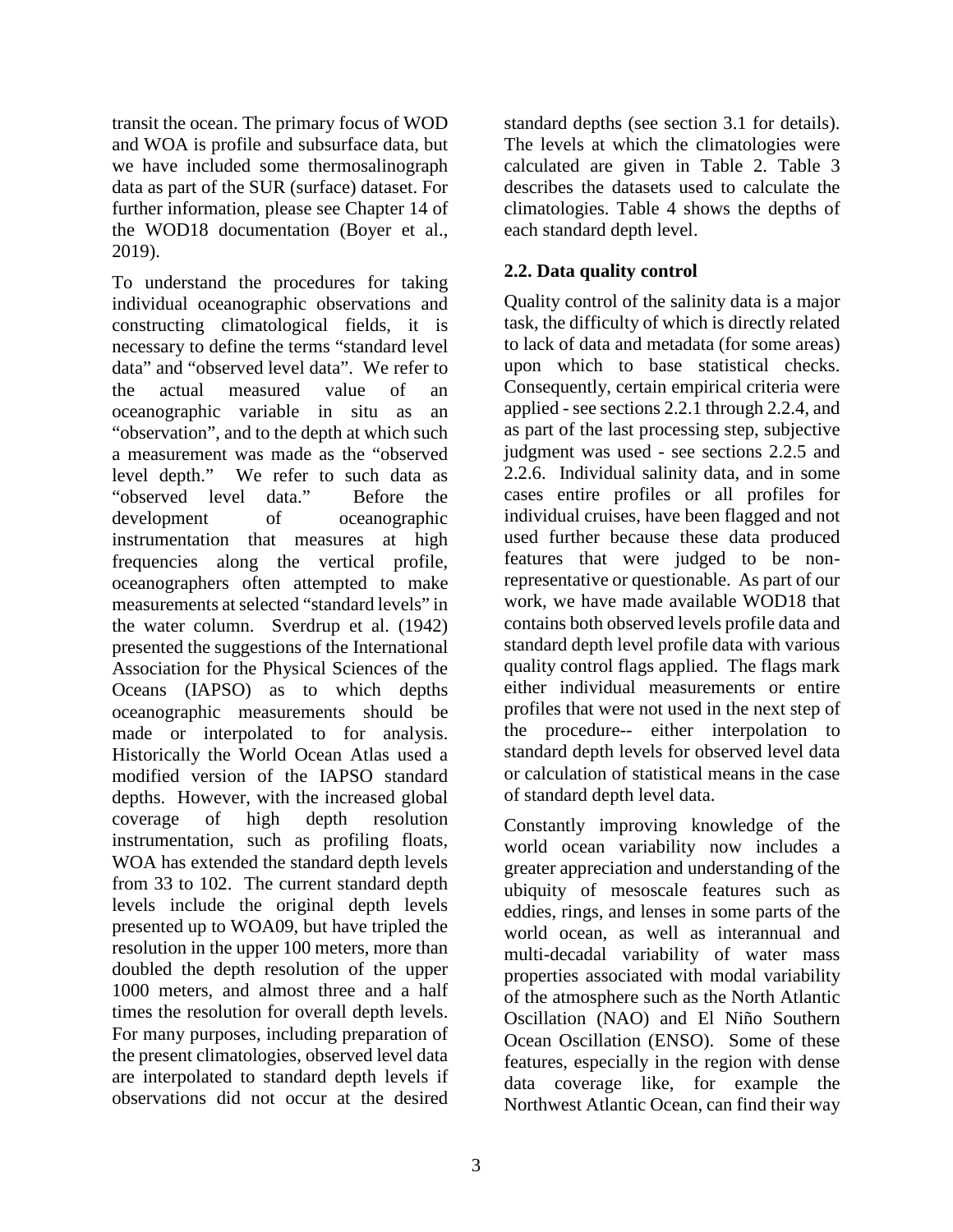transit the ocean. The primary focus of WOD and WOA is profile and subsurface data, but we have included some thermosalinograph data as part of the SUR (surface) dataset. For further information, please see Chapter 14 of the WOD18 documentation (Boyer et al., 2019).

To understand the procedures for taking individual oceanographic observations and constructing climatological fields, it is necessary to define the terms "standard level data" and "observed level data". We refer to the actual measured value of an oceanographic variable in situ as an "observation", and to the depth at which such a measurement was made as the "observed level depth." We refer to such data as "observed level data." Before the development of oceanographic instrumentation that measures at high frequencies along the vertical profile, oceanographers often attempted to make measurements at selected "standard levels" in the water column. Sverdrup et al. (1942) presented the suggestions of the International Association for the Physical Sciences of the Oceans (IAPSO) as to which depths oceanographic measurements should be made or interpolated to for analysis. Historically the World Ocean Atlas used a modified version of the IAPSO standard depths. However, with the increased global coverage of high depth resolution instrumentation, such as profiling floats, WOA has extended the standard depth levels from 33 to 102. The current standard depth levels include the original depth levels presented up to WOA09, but have tripled the resolution in the upper 100 meters, more than doubled the depth resolution of the upper 1000 meters, and almost three and a half times the resolution for overall depth levels. For many purposes, including preparation of the present climatologies, observed level data are interpolated to standard depth levels if observations did not occur at the desired standard depths (see section 3.1 for details). The levels at which the climatologies were calculated are given in Table 2. Table 3 describes the datasets used to calculate the climatologies. Table 4 shows the depths of each standard depth level.

### 2.2. Data quality control

Quality control of the salinity data is a major task, the difficulty of which is directly related to lack of data and metadata (for some areas) upon which to base statistical checks. Consequently, certain empirical criteria were applied - see sections 2.2.1 through 2.2.4, and as part of the last processing step, subjective judgment was used - see sections 2.2.5 and 2.2.6. Individual salinity data, and in some cases entire profiles or all profiles for individual cruises, have been flagged and not used further because these data produced features that were judged to be non-representative or questionable. As part of our work, we have made available WOD18 that contains both observed levels profile data and standard depth level profile data with various quality control flags applied. The flags mark either individual measurements or entire profiles that were not used in the next step of the procedure-- either interpolation to standard depth levels for observed level data or calculation of statistical means in the case of standard depth level data.

Constantly improving knowledge of the world ocean variability now includes a greater appreciation and understanding of the ubiquity of mesoscale features such as eddies, rings, and lenses in some parts of the world ocean, as well as interannual and multi-decadal variability of water mass properties associated with modal variability of the atmosphere such as the North Atlantic Oscillation (NAO) and El Niño Southern Ocean Oscillation (ENSO). Some of these features, especially in the region with dense data coverage like, for example the Northwest Atlantic Ocean, can find their way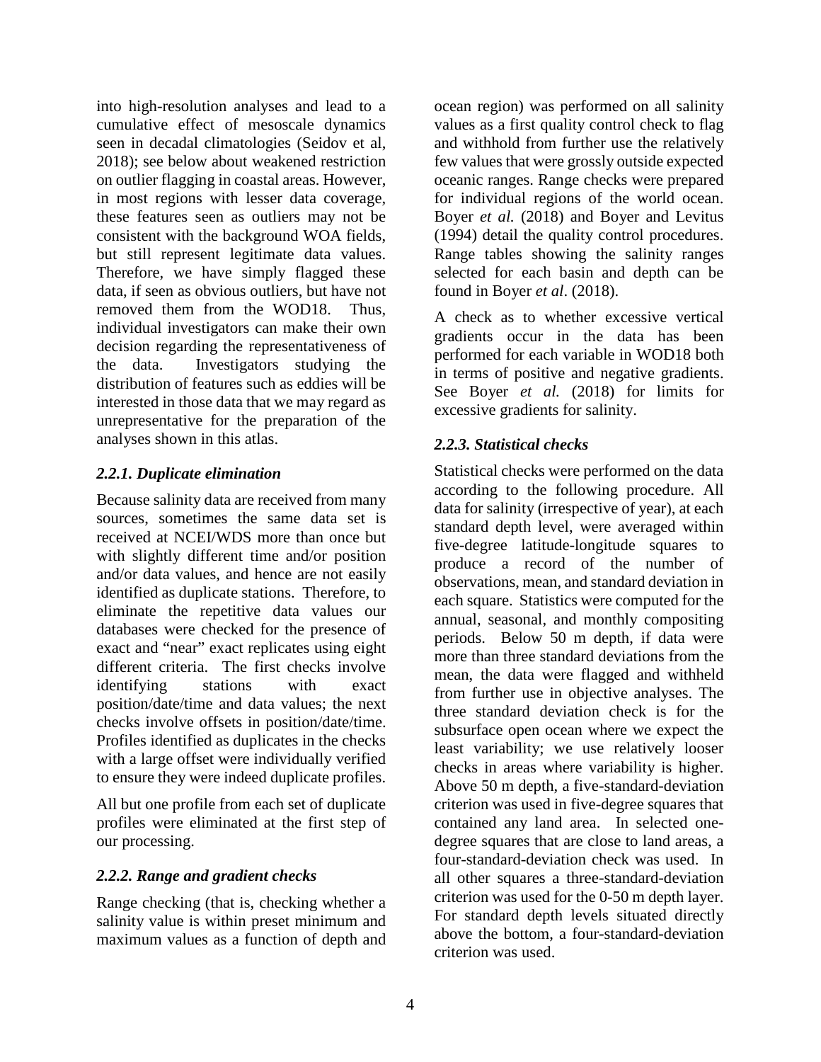into high-resolution analyses and lead to a cumulative effect of mesoscale dynamics seen in decadal climatologies (Seidov et al, 2018); see below about weakened restriction on outlier flagging in coastal areas. However, in most regions with lesser data coverage, these features seen as outliers may not be consistent with the background WOA fields, but still represent legitimate data values. Therefore, we have simply flagged these data, if seen as obvious outliers, but have not removed them from the WOD18. Thus, individual investigators can make their own decision regarding the representativeness of the data. Investigators studying the distribution of features such as eddies will be interested in those data that we may regard as unrepresentative for the preparation of the analyses shown in this atlas.

### *2.2.1. Duplicate elimination*

Because salinity data are received from many sources, sometimes the same data set is received at NCEI/WDS more than once but with slightly different time and/or position and/or data values, and hence are not easily identified as duplicate stations. Therefore, to eliminate the repetitive data values our databases were checked for the presence of exact and "near" exact replicates using eight different criteria. The first checks involve identifying stations with exact position/date/time and data values; the next checks involve offsets in position/date/time. Profiles identified as duplicates in the checks with a large offset were individually verified to ensure they were indeed duplicate profiles.

All but one profile from each set of duplicate profiles were eliminated at the first step of our processing.

### *2.2.2. Range and gradient checks*

Range checking (that is, checking whether a salinity value is within preset minimum and maximum values as a function of depth and ocean region) was performed on all salinity values as a first quality control check to flag and withhold from further use the relatively few values that were grossly outside expected oceanic ranges. Range checks were prepared for individual regions of the world ocean. Boyer *et al.* (2018) and Boyer and Levitus (1994) detail the quality control procedures. Range tables showing the salinity ranges selected for each basin and depth can be found in Boyer *et al*. (2018).

A check as to whether excessive vertical gradients occur in the data has been performed for each variable in WOD18 both in terms of positive and negative gradients. See Boyer *et al.* (2018) for limits for excessive gradients for salinity.

### *2.2.3. Statistical checks*

Statistical checks were performed on the data according to the following procedure. All data for salinity (irrespective of year), at each standard depth level, were averaged within five-degree latitude-longitude squares to produce a record of the number of observations, mean, and standard deviation in each square. Statistics were computed for the annual, seasonal, and monthly compositing periods. Below 50 m depth, if data were more than three standard deviations from the mean, the data were flagged and withheld from further use in objective analyses. The three standard deviation check is for the subsurface open ocean where we expect the least variability; we use relatively looser checks in areas where variability is higher. Above 50 m depth, a five-standard-deviation criterion was used in five-degree squares that contained any land area. In selected one-degree squares that are close to land areas, a four-standard-deviation check was used. In all other squares a three-standard-deviation criterion was used for the 0-50 m depth layer. For standard depth levels situated directly above the bottom, a four-standard-deviation criterion was used.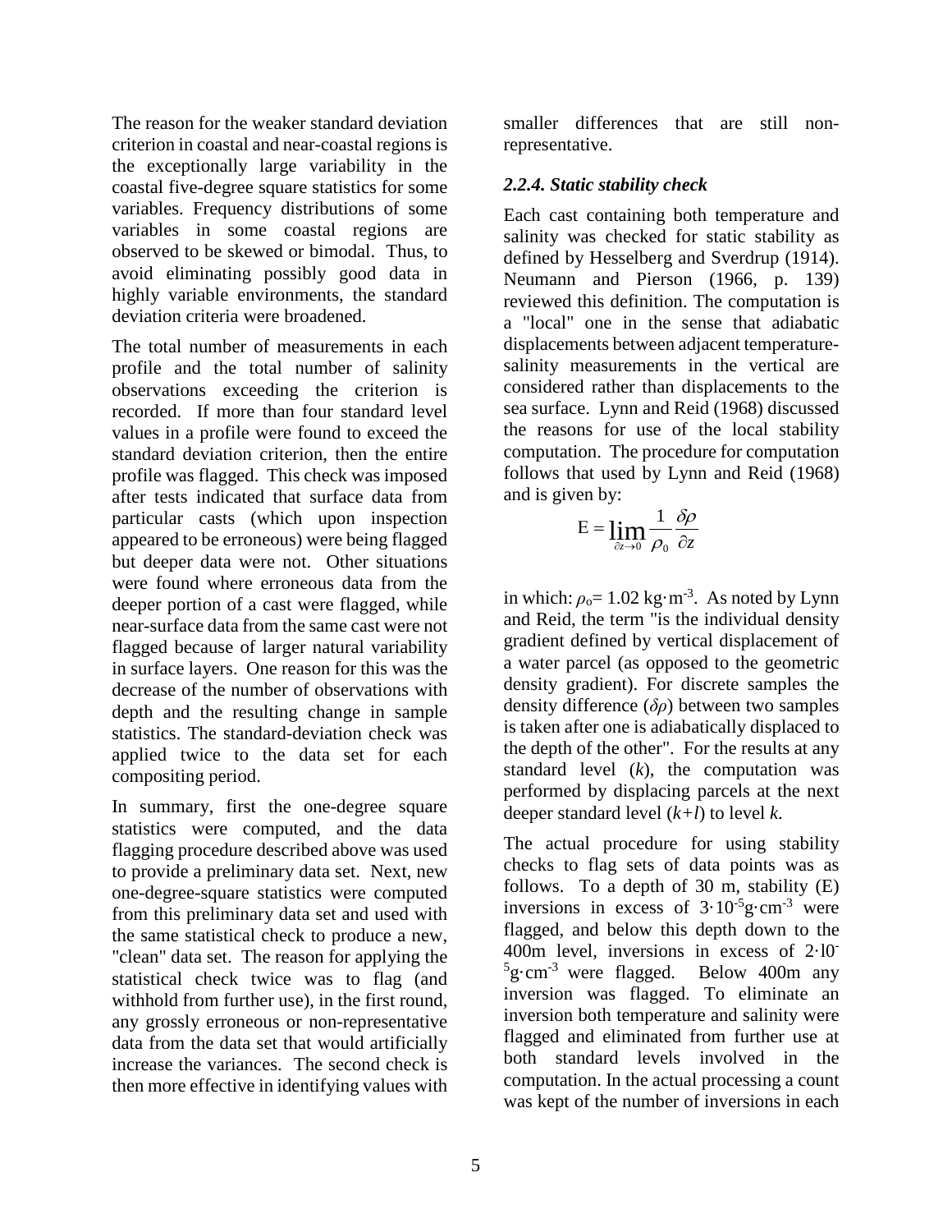The reason for the weaker standard deviation criterion in coastal and near-coastal regions is the exceptionally large variability in the coastal five-degree square statistics for some variables. Frequency distributions of some variables in some coastal regions are observed to be skewed or bimodal. Thus, to avoid eliminating possibly good data in highly variable environments, the standard deviation criteria were broadened.

The total number of measurements in each profile and the total number of salinity observations exceeding the criterion is recorded. If more than four standard level values in a profile were found to exceed the standard deviation criterion, then the entire profile was flagged. This check was imposed after tests indicated that surface data from particular casts (which upon inspection appeared to be erroneous) were being flagged but deeper data were not. Other situations were found where erroneous data from the deeper portion of a cast were flagged, while near-surface data from the same cast were not flagged because of larger natural variability in surface layers. One reason for this was the decrease of the number of observations with depth and the resulting change in sample statistics. The standard-deviation check was applied twice to the data set for each compositing period.

In summary, first the one-degree square statistics were computed, and the data flagging procedure described above was used to provide a preliminary data set. Next, new one-degree-square statistics were computed from this preliminary data set and used with the same statistical check to produce a new, "clean" data set. The reason for applying the statistical check twice was to flag (and withhold from further use), in the first round, any grossly erroneous or non-representative data from the data set that would artificially increase the variances. The second check is then more effective in identifying values with smaller differences that are still non-representative.

### *2.2.4. Static stability check*

Each cast containing both temperature and salinity was checked for static stability as defined by Hesselberg and Sverdrup (1914). Neumann and Pierson (1966, p. 139) reviewed this definition. The computation is a "local" one in the sense that adiabatic displacements between adjacent temperature-salinity measurements in the vertical are considered rather than displacements to the sea surface. Lynn and Reid (1968) discussed the reasons for use of the local stability computation. The procedure for computation follows that used by Lynn and Reid (1968) and is given by:

$$\mathrm{E} = \lim_{\partial z \to 0} \frac{1}{\rho_0} \frac{\delta \rho}{\partial z}$$

in which: $\rho_o = 1.02\ \mathrm{kg \cdot m^{-3}}$. As noted by Lynn and Reid, the term "is the individual density gradient defined by vertical displacement of a water parcel (as opposed to the geometric density gradient). For discrete samples the density difference ($\delta\rho$) between two samples is taken after one is adiabatically displaced to the depth of the other". For the results at any standard level ($k$), the computation was performed by displacing parcels at the next deeper standard level ($k+l$) to level $k$.

The actual procedure for using stability checks to flag sets of data points was as follows. To a depth of 30 m, stability (E) inversions in excess of $3 \cdot 10^{-5} \mathrm{g \cdot cm^{-3}}$ were flagged, and below this depth down to the 400m level, inversions in excess of $2 \cdot 10^{-5} \mathrm{g \cdot cm^{-3}}$ were flagged. Below 400m any inversion was flagged. To eliminate an inversion both temperature and salinity were flagged and eliminated from further use at both standard levels involved in the computation. In the actual processing a count was kept of the number of inversions in each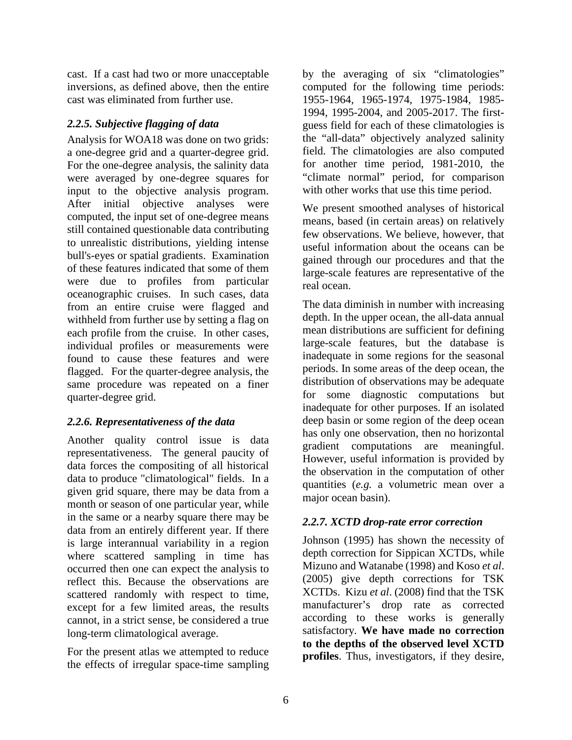cast. If a cast had two or more unacceptable inversions, as defined above, then the entire cast was eliminated from further use.

### *2.2.5. Subjective flagging of data*

Analysis for WOA18 was done on two grids: a one-degree grid and a quarter-degree grid. For the one-degree analysis, the salinity data were averaged by one-degree squares for input to the objective analysis program. After initial objective analyses were computed, the input set of one-degree means still contained questionable data contributing to unrealistic distributions, yielding intense bull's-eyes or spatial gradients. Examination of these features indicated that some of them were due to profiles from particular oceanographic cruises. In such cases, data from an entire cruise were flagged and withheld from further use by setting a flag on each profile from the cruise. In other cases, individual profiles or measurements were found to cause these features and were flagged. For the quarter-degree analysis, the same procedure was repeated on a finer quarter-degree grid.

### *2.2.6. Representativeness of the data*

Another quality control issue is data representativeness. The general paucity of data forces the compositing of all historical data to produce "climatological" fields. In a given grid square, there may be data from a month or season of one particular year, while in the same or a nearby square there may be data from an entirely different year. If there is large interannual variability in a region where scattered sampling in time has occurred then one can expect the analysis to reflect this. Because the observations are scattered randomly with respect to time, except for a few limited areas, the results cannot, in a strict sense, be considered a true long-term climatological average.

For the present atlas we attempted to reduce the effects of irregular space-time sampling by the averaging of six "climatologies" computed for the following time periods: 1955-1964, 1965-1974, 1975-1984, 1985-1994, 1995-2004, and 2005-2017. The first-guess field for each of these climatologies is the "all-data" objectively analyzed salinity field. The climatologies are also computed for another time period, 1981-2010, the "climate normal" period, for comparison with other works that use this time period.

We present smoothed analyses of historical means, based (in certain areas) on relatively few observations. We believe, however, that useful information about the oceans can be gained through our procedures and that the large-scale features are representative of the real ocean.

The data diminish in number with increasing depth. In the upper ocean, the all-data annual mean distributions are sufficient for defining large-scale features, but the database is inadequate in some regions for the seasonal periods. In some areas of the deep ocean, the distribution of observations may be adequate for some diagnostic computations but inadequate for other purposes. If an isolated deep basin or some region of the deep ocean has only one observation, then no horizontal gradient computations are meaningful. However, useful information is provided by the observation in the computation of other quantities (*e.g.* a volumetric mean over a major ocean basin).

### *2.2.7. XCTD drop-rate error correction*

Johnson (1995) has shown the necessity of depth correction for Sippican XCTDs, while Mizuno and Watanabe (1998) and Koso *et al*. (2005) give depth corrections for TSK XCTDs. Kizu *et al*. (2008) find that the TSK manufacturer's drop rate as corrected according to these works is generally satisfactory. **We have made no correction to the depths of the observed level XCTD profiles**. Thus, investigators, if they desire,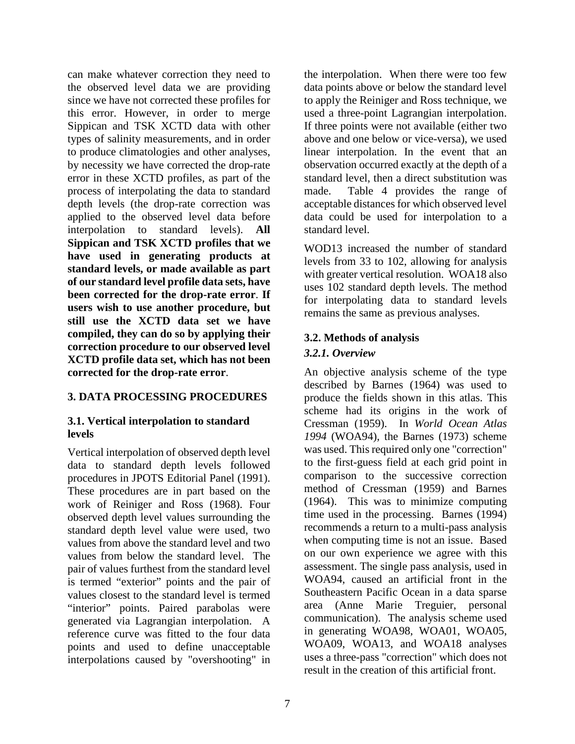can make whatever correction they need to the observed level data we are providing since we have not corrected these profiles for this error. However, in order to merge Sippican and TSK XCTD data with other types of salinity measurements, and in order to produce climatologies and other analyses, by necessity we have corrected the drop-rate error in these XCTD profiles, as part of the process of interpolating the data to standard depth levels (the drop-rate correction was applied to the observed level data before interpolation to standard levels). **All Sippican and TSK XCTD profiles that we have used in generating products at standard levels, or made available as part of our standard level profile data sets, have been corrected for the drop-rate error**. **If users wish to use another procedure, but still use the XCTD data set we have compiled, they can do so by applying their correction procedure to our observed level XCTD profile data set, which has not been corrected for the drop-rate error**.

## 3. DATA PROCESSING PROCEDURES

### 3.1. Vertical interpolation to standard levels

Vertical interpolation of observed depth level data to standard depth levels followed procedures in JPOTS Editorial Panel (1991). These procedures are in part based on the work of Reiniger and Ross (1968). Four observed depth level values surrounding the standard depth level value were used, two values from above the standard level and two values from below the standard level. The pair of values furthest from the standard level is termed "exterior" points and the pair of values closest to the standard level is termed "interior" points. Paired parabolas were generated via Lagrangian interpolation. A reference curve was fitted to the four data points and used to define unacceptable interpolations caused by "overshooting" in the interpolation. When there were too few data points above or below the standard level to apply the Reiniger and Ross technique, we used a three-point Lagrangian interpolation. If three points were not available (either two above and one below or vice-versa), we used linear interpolation. In the event that an observation occurred exactly at the depth of a standard level, then a direct substitution was made. Table 4 provides the range of acceptable distances for which observed level data could be used for interpolation to a standard level.

WOD13 increased the number of standard levels from 33 to 102, allowing for analysis with greater vertical resolution. WOA18 also uses 102 standard depth levels. The method for interpolating data to standard levels remains the same as previous analyses.

### 3.2. Methods of analysis

#### *3.2.1. Overview*

An objective analysis scheme of the type described by Barnes (1964) was used to produce the fields shown in this atlas. This scheme had its origins in the work of Cressman (1959). In *World Ocean Atlas 1994* (WOA94), the Barnes (1973) scheme was used. This required only one "correction" to the first-guess field at each grid point in comparison to the successive correction method of Cressman (1959) and Barnes (1964). This was to minimize computing time used in the processing. Barnes (1994) recommends a return to a multi-pass analysis when computing time is not an issue. Based on our own experience we agree with this assessment. The single pass analysis, used in WOA94, caused an artificial front in the Southeastern Pacific Ocean in a data sparse area (Anne Marie Treguier, personal communication). The analysis scheme used in generating WOA98, WOA01, WOA05, WOA09, WOA13, and WOA18 analyses uses a three-pass "correction" which does not result in the creation of this artificial front.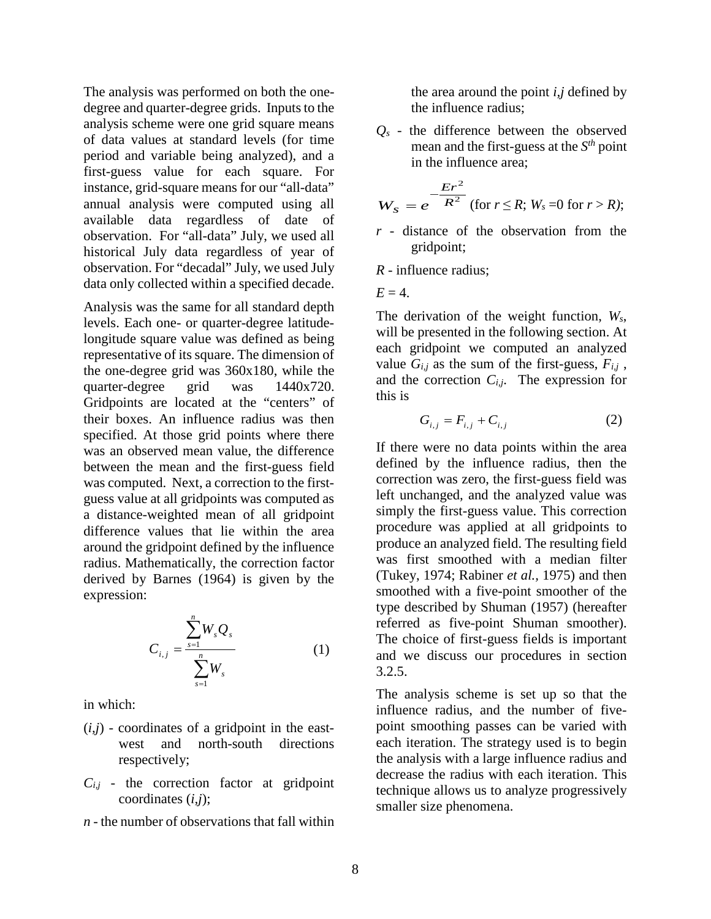The analysis was performed on both the one-degree and quarter-degree grids. Inputs to the analysis scheme were one grid square means of data values at standard levels (for time period and variable being analyzed), and a first-guess value for each square. For instance, grid-square means for our "all-data" annual analysis were computed using all available data regardless of date of observation. For "all-data" July, we used all historical July data regardless of year of observation. For "decadal" July, we used July data only collected within a specified decade.

Analysis was the same for all standard depth levels. Each one- or quarter-degree latitude-longitude square value was defined as being representative of its square. The dimension of the one-degree grid was 360x180, while the quarter-degree grid was 1440x720. Gridpoints are located at the "centers" of their boxes. An influence radius was then specified. At those grid points where there was an observed mean value, the difference between the mean and the first-guess field was computed. Next, a correction to the first-guess value at all gridpoints was computed as a distance-weighted mean of all gridpoint difference values that lie within the area around the gridpoint defined by the influence radius. Mathematically, the correction factor derived by Barnes (1964) is given by the expression:

$$C_{i,j} = \frac{\sum_{s=1}^{n} W_s Q_s}{\sum_{s=1}^{n} W_s} \qquad (1)$$

in which:

- $(i,j)$ - coordinates of a gridpoint in the east-west and north-south directions respectively;
- $C_{i,j}$ - the correction factor at gridpoint coordinates $(i,j)$;
- $n$ - the number of observations that fall within the area around the point $i,j$ defined by the influence radius;
- $Q_s$ - the difference between the observed mean and the first-guess at the $S^{th}$ point in the influence area;

$$W_s = e^{-\frac{Er^2}{R^2}} \text{ (for } r \leq R\text{; } W_s = 0 \text{ for } r > R\text{);}$$

- $r$ - distance of the observation from the gridpoint;
- $R$ - influence radius;
- $E = 4$.

The derivation of the weight function, $W_s$, will be presented in the following section. At each gridpoint we computed an analyzed value $G_{i,j}$ as the sum of the first-guess, $F_{i,j}$ , and the correction $C_{i,j}$. The expression for this is

$$G_{i,j} = F_{i,j} + C_{i,j} \qquad (2)$$

If there were no data points within the area defined by the influence radius, then the correction was zero, the first-guess field was left unchanged, and the analyzed value was simply the first-guess value. This correction procedure was applied at all gridpoints to produce an analyzed field. The resulting field was first smoothed with a median filter (Tukey, 1974; Rabiner *et al.,* 1975) and then smoothed with a five-point smoother of the type described by Shuman (1957) (hereafter referred as five-point Shuman smoother). The choice of first-guess fields is important and we discuss our procedures in section 3.2.5.

The analysis scheme is set up so that the influence radius, and the number of five-point smoothing passes can be varied with each iteration. The strategy used is to begin the analysis with a large influence radius and decrease the radius with each iteration. This technique allows us to analyze progressively smaller size phenomena.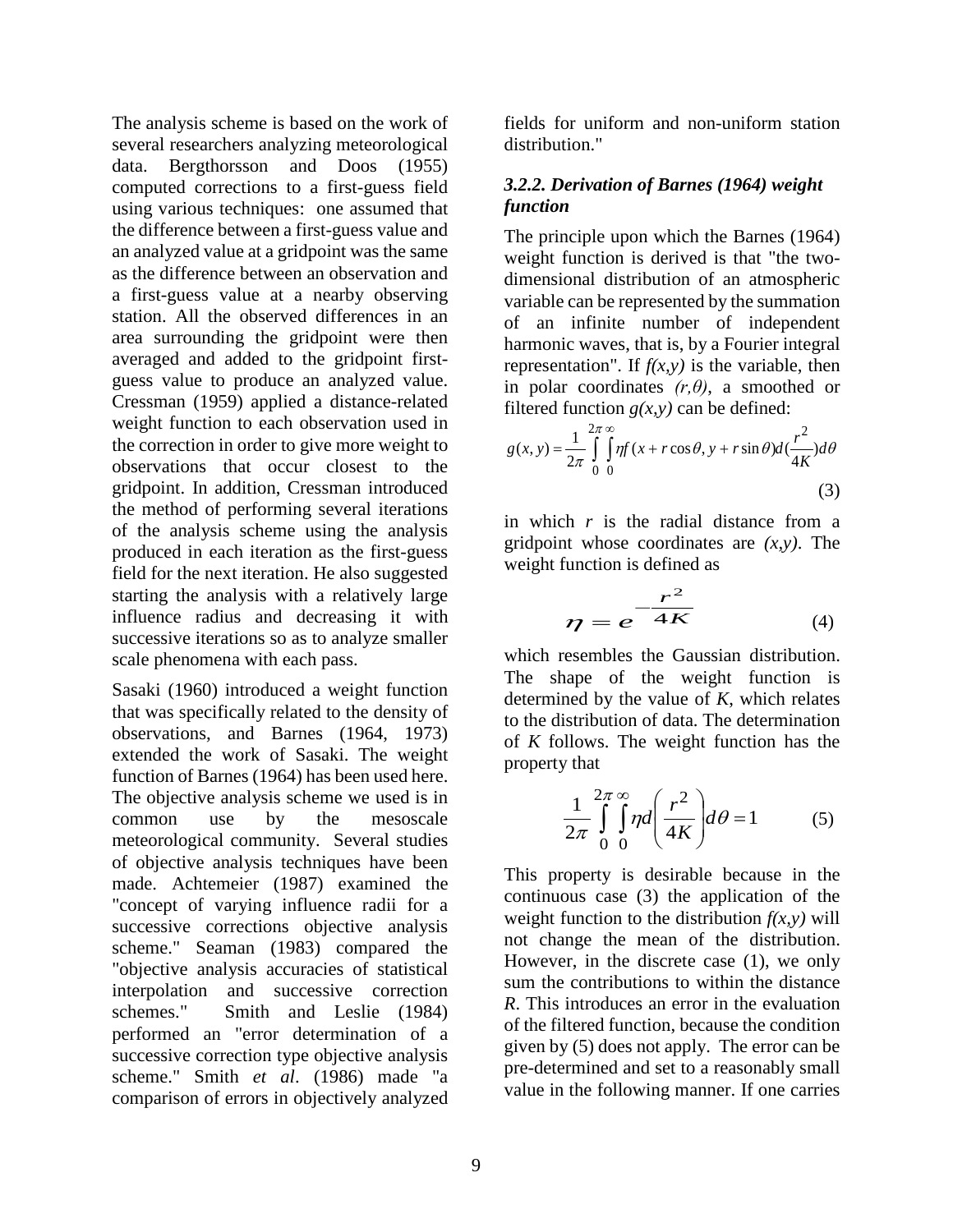The analysis scheme is based on the work of several researchers analyzing meteorological data. Bergthorsson and Doos (1955) computed corrections to a first-guess field using various techniques: one assumed that the difference between a first-guess value and an analyzed value at a gridpoint was the same as the difference between an observation and a first-guess value at a nearby observing station. All the observed differences in an area surrounding the gridpoint were then averaged and added to the gridpoint first-guess value to produce an analyzed value. Cressman (1959) applied a distance-related weight function to each observation used in the correction in order to give more weight to observations that occur closest to the gridpoint. In addition, Cressman introduced the method of performing several iterations of the analysis scheme using the analysis produced in each iteration as the first-guess field for the next iteration. He also suggested starting the analysis with a relatively large influence radius and decreasing it with successive iterations so as to analyze smaller scale phenomena with each pass.

Sasaki (1960) introduced a weight function that was specifically related to the density of observations, and Barnes (1964, 1973) extended the work of Sasaki. The weight function of Barnes (1964) has been used here. The objective analysis scheme we used is in common use by the mesoscale meteorological community. Several studies of objective analysis techniques have been made. Achtemeier (1987) examined the "concept of varying influence radii for a successive corrections objective analysis scheme." Seaman (1983) compared the "objective analysis accuracies of statistical interpolation and successive correction schemes." Smith and Leslie (1984) performed an "error determination of a successive correction type objective analysis scheme." Smith *et al*. (1986) made "a comparison of errors in objectively analyzed fields for uniform and non-uniform station distribution."

### *3.2.2. Derivation of Barnes (1964) weight function*

The principle upon which the Barnes (1964) weight function is derived is that "the two-dimensional distribution of an atmospheric variable can be represented by the summation of an infinite number of independent harmonic waves, that is, by a Fourier integral representation". If $f(x,y)$ is the variable, then in polar coordinates $(r,\theta)$, a smoothed or filtered function $g(x,y)$ can be defined:

$$g(x,y) = \frac{1}{2\pi}\int_0^{2\pi}\int_0^{\infty} \eta f(x + r\cos\theta, y + r\sin\theta) d(\frac{r^2}{4K}) d\theta \tag{3}$$

in which $r$ is the radial distance from a gridpoint whose coordinates are $(x,y)$. The weight function is defined as

$$\eta = e^{-\frac{r^2}{4K}} \tag{4}$$

which resembles the Gaussian distribution. The shape of the weight function is determined by the value of $K$, which relates to the distribution of data. The determination of $K$ follows. The weight function has the property that

$$\frac{1}{2\pi}\int_0^{2\pi}\int_0^{\infty} \eta d\left(\frac{r^2}{4K}\right) d\theta = 1 \tag{5}$$

This property is desirable because in the continuous case (3) the application of the weight function to the distribution $f(x,y)$ will not change the mean of the distribution. However, in the discrete case (1), we only sum the contributions to within the distance $R$. This introduces an error in the evaluation of the filtered function, because the condition given by (5) does not apply. The error can be pre-determined and set to a reasonably small value in the following manner. If one carries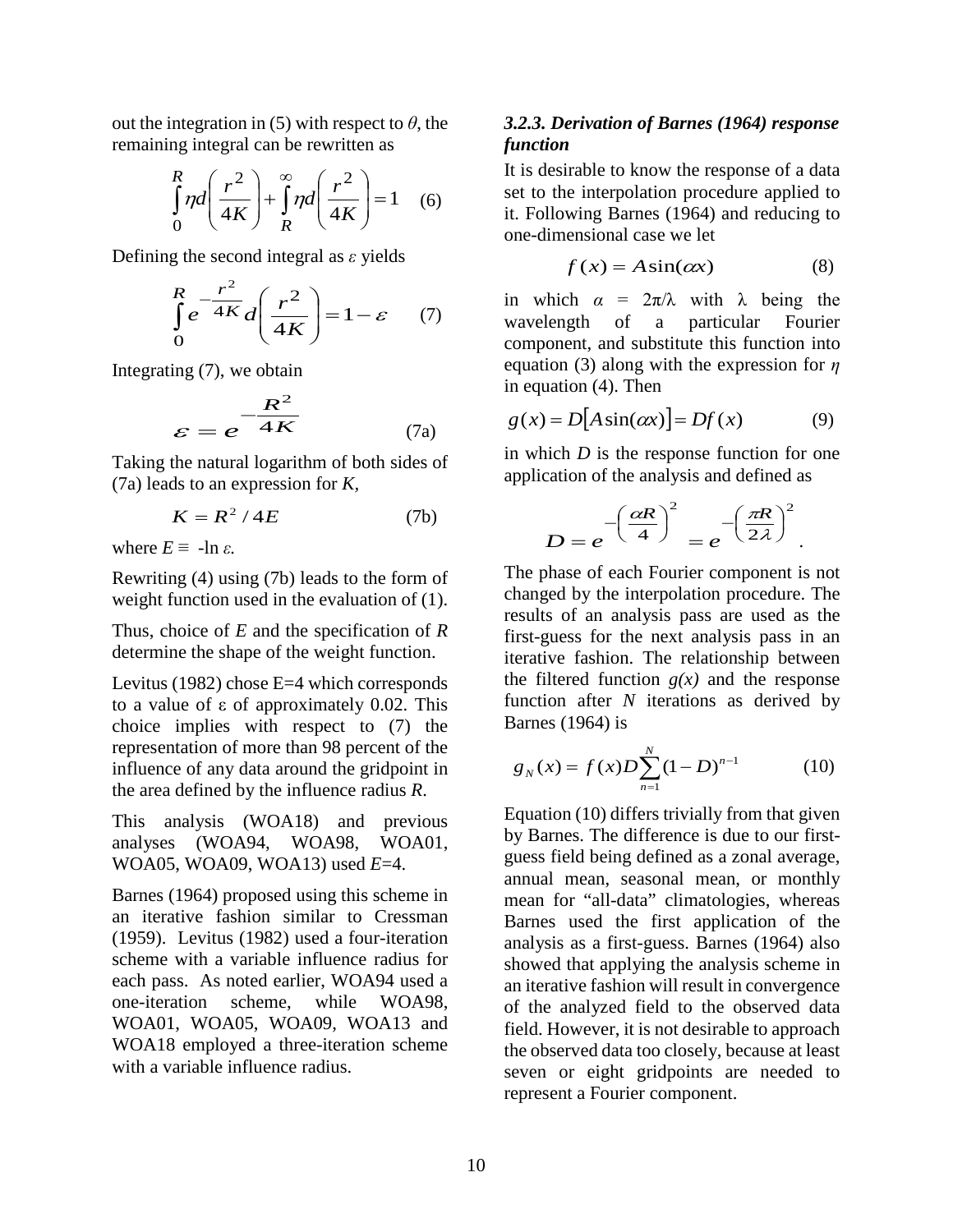out the integration in (5) with respect to $\theta$, the remaining integral can be rewritten as

$$\int_0^R \eta d\left(\frac{r^2}{4K}\right) + \int_R^\infty \eta d\left(\frac{r^2}{4K}\right) = 1 \quad (6)$$

Defining the second integral as $\varepsilon$ yields

$$\int_0^R e^{-\frac{r^2}{4K}} d\left(\frac{r^2}{4K}\right) = 1 - \varepsilon \quad (7)$$

Integrating (7), we obtain

$$\varepsilon = e^{-\frac{R^2}{4K}} \quad (7a)$$

Taking the natural logarithm of both sides of (7a) leads to an expression for $K$,

$$K = R^2 / 4E \quad (7b)$$

where $E \equiv -\ln \varepsilon$.

Rewriting (4) using (7b) leads to the form of weight function used in the evaluation of (1).

Thus, choice of $E$ and the specification of $R$ determine the shape of the weight function.

Levitus (1982) chose E=4 which corresponds to a value of $\varepsilon$ of approximately 0.02. This choice implies with respect to (7) the representation of more than 98 percent of the influence of any data around the gridpoint in the area defined by the influence radius $R$.

This analysis (WOA18) and previous analyses (WOA94, WOA98, WOA01, WOA05, WOA09, WOA13) used $E$=4.

Barnes (1964) proposed using this scheme in an iterative fashion similar to Cressman (1959). Levitus (1982) used a four-iteration scheme with a variable influence radius for each pass. As noted earlier, WOA94 used a one-iteration scheme, while WOA98, WOA01, WOA05, WOA09, WOA13 and WOA18 employed a three-iteration scheme with a variable influence radius.

### *3.2.3. Derivation of Barnes (1964) response function*

It is desirable to know the response of a data set to the interpolation procedure applied to it. Following Barnes (1964) and reducing to one-dimensional case we let

$$f(x) = A\sin(\alpha x) \quad (8)$$

in which $\alpha = 2\pi/\lambda$ with $\lambda$ being the wavelength of a particular Fourier component, and substitute this function into equation (3) along with the expression for $\eta$ in equation (4). Then

$$g(x) = D[A\sin(\alpha x)] = Df(x) \quad (9)$$

in which $D$ is the response function for one application of the analysis and defined as

$$D = e^{-\left(\frac{\alpha R}{4}\right)^2} = e^{-\left(\frac{\pi R}{2\lambda}\right)^2}.$$

The phase of each Fourier component is not changed by the interpolation procedure. The results of an analysis pass are used as the first-guess for the next analysis pass in an iterative fashion. The relationship between the filtered function $g(x)$ and the response function after $N$ iterations as derived by Barnes (1964) is

$$g_N(x) = f(x)D\sum_{n=1}^{N}(1-D)^{n-1} \quad (10)$$

Equation (10) differs trivially from that given by Barnes. The difference is due to our first-guess field being defined as a zonal average, annual mean, seasonal mean, or monthly mean for "all-data" climatologies, whereas Barnes used the first application of the analysis as a first-guess. Barnes (1964) also showed that applying the analysis scheme in an iterative fashion will result in convergence of the analyzed field to the observed data field. However, it is not desirable to approach the observed data too closely, because at least seven or eight gridpoints are needed to represent a Fourier component.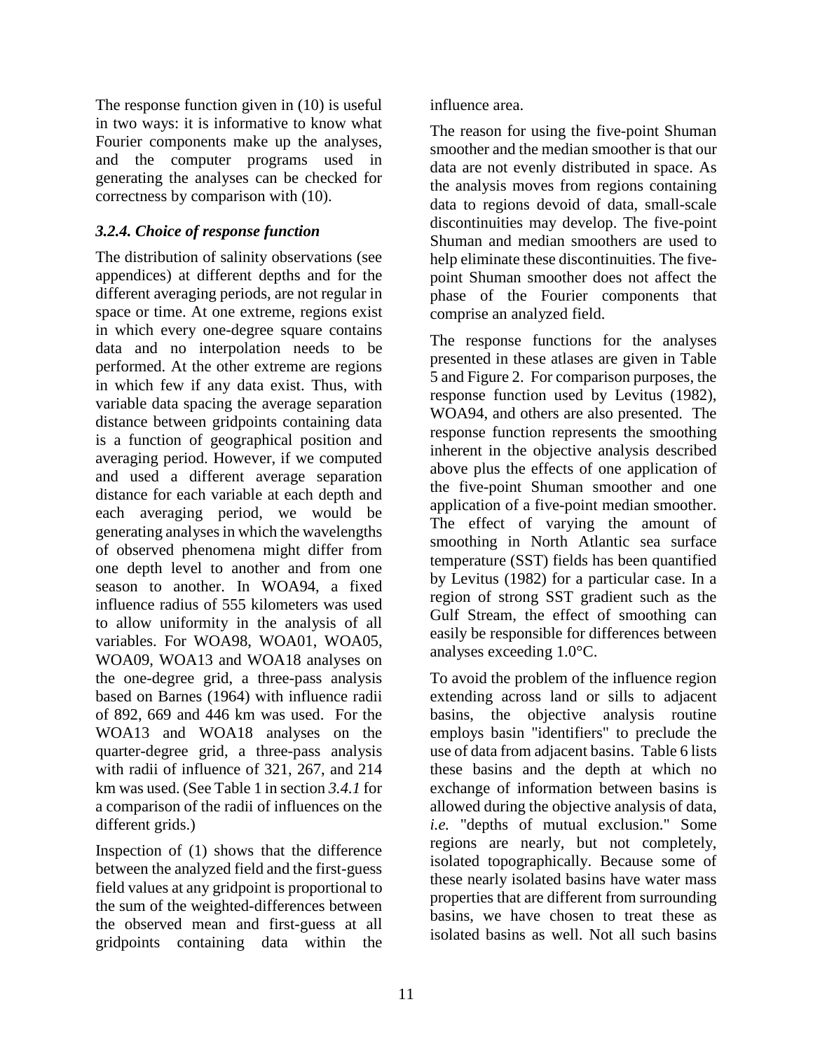The response function given in (10) is useful in two ways: it is informative to know what Fourier components make up the analyses, and the computer programs used in generating the analyses can be checked for correctness by comparison with (10).

### *3.2.4. Choice of response function*

The distribution of salinity observations (see appendices) at different depths and for the different averaging periods, are not regular in space or time. At one extreme, regions exist in which every one-degree square contains data and no interpolation needs to be performed. At the other extreme are regions in which few if any data exist. Thus, with variable data spacing the average separation distance between gridpoints containing data is a function of geographical position and averaging period. However, if we computed and used a different average separation distance for each variable at each depth and each averaging period, we would be generating analyses in which the wavelengths of observed phenomena might differ from one depth level to another and from one season to another. In WOA94, a fixed influence radius of 555 kilometers was used to allow uniformity in the analysis of all variables. For WOA98, WOA01, WOA05, WOA09, WOA13 and WOA18 analyses on the one-degree grid, a three-pass analysis based on Barnes (1964) with influence radii of 892, 669 and 446 km was used. For the WOA13 and WOA18 analyses on the quarter-degree grid, a three-pass analysis with radii of influence of 321, 267, and 214 km was used. (See Table 1 in section *3.4.1* for a comparison of the radii of influences on the different grids.)

Inspection of (1) shows that the difference between the analyzed field and the first-guess field values at any gridpoint is proportional to the sum of the weighted-differences between the observed mean and first-guess at all gridpoints containing data within the influence area.

The reason for using the five-point Shuman smoother and the median smoother is that our data are not evenly distributed in space. As the analysis moves from regions containing data to regions devoid of data, small-scale discontinuities may develop. The five-point Shuman and median smoothers are used to help eliminate these discontinuities. The five-point Shuman smoother does not affect the phase of the Fourier components that comprise an analyzed field.

The response functions for the analyses presented in these atlases are given in Table 5 and Figure 2. For comparison purposes, the response function used by Levitus (1982), WOA94, and others are also presented. The response function represents the smoothing inherent in the objective analysis described above plus the effects of one application of the five-point Shuman smoother and one application of a five-point median smoother. The effect of varying the amount of smoothing in North Atlantic sea surface temperature (SST) fields has been quantified by Levitus (1982) for a particular case. In a region of strong SST gradient such as the Gulf Stream, the effect of smoothing can easily be responsible for differences between analyses exceeding 1.0°C.

To avoid the problem of the influence region extending across land or sills to adjacent basins, the objective analysis routine employs basin "identifiers" to preclude the use of data from adjacent basins. Table 6 lists these basins and the depth at which no exchange of information between basins is allowed during the objective analysis of data, *i.e.* "depths of mutual exclusion." Some regions are nearly, but not completely, isolated topographically. Because some of these nearly isolated basins have water mass properties that are different from surrounding basins, we have chosen to treat these as isolated basins as well. Not all such basins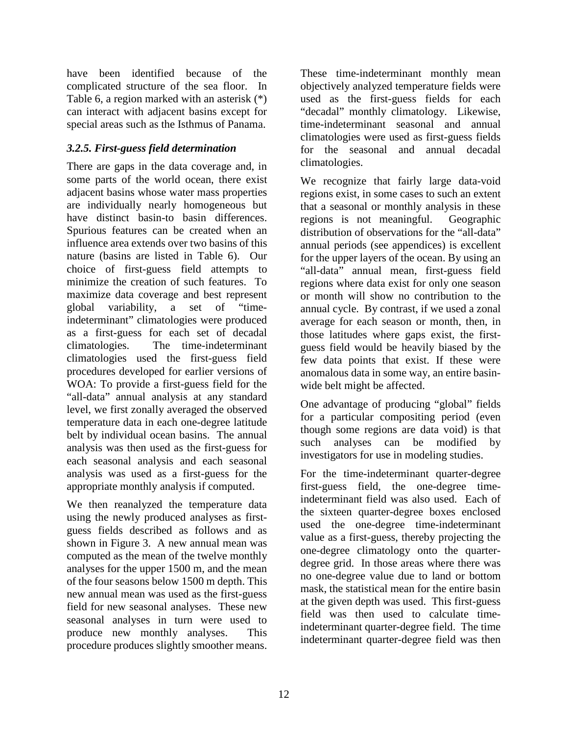have been identified because of the complicated structure of the sea floor. In Table 6, a region marked with an asterisk (*) can interact with adjacent basins except for special areas such as the Isthmus of Panama.

### *3.2.5. First-guess field determination*

There are gaps in the data coverage and, in some parts of the world ocean, there exist adjacent basins whose water mass properties are individually nearly homogeneous but have distinct basin-to basin differences. Spurious features can be created when an influence area extends over two basins of this nature (basins are listed in Table 6). Our choice of first-guess field attempts to minimize the creation of such features. To maximize data coverage and best represent global variability, a set of "time-indeterminant" climatologies were produced as a first-guess for each set of decadal climatologies. The time-indeterminant climatologies used the first-guess field procedures developed for earlier versions of WOA: To provide a first-guess field for the "all-data" annual analysis at any standard level, we first zonally averaged the observed temperature data in each one-degree latitude belt by individual ocean basins. The annual analysis was then used as the first-guess for each seasonal analysis and each seasonal analysis was used as a first-guess for the appropriate monthly analysis if computed.

We then reanalyzed the temperature data using the newly produced analyses as first-guess fields described as follows and as shown in Figure 3. A new annual mean was computed as the mean of the twelve monthly analyses for the upper 1500 m, and the mean of the four seasons below 1500 m depth. This new annual mean was used as the first-guess field for new seasonal analyses. These new seasonal analyses in turn were used to produce new monthly analyses. This procedure produces slightly smoother means.

These time-indeterminant monthly mean objectively analyzed temperature fields were used as the first-guess fields for each "decadal" monthly climatology. Likewise, time-indeterminant seasonal and annual climatologies were used as first-guess fields for the seasonal and annual decadal climatologies.

We recognize that fairly large data-void regions exist, in some cases to such an extent that a seasonal or monthly analysis in these regions is not meaningful. Geographic distribution of observations for the "all-data" annual periods (see appendices) is excellent for the upper layers of the ocean. By using an "all-data" annual mean, first-guess field regions where data exist for only one season or month will show no contribution to the annual cycle. By contrast, if we used a zonal average for each season or month, then, in those latitudes where gaps exist, the first-guess field would be heavily biased by the few data points that exist. If these were anomalous data in some way, an entire basin-wide belt might be affected.

One advantage of producing "global" fields for a particular compositing period (even though some regions are data void) is that such analyses can be modified by investigators for use in modeling studies.

For the time-indeterminant quarter-degree first-guess field, the one-degree time-indeterminant field was also used. Each of the sixteen quarter-degree boxes enclosed used the one-degree time-indeterminant value as a first-guess, thereby projecting the one-degree climatology onto the quarter-degree grid. In those areas where there was no one-degree value due to land or bottom mask, the statistical mean for the entire basin at the given depth was used. This first-guess field was then used to calculate time-indeterminant quarter-degree field. The time indeterminant quarter-degree field was then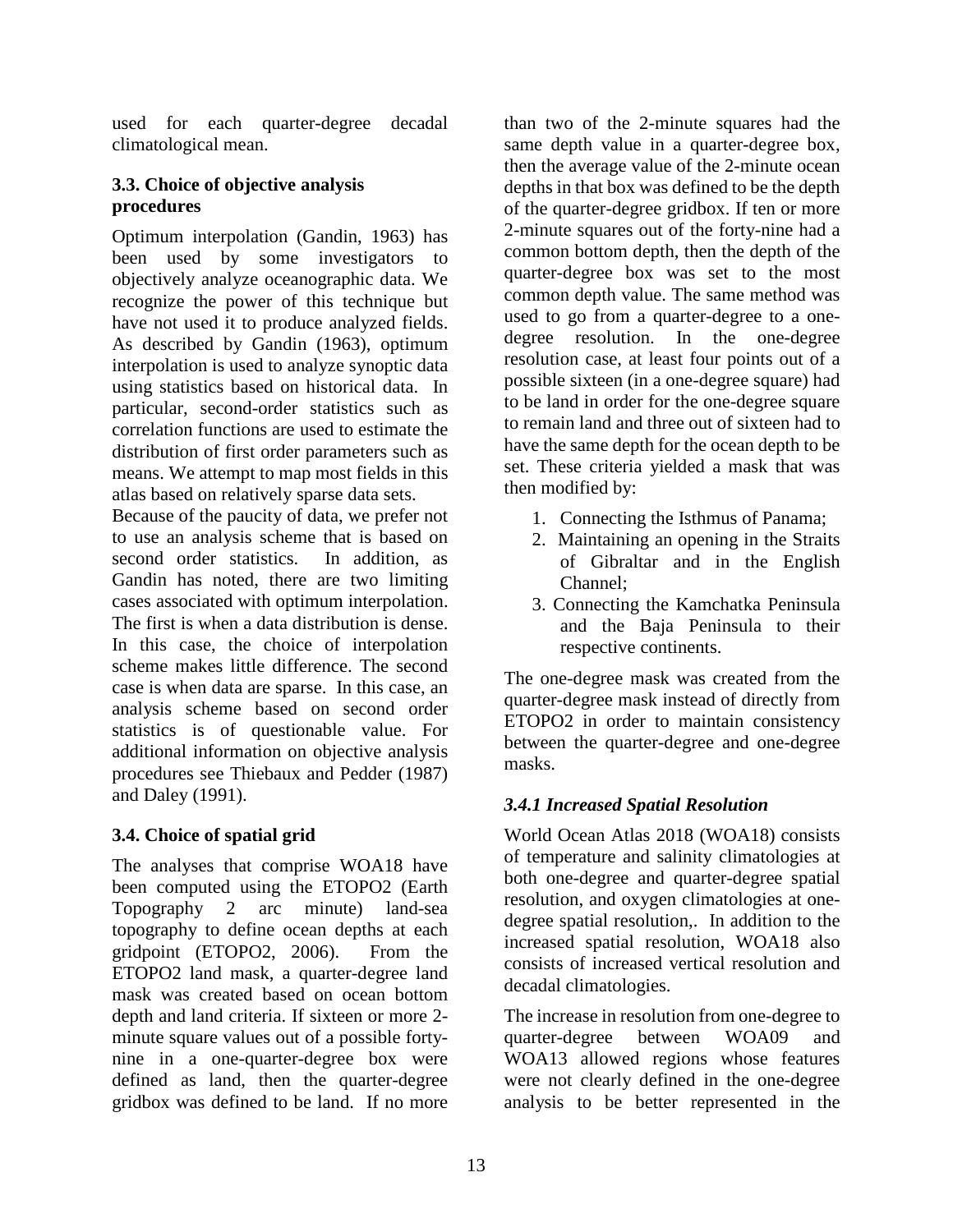used for each quarter-degree decadal climatological mean.

### 3.3. Choice of objective analysis procedures

Optimum interpolation (Gandin, 1963) has been used by some investigators to objectively analyze oceanographic data. We recognize the power of this technique but have not used it to produce analyzed fields. As described by Gandin (1963), optimum interpolation is used to analyze synoptic data using statistics based on historical data. In particular, second-order statistics such as correlation functions are used to estimate the distribution of first order parameters such as means. We attempt to map most fields in this atlas based on relatively sparse data sets.

Because of the paucity of data, we prefer not to use an analysis scheme that is based on second order statistics. In addition, as Gandin has noted, there are two limiting cases associated with optimum interpolation. The first is when a data distribution is dense. In this case, the choice of interpolation scheme makes little difference. The second case is when data are sparse. In this case, an analysis scheme based on second order statistics is of questionable value. For additional information on objective analysis procedures see Thiebaux and Pedder (1987) and Daley (1991).

### 3.4. Choice of spatial grid

The analyses that comprise WOA18 have been computed using the ETOPO2 (Earth Topography 2 arc minute) land-sea topography to define ocean depths at each gridpoint (ETOPO2, 2006). From the ETOPO2 land mask, a quarter-degree land mask was created based on ocean bottom depth and land criteria. If sixteen or more 2-minute square values out of a possible forty-nine in a one-quarter-degree box were defined as land, then the quarter-degree gridbox was defined to be land. If no more than two of the 2-minute squares had the same depth value in a quarter-degree box, then the average value of the 2-minute ocean depths in that box was defined to be the depth of the quarter-degree gridbox. If ten or more 2-minute squares out of the forty-nine had a common bottom depth, then the depth of the quarter-degree box was set to the most common depth value. The same method was used to go from a quarter-degree to a one-degree resolution. In the one-degree resolution case, at least four points out of a possible sixteen (in a one-degree square) had to be land in order for the one-degree square to remain land and three out of sixteen had to have the same depth for the ocean depth to be set. These criteria yielded a mask that was then modified by:

1. Connecting the Isthmus of Panama;
2. Maintaining an opening in the Straits of Gibraltar and in the English Channel;
3. Connecting the Kamchatka Peninsula and the Baja Peninsula to their respective continents.

The one-degree mask was created from the quarter-degree mask instead of directly from ETOPO2 in order to maintain consistency between the quarter-degree and one-degree masks.

#### *3.4.1 Increased Spatial Resolution*

World Ocean Atlas 2018 (WOA18) consists of temperature and salinity climatologies at both one-degree and quarter-degree spatial resolution, and oxygen climatologies at one-degree spatial resolution,. In addition to the increased spatial resolution, WOA18 also consists of increased vertical resolution and decadal climatologies.

The increase in resolution from one-degree to quarter-degree between WOA09 and WOA13 allowed regions whose features were not clearly defined in the one-degree analysis to be better represented in the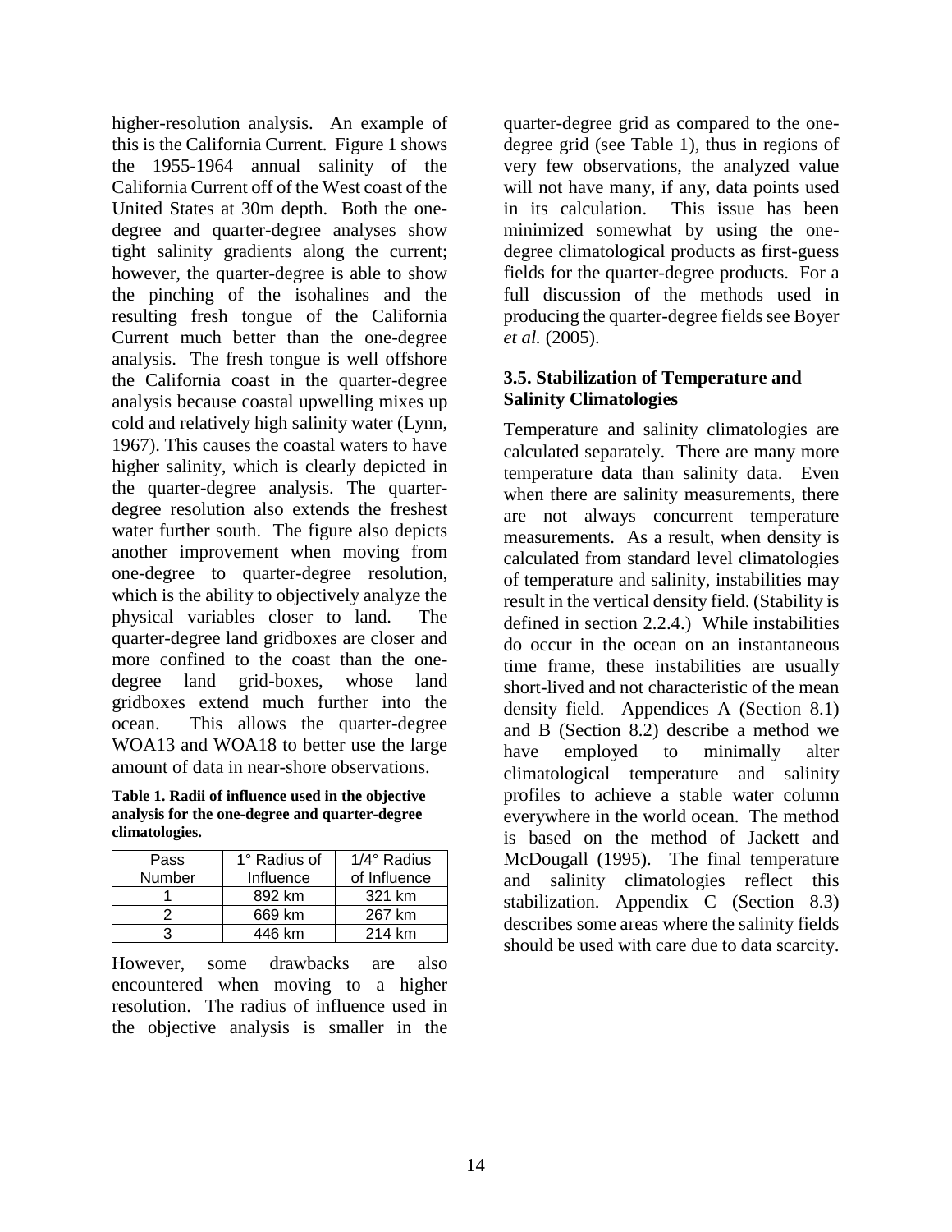higher-resolution analysis. An example of this is the California Current. Figure 1 shows the 1955-1964 annual salinity of the California Current off of the West coast of the United States at 30m depth. Both the one-degree and quarter-degree analyses show tight salinity gradients along the current; however, the quarter-degree is able to show the pinching of the isohalines and the resulting fresh tongue of the California Current much better than the one-degree analysis. The fresh tongue is well offshore the California coast in the quarter-degree analysis because coastal upwelling mixes up cold and relatively high salinity water (Lynn, 1967). This causes the coastal waters to have higher salinity, which is clearly depicted in the quarter-degree analysis. The quarter-degree resolution also extends the freshest water further south. The figure also depicts another improvement when moving from one-degree to quarter-degree resolution, which is the ability to objectively analyze the physical variables closer to land. The quarter-degree land gridboxes are closer and more confined to the coast than the one-degree land grid-boxes, whose land gridboxes extend much further into the ocean. This allows the quarter-degree WOA13 and WOA18 to better use the large amount of data in near-shore observations.

**Table 1. Radii of influence used in the objective analysis for the one-degree and quarter-degree climatologies.**

| Pass Number | 1° Radius of Influence | 1/4° Radius of Influence |
|---|---|---|
| 1 | 892 km | 321 km |
| 2 | 669 km | 267 km |
| 3 | 446 km | 214 km |

However, some drawbacks are also encountered when moving to a higher resolution. The radius of influence used in the objective analysis is smaller in the quarter-degree grid as compared to the one-degree grid (see Table 1), thus in regions of very few observations, the analyzed value will not have many, if any, data points used in its calculation. This issue has been minimized somewhat by using the one-degree climatological products as first-guess fields for the quarter-degree products. For a full discussion of the methods used in producing the quarter-degree fields see Boyer *et al.* (2005).

### 3.5. Stabilization of Temperature and Salinity Climatologies

Temperature and salinity climatologies are calculated separately. There are many more temperature data than salinity data. Even when there are salinity measurements, there are not always concurrent temperature measurements. As a result, when density is calculated from standard level climatologies of temperature and salinity, instabilities may result in the vertical density field. (Stability is defined in section 2.2.4.) While instabilities do occur in the ocean on an instantaneous time frame, these instabilities are usually short-lived and not characteristic of the mean density field. Appendices A (Section 8.1) and B (Section 8.2) describe a method we have employed to minimally alter climatological temperature and salinity profiles to achieve a stable water column everywhere in the world ocean. The method is based on the method of Jackett and McDougall (1995). The final temperature and salinity climatologies reflect this stabilization. Appendix C (Section 8.3) describes some areas where the salinity fields should be used with care due to data scarcity.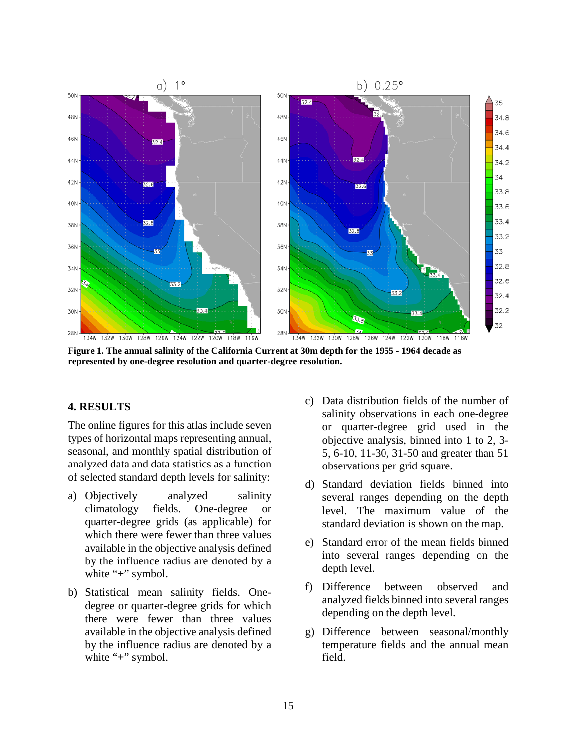a) 1°

b) 0.25°

50N
48N
46N
44N
42N
40N
38N
36N
34N
32N
30N
28N

134W 132W 130W 128W 126W 124W 122W 120W 118W 116W

32.4
32.6
32.8
33
33.2
33.4
34

32.2
33.8

35
34.8
34.6
34.4
34.2
34
33.8
33.6
33.4
33.2
33
32.8
32.6
32.4
32.2
32

**Figure 1. The annual salinity of the California Current at 30m depth for the 1955 - 1964 decade as represented by one-degree resolution and quarter-degree resolution.**

## 4. RESULTS

The online figures for this atlas include seven types of horizontal maps representing annual, seasonal, and monthly spatial distribution of analyzed data and data statistics as a function of selected standard depth levels for salinity:

a) Objectively analyzed salinity climatology fields. One-degree or quarter-degree grids (as applicable) for which there were fewer than three values available in the objective analysis defined by the influence radius are denoted by a white "+" symbol.

b) Statistical mean salinity fields. One-degree or quarter-degree grids for which there were fewer than three values available in the objective analysis defined by the influence radius are denoted by a white "+" symbol.

c) Data distribution fields of the number of salinity observations in each one-degree or quarter-degree grid used in the objective analysis, binned into 1 to 2, 3-5, 6-10, 11-30, 31-50 and greater than 51 observations per grid square.

d) Standard deviation fields binned into several ranges depending on the depth level. The maximum value of the standard deviation is shown on the map.

e) Standard error of the mean fields binned into several ranges depending on the depth level.

f) Difference between observed and analyzed fields binned into several ranges depending on the depth level.

g) Difference between seasonal/monthly temperature fields and the annual mean field.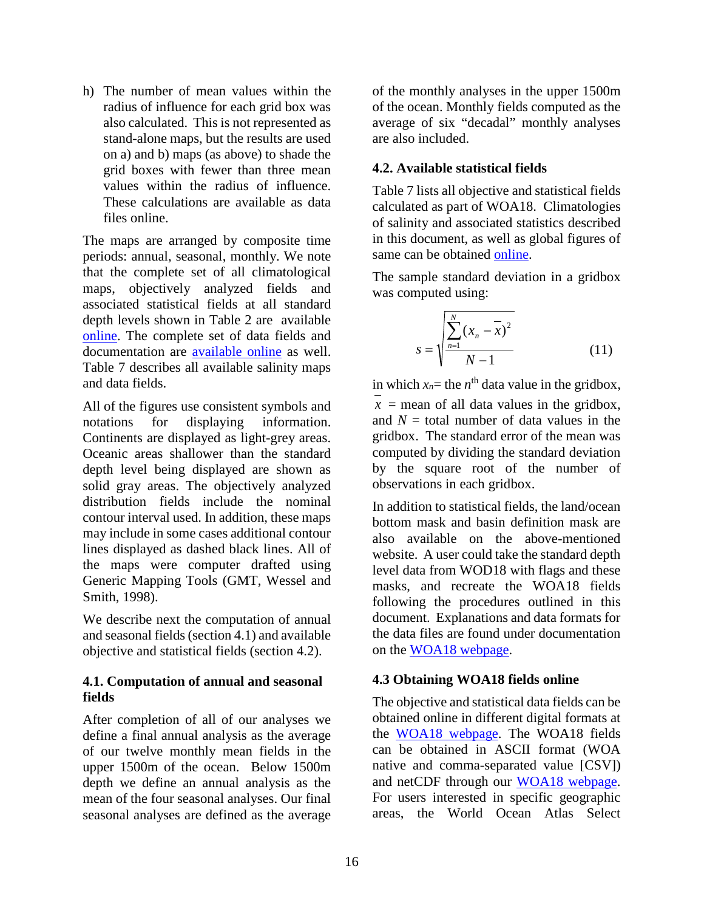h) The number of mean values within the radius of influence for each grid box was also calculated. This is not represented as stand-alone maps, but the results are used on a) and b) maps (as above) to shade the grid boxes with fewer than three mean values within the radius of influence. These calculations are available as data files online.

The maps are arranged by composite time periods: annual, seasonal, monthly. We note that the complete set of all climatological maps, objectively analyzed fields and associated statistical fields at all standard depth levels shown in Table 2 are available online. The complete set of data fields and documentation are available online as well. Table 7 describes all available salinity maps and data fields.

All of the figures use consistent symbols and notations for displaying information. Continents are displayed as light-grey areas. Oceanic areas shallower than the standard depth level being displayed are shown as solid gray areas. The objectively analyzed distribution fields include the nominal contour interval used. In addition, these maps may include in some cases additional contour lines displayed as dashed black lines. All of the maps were computer drafted using Generic Mapping Tools (GMT, Wessel and Smith, 1998).

We describe next the computation of annual and seasonal fields (section 4.1) and available objective and statistical fields (section 4.2).

### 4.1. Computation of annual and seasonal fields

After completion of all of our analyses we define a final annual analysis as the average of our twelve monthly mean fields in the upper 1500m of the ocean. Below 1500m depth we define an annual analysis as the mean of the four seasonal analyses. Our final seasonal analyses are defined as the average of the monthly analyses in the upper 1500m of the ocean. Monthly fields computed as the average of six "decadal" monthly analyses are also included.

### 4.2. Available statistical fields

Table 7 lists all objective and statistical fields calculated as part of WOA18. Climatologies of salinity and associated statistics described in this document, as well as global figures of same can be obtained online.

The sample standard deviation in a gridbox was computed using:

$$s = \sqrt{\frac{\sum_{n=1}^{N}(x_n - \overline{x})^2}{N-1}} \tag{11}$$

in which $x_n$= the $n^{th}$ data value in the gridbox, $\overline{x}$ = mean of all data values in the gridbox, and $N$ = total number of data values in the gridbox. The standard error of the mean was computed by dividing the standard deviation by the square root of the number of observations in each gridbox.

In addition to statistical fields, the land/ocean bottom mask and basin definition mask are also available on the above-mentioned website. A user could take the standard depth level data from WOD18 with flags and these masks, and recreate the WOA18 fields following the procedures outlined in this document. Explanations and data formats for the data files are found under documentation on the WOA18 webpage.

### 4.3 Obtaining WOA18 fields online

The objective and statistical data fields can be obtained online in different digital formats at the WOA18 webpage. The WOA18 fields can be obtained in ASCII format (WOA native and comma-separated value [CSV]) and netCDF through our WOA18 webpage. For users interested in specific geographic areas, the World Ocean Atlas Select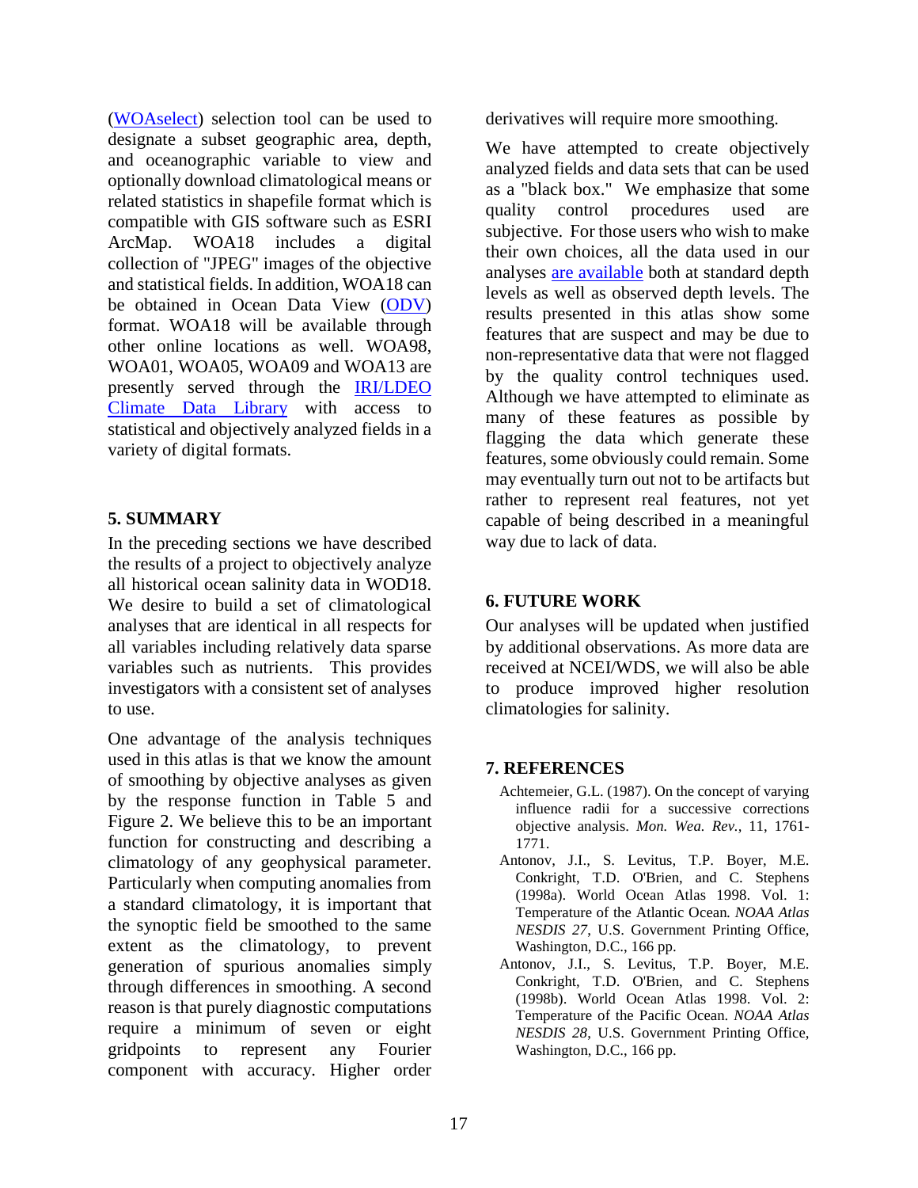(WOAselect) selection tool can be used to designate a subset geographic area, depth, and oceanographic variable to view and optionally download climatological means or related statistics in shapefile format which is compatible with GIS software such as ESRI ArcMap. WOA18 includes a digital collection of "JPEG" images of the objective and statistical fields. In addition, WOA18 can be obtained in Ocean Data View (ODV) format. WOA18 will be available through other online locations as well. WOA98, WOA01, WOA05, WOA09 and WOA13 are presently served through the IRI/LDEO Climate Data Library with access to statistical and objectively analyzed fields in a variety of digital formats.

## 5. SUMMARY

In the preceding sections we have described the results of a project to objectively analyze all historical ocean salinity data in WOD18. We desire to build a set of climatological analyses that are identical in all respects for all variables including relatively data sparse variables such as nutrients. This provides investigators with a consistent set of analyses to use.

One advantage of the analysis techniques used in this atlas is that we know the amount of smoothing by objective analyses as given by the response function in Table 5 and Figure 2. We believe this to be an important function for constructing and describing a climatology of any geophysical parameter. Particularly when computing anomalies from a standard climatology, it is important that the synoptic field be smoothed to the same extent as the climatology, to prevent generation of spurious anomalies simply through differences in smoothing. A second reason is that purely diagnostic computations require a minimum of seven or eight gridpoints to represent any Fourier component with accuracy. Higher order derivatives will require more smoothing.

We have attempted to create objectively analyzed fields and data sets that can be used as a "black box." We emphasize that some quality control procedures used are subjective. For those users who wish to make their own choices, all the data used in our analyses are available both at standard depth levels as well as observed depth levels. The results presented in this atlas show some features that are suspect and may be due to non-representative data that were not flagged by the quality control techniques used. Although we have attempted to eliminate as many of these features as possible by flagging the data which generate these features, some obviously could remain. Some may eventually turn out not to be artifacts but rather to represent real features, not yet capable of being described in a meaningful way due to lack of data.

## 6. FUTURE WORK

Our analyses will be updated when justified by additional observations. As more data are received at NCEI/WDS, we will also be able to produce improved higher resolution climatologies for salinity.

## 7. REFERENCES

Achtemeier, G.L. (1987). On the concept of varying influence radii for a successive corrections objective analysis. *Mon. Wea. Rev.*, 11, 1761-1771.

Antonov, J.I., S. Levitus, T.P. Boyer, M.E. Conkright, T.D. O'Brien, and C. Stephens (1998a). World Ocean Atlas 1998. Vol. 1: Temperature of the Atlantic Ocean. *NOAA Atlas NESDIS 27*, U.S. Government Printing Office, Washington, D.C., 166 pp.

Antonov, J.I., S. Levitus, T.P. Boyer, M.E. Conkright, T.D. O'Brien, and C. Stephens (1998b). World Ocean Atlas 1998. Vol. 2: Temperature of the Pacific Ocean. *NOAA Atlas NESDIS 28*, U.S. Government Printing Office, Washington, D.C., 166 pp.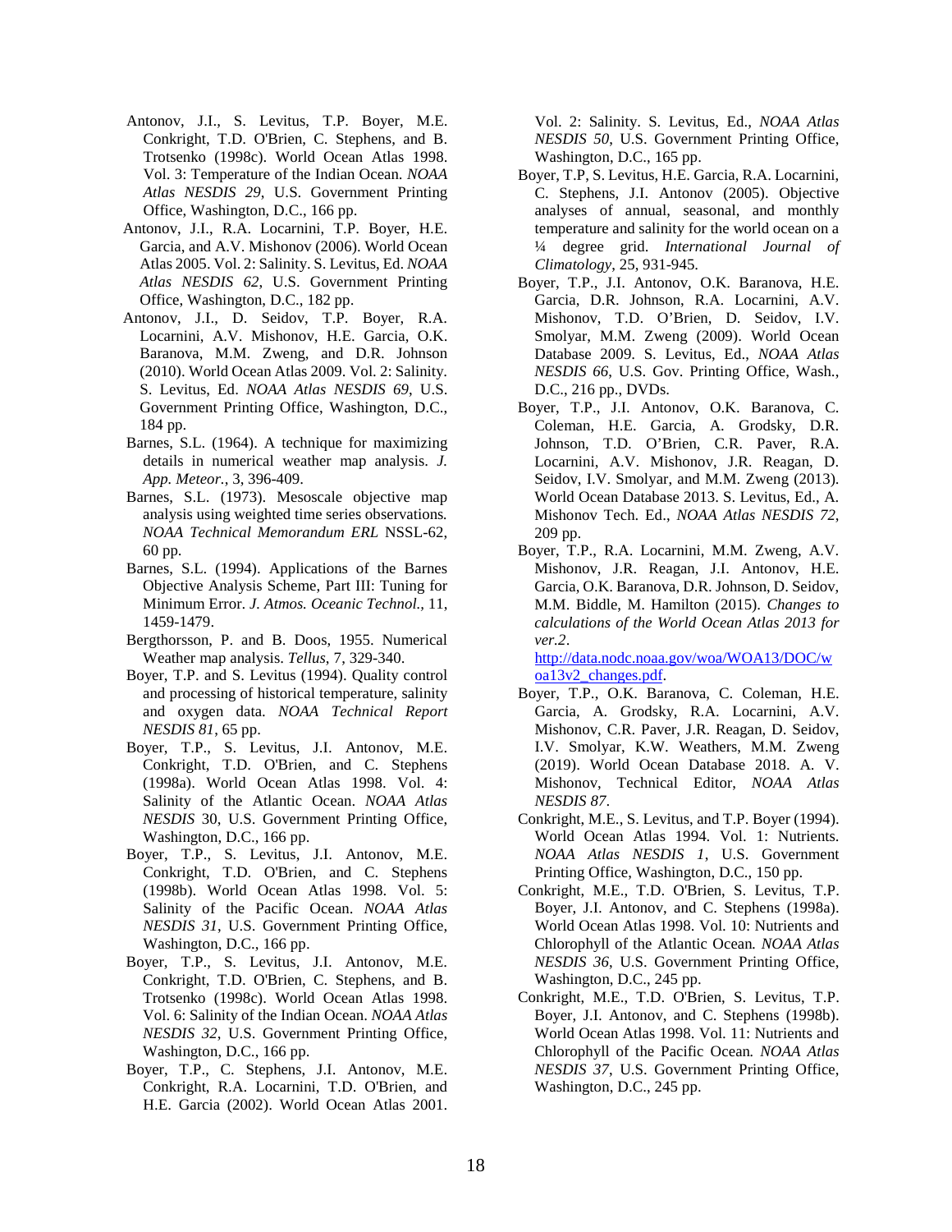Antonov, J.I., S. Levitus, T.P. Boyer, M.E. Conkright, T.D. O'Brien, C. Stephens, and B. Trotsenko (1998c). World Ocean Atlas 1998. Vol. 3: Temperature of the Indian Ocean. *NOAA Atlas NESDIS 29*, U.S. Government Printing Office, Washington, D.C., 166 pp.

Antonov, J.I., R.A. Locarnini, T.P. Boyer, H.E. Garcia, and A.V. Mishonov (2006). World Ocean Atlas 2005. Vol. 2: Salinity. S. Levitus, Ed. *NOAA Atlas NESDIS 62*, U.S. Government Printing Office, Washington, D.C., 182 pp.

Antonov, J.I., D. Seidov, T.P. Boyer, R.A. Locarnini, A.V. Mishonov, H.E. Garcia, O.K. Baranova, M.M. Zweng, and D.R. Johnson (2010). World Ocean Atlas 2009. Vol. 2: Salinity. S. Levitus, Ed. *NOAA Atlas NESDIS 69*, U.S. Government Printing Office, Washington, D.C., 184 pp.

Barnes, S.L. (1964). A technique for maximizing details in numerical weather map analysis. *J. App. Meteor.*, 3, 396-409.

Barnes, S.L. (1973). Mesoscale objective map analysis using weighted time series observations. *NOAA Technical Memorandum ERL* NSSL-62, 60 pp.

Barnes, S.L. (1994). Applications of the Barnes Objective Analysis Scheme, Part III: Tuning for Minimum Error. *J. Atmos. Oceanic Technol.*, 11, 1459-1479.

Bergthorsson, P. and B. Doos, 1955. Numerical Weather map analysis. *Tellus*, 7, 329-340.

Boyer, T.P. and S. Levitus (1994). Quality control and processing of historical temperature, salinity and oxygen data. *NOAA Technical Report NESDIS 81*, 65 pp.

Boyer, T.P., S. Levitus, J.I. Antonov, M.E. Conkright, T.D. O'Brien, and C. Stephens (1998a). World Ocean Atlas 1998. Vol. 4: Salinity of the Atlantic Ocean. *NOAA Atlas NESDIS* 30, U.S. Government Printing Office, Washington, D.C., 166 pp.

Boyer, T.P., S. Levitus, J.I. Antonov, M.E. Conkright, T.D. O'Brien, and C. Stephens (1998b). World Ocean Atlas 1998. Vol. 5: Salinity of the Pacific Ocean. *NOAA Atlas NESDIS 31*, U.S. Government Printing Office, Washington, D.C., 166 pp.

Boyer, T.P., S. Levitus, J.I. Antonov, M.E. Conkright, T.D. O'Brien, C. Stephens, and B. Trotsenko (1998c). World Ocean Atlas 1998. Vol. 6: Salinity of the Indian Ocean. *NOAA Atlas NESDIS 32*, U.S. Government Printing Office, Washington, D.C., 166 pp.

Boyer, T.P., C. Stephens, J.I. Antonov, M.E. Conkright, R.A. Locarnini, T.D. O'Brien, and H.E. Garcia (2002). World Ocean Atlas 2001. Vol. 2: Salinity. S. Levitus, Ed., *NOAA Atlas NESDIS 50*, U.S. Government Printing Office, Washington, D.C., 165 pp.

Boyer, T.P, S. Levitus, H.E. Garcia, R.A. Locarnini, C. Stephens, J.I. Antonov (2005). Objective analyses of annual, seasonal, and monthly temperature and salinity for the world ocean on a ¼ degree grid. *International Journal of Climatology*, 25, 931-945.

Boyer, T.P., J.I. Antonov, O.K. Baranova, H.E. Garcia, D.R. Johnson, R.A. Locarnini, A.V. Mishonov, T.D. O'Brien, D. Seidov, I.V. Smolyar, M.M. Zweng (2009). World Ocean Database 2009. S. Levitus, Ed., *NOAA Atlas NESDIS 66*, U.S. Gov. Printing Office, Wash., D.C., 216 pp., DVDs.

Boyer, T.P., J.I. Antonov, O.K. Baranova, C. Coleman, H.E. Garcia, A. Grodsky, D.R. Johnson, T.D. O'Brien, C.R. Paver, R.A. Locarnini, A.V. Mishonov, J.R. Reagan, D. Seidov, I.V. Smolyar, and M.M. Zweng (2013). World Ocean Database 2013. S. Levitus, Ed., A. Mishonov Tech. Ed., *NOAA Atlas NESDIS 72*, 209 pp.

Boyer, T.P., R.A. Locarnini, M.M. Zweng, A.V. Mishonov, J.R. Reagan, J.I. Antonov, H.E. Garcia, O.K. Baranova, D.R. Johnson, D. Seidov, M.M. Biddle, M. Hamilton (2015). *Changes to calculations of the World Ocean Atlas 2013 for ver.2*. http://data.nodc.noaa.gov/woa/WOA13/DOC/woa13v2_changes.pdf.

Boyer, T.P., O.K. Baranova, C. Coleman, H.E. Garcia, A. Grodsky, R.A. Locarnini, A.V. Mishonov, C.R. Paver, J.R. Reagan, D. Seidov, I.V. Smolyar, K.W. Weathers, M.M. Zweng (2019). World Ocean Database 2018. A. V. Mishonov, Technical Editor, *NOAA Atlas NESDIS 87*.

Conkright, M.E., S. Levitus, and T.P. Boyer (1994). World Ocean Atlas 1994. Vol. 1: Nutrients. *NOAA Atlas NESDIS 1*, U.S. Government Printing Office, Washington, D.C., 150 pp.

Conkright, M.E., T.D. O'Brien, S. Levitus, T.P. Boyer, J.I. Antonov, and C. Stephens (1998a). World Ocean Atlas 1998. Vol. 10: Nutrients and Chlorophyll of the Atlantic Ocean. *NOAA Atlas NESDIS 36*, U.S. Government Printing Office, Washington, D.C., 245 pp.

Conkright, M.E., T.D. O'Brien, S. Levitus, T.P. Boyer, J.I. Antonov, and C. Stephens (1998b). World Ocean Atlas 1998. Vol. 11: Nutrients and Chlorophyll of the Pacific Ocean. *NOAA Atlas NESDIS 37*, U.S. Government Printing Office, Washington, D.C., 245 pp.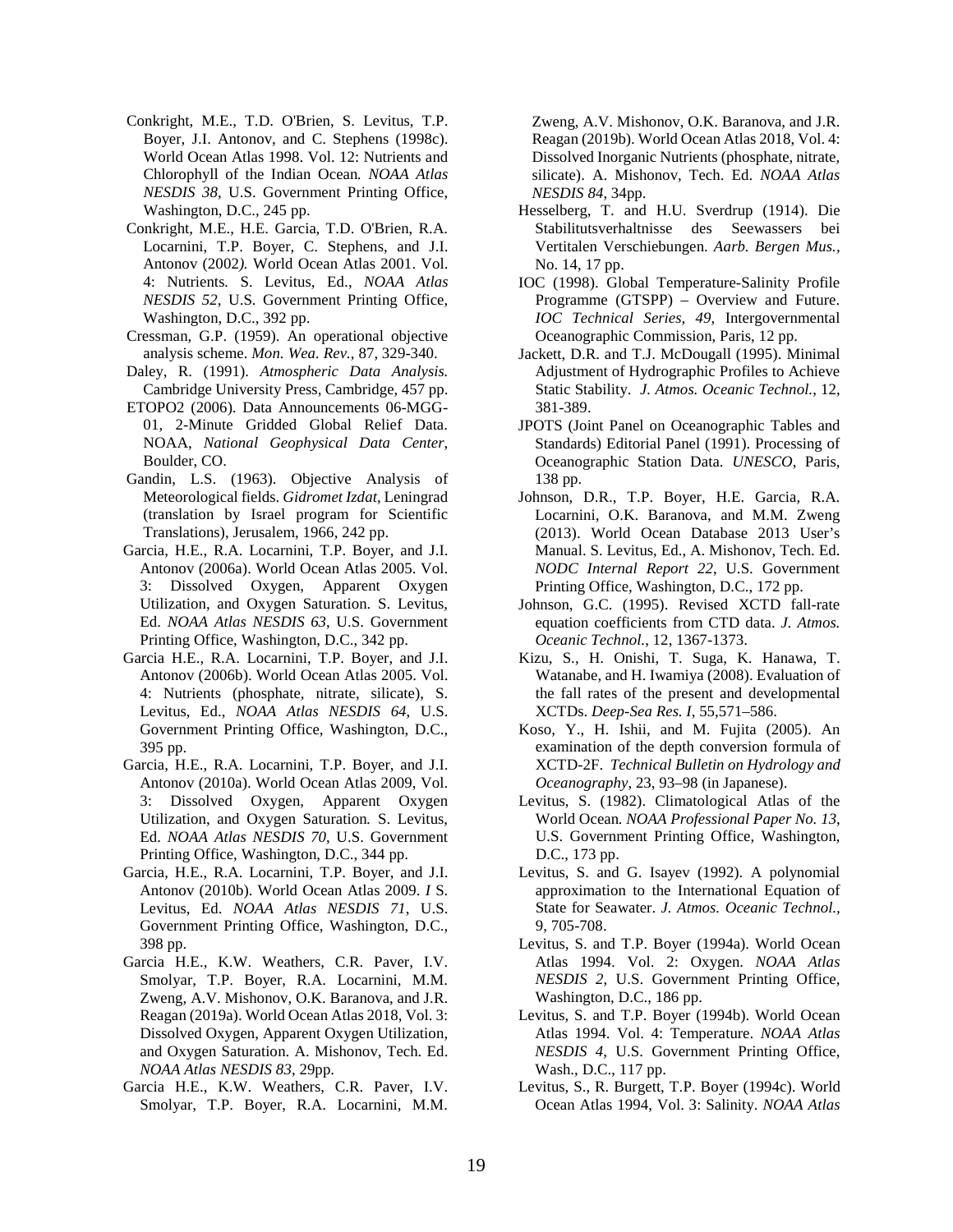Conkright, M.E., T.D. O'Brien, S. Levitus, T.P. Boyer, J.I. Antonov, and C. Stephens (1998c). World Ocean Atlas 1998. Vol. 12: Nutrients and Chlorophyll of the Indian Ocean. *NOAA Atlas NESDIS 38*, U.S. Government Printing Office, Washington, D.C., 245 pp.

Conkright, M.E., H.E. Garcia, T.D. O'Brien, R.A. Locarnini, T.P. Boyer, C. Stephens, and J.I. Antonov (2002*).* World Ocean Atlas 2001. Vol. 4: Nutrients*.* S. Levitus, Ed., *NOAA Atlas NESDIS 52*, U.S. Government Printing Office, Washington, D.C., 392 pp.

Cressman, G.P. (1959). An operational objective analysis scheme. *Mon. Wea. Rev.*, 87, 329-340.

Daley, R. (1991). *Atmospheric Data Analysis.* Cambridge University Press, Cambridge, 457 pp.

ETOPO2 (2006). Data Announcements 06-MGG-01, 2-Minute Gridded Global Relief Data. NOAA, *National Geophysical Data Center*, Boulder, CO.

Gandin, L.S. (1963). Objective Analysis of Meteorological fields. *Gidromet Izdat*, Leningrad (translation by Israel program for Scientific Translations), Jerusalem, 1966, 242 pp.

Garcia, H.E., R.A. Locarnini, T.P. Boyer, and J.I. Antonov (2006a). World Ocean Atlas 2005. Vol. 3: Dissolved Oxygen, Apparent Oxygen Utilization, and Oxygen Saturation*.* S. Levitus, Ed. *NOAA Atlas NESDIS 63*, U.S. Government Printing Office, Washington, D.C., 342 pp.

Garcia H.E., R.A. Locarnini, T.P. Boyer, and J.I. Antonov (2006b). World Ocean Atlas 2005. Vol. 4: Nutrients (phosphate, nitrate, silicate), S. Levitus, Ed., *NOAA Atlas NESDIS 64*, U.S. Government Printing Office, Washington, D.C., 395 pp.

Garcia, H.E., R.A. Locarnini, T.P. Boyer, and J.I. Antonov (2010a). World Ocean Atlas 2009, Vol. 3: Dissolved Oxygen, Apparent Oxygen Utilization, and Oxygen Saturation*.* S. Levitus, Ed. *NOAA Atlas NESDIS 70*, U.S. Government Printing Office, Washington, D.C., 344 pp.

Garcia, H.E., R.A. Locarnini, T.P. Boyer, and J.I. Antonov (2010b). World Ocean Atlas 2009. *I* S. Levitus, Ed. *NOAA Atlas NESDIS 71*, U.S. Government Printing Office, Washington, D.C., 398 pp.

Garcia H.E., K.W. Weathers, C.R. Paver, I.V. Smolyar, T.P. Boyer, R.A. Locarnini, M.M. Zweng, A.V. Mishonov, O.K. Baranova, and J.R. Reagan (2019a). World Ocean Atlas 2018, Vol. 3: Dissolved Oxygen, Apparent Oxygen Utilization, and Oxygen Saturation. A. Mishonov, Tech. Ed. *NOAA Atlas NESDIS 83*, 29pp.

Garcia H.E., K.W. Weathers, C.R. Paver, I.V. Smolyar, T.P. Boyer, R.A. Locarnini, M.M. Zweng, A.V. Mishonov, O.K. Baranova, and J.R. Reagan (2019b). World Ocean Atlas 2018, Vol. 4: Dissolved Inorganic Nutrients (phosphate, nitrate, silicate). A. Mishonov, Tech. Ed. *NOAA Atlas NESDIS 84*, 34pp.

Hesselberg, T. and H.U. Sverdrup (1914). Die Stabilitutsverhaltnisse des Seewassers bei Vertitalen Verschiebungen. *Aarb. Bergen Mus.*, No. 14, 17 pp.

IOC (1998). Global Temperature-Salinity Profile Programme (GTSPP) – Overview and Future. *IOC Technical Series, 49*, Intergovernmental Oceanographic Commission, Paris, 12 pp.

Jackett, D.R. and T.J. McDougall (1995). Minimal Adjustment of Hydrographic Profiles to Achieve Static Stability. *J. Atmos. Oceanic Technol.*, 12, 381-389.

JPOTS (Joint Panel on Oceanographic Tables and Standards) Editorial Panel (1991). Processing of Oceanographic Station Data. *UNESCO*, Paris, 138 pp.

Johnson, D.R., T.P. Boyer, H.E. Garcia, R.A. Locarnini, O.K. Baranova, and M.M. Zweng (2013). World Ocean Database 2013 User's Manual. S. Levitus, Ed., A. Mishonov, Tech. Ed. *NODC Internal Report 22*, U.S. Government Printing Office, Washington, D.C., 172 pp.

Johnson, G.C. (1995). Revised XCTD fall-rate equation coefficients from CTD data. *J. Atmos. Oceanic Technol.*, 12, 1367-1373.

Kizu, S., H. Onishi, T. Suga, K. Hanawa, T. Watanabe, and H. Iwamiya (2008). Evaluation of the fall rates of the present and developmental XCTDs. *Deep-Sea Res. I*, 55,571–586.

Koso, Y., H. Ishii, and M. Fujita (2005). An examination of the depth conversion formula of XCTD-2F. *Technical Bulletin on Hydrology and Oceanography*, 23, 93–98 (in Japanese).

Levitus, S. (1982). Climatological Atlas of the World Ocean. *NOAA Professional Paper No. 13*, U.S. Government Printing Office, Washington, D.C., 173 pp.

Levitus, S. and G. Isayev (1992). A polynomial approximation to the International Equation of State for Seawater. *J. Atmos. Oceanic Technol.*, 9, 705-708.

Levitus, S. and T.P. Boyer (1994a). World Ocean Atlas 1994. Vol. 2: Oxygen. *NOAA Atlas NESDIS 2*, U.S. Government Printing Office, Washington, D.C., 186 pp.

Levitus, S. and T.P. Boyer (1994b). World Ocean Atlas 1994. Vol. 4: Temperature. *NOAA Atlas NESDIS 4*, U.S. Government Printing Office, Wash., D.C., 117 pp.

Levitus, S., R. Burgett, T.P. Boyer (1994c). World Ocean Atlas 1994, Vol. 3: Salinity. *NOAA Atlas*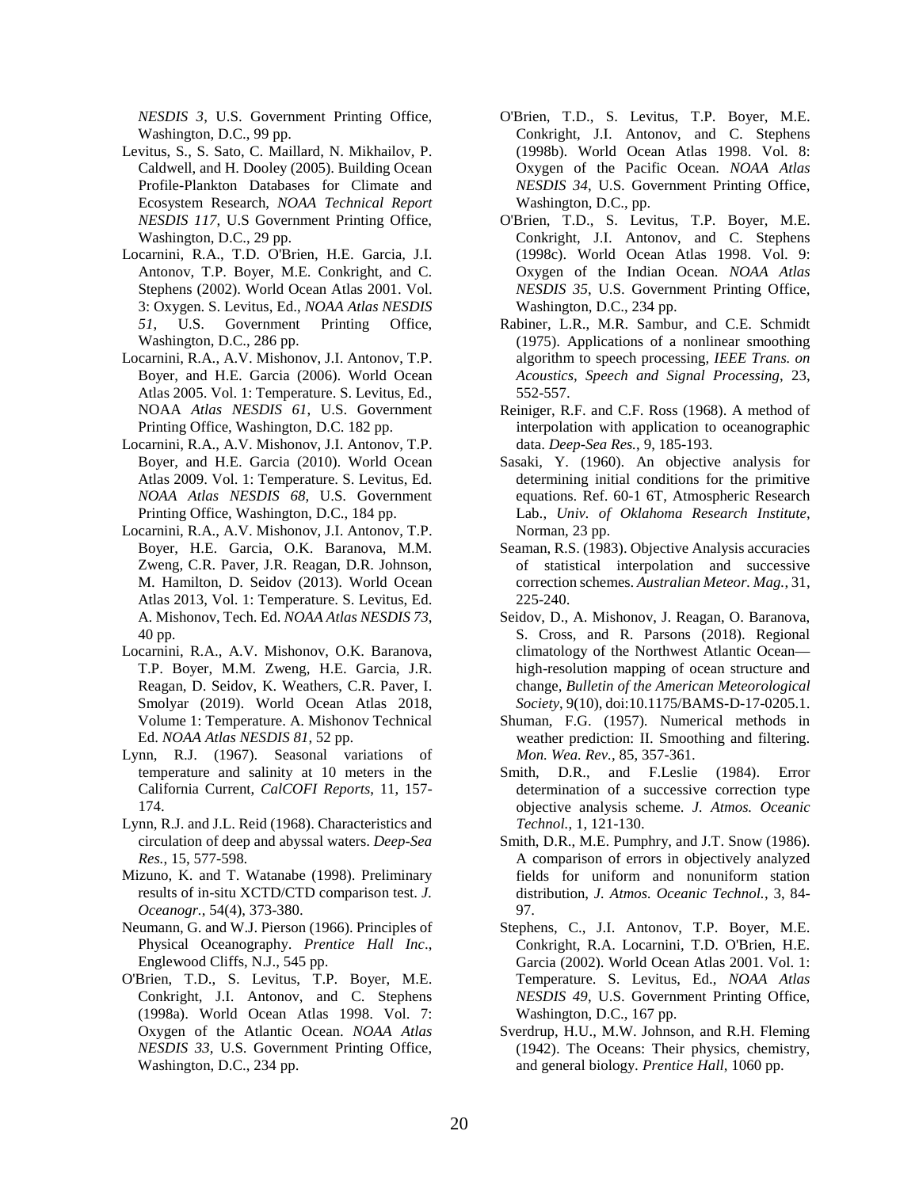*NESDIS 3*, U.S. Government Printing Office, Washington, D.C., 99 pp.

Levitus, S., S. Sato, C. Maillard, N. Mikhailov, P. Caldwell, and H. Dooley (2005). Building Ocean Profile-Plankton Databases for Climate and Ecosystem Research, *NOAA Technical Report NESDIS 117*, U.S Government Printing Office, Washington, D.C., 29 pp.

Locarnini, R.A., T.D. O'Brien, H.E. Garcia, J.I. Antonov, T.P. Boyer, M.E. Conkright, and C. Stephens (2002). World Ocean Atlas 2001. Vol. 3: Oxygen. S. Levitus, Ed., *NOAA Atlas NESDIS 51*, U.S. Government Printing Office, Washington, D.C., 286 pp.

Locarnini, R.A., A.V. Mishonov, J.I. Antonov, T.P. Boyer, and H.E. Garcia (2006). World Ocean Atlas 2005. Vol. 1: Temperature. S. Levitus, Ed., NOAA *Atlas NESDIS 61*, U.S. Government Printing Office, Washington, D.C. 182 pp.

Locarnini, R.A., A.V. Mishonov, J.I. Antonov, T.P. Boyer, and H.E. Garcia (2010). World Ocean Atlas 2009. Vol. 1: Temperature. S. Levitus, Ed. *NOAA Atlas NESDIS 68*, U.S. Government Printing Office, Washington, D.C., 184 pp.

Locarnini, R.A., A.V. Mishonov, J.I. Antonov, T.P. Boyer, H.E. Garcia, O.K. Baranova, M.M. Zweng, C.R. Paver, J.R. Reagan, D.R. Johnson, M. Hamilton, D. Seidov (2013). World Ocean Atlas 2013, Vol. 1: Temperature. S. Levitus, Ed. A. Mishonov, Tech. Ed. *NOAA Atlas NESDIS 73*, 40 pp.

Locarnini, R.A., A.V. Mishonov, O.K. Baranova, T.P. Boyer, M.M. Zweng, H.E. Garcia, J.R. Reagan, D. Seidov, K. Weathers, C.R. Paver, I. Smolyar (2019). World Ocean Atlas 2018, Volume 1: Temperature. A. Mishonov Technical Ed. *NOAA Atlas NESDIS 81*, 52 pp.

Lynn, R.J. (1967). Seasonal variations of temperature and salinity at 10 meters in the California Current, *CalCOFI Reports*, 11, 157-174.

Lynn, R.J. and J.L. Reid (1968). Characteristics and circulation of deep and abyssal waters. *Deep-Sea Res.*, 15, 577-598.

Mizuno, K. and T. Watanabe (1998). Preliminary results of in-situ XCTD/CTD comparison test. *J. Oceanogr.*, 54(4), 373-380.

Neumann, G. and W.J. Pierson (1966). Principles of Physical Oceanography. *Prentice Hall Inc*., Englewood Cliffs, N.J., 545 pp.

O'Brien, T.D., S. Levitus, T.P. Boyer, M.E. Conkright, J.I. Antonov, and C. Stephens (1998a). World Ocean Atlas 1998. Vol. 7: Oxygen of the Atlantic Ocean. *NOAA Atlas NESDIS 33*, U.S. Government Printing Office, Washington, D.C., 234 pp.

O'Brien, T.D., S. Levitus, T.P. Boyer, M.E. Conkright, J.I. Antonov, and C. Stephens (1998b). World Ocean Atlas 1998. Vol. 8: Oxygen of the Pacific Ocean. *NOAA Atlas NESDIS 34*, U.S. Government Printing Office, Washington, D.C., pp.

O'Brien, T.D., S. Levitus, T.P. Boyer, M.E. Conkright, J.I. Antonov, and C. Stephens (1998c). World Ocean Atlas 1998. Vol. 9: Oxygen of the Indian Ocean. *NOAA Atlas NESDIS 35*, U.S. Government Printing Office, Washington, D.C., 234 pp.

Rabiner, L.R., M.R. Sambur, and C.E. Schmidt (1975). Applications of a nonlinear smoothing algorithm to speech processing, *IEEE Trans. on Acoustics, Speech and Signal Processing*, 23, 552-557.

Reiniger, R.F. and C.F. Ross (1968). A method of interpolation with application to oceanographic data. *Deep-Sea Res.*, 9, 185-193.

Sasaki, Y. (1960). An objective analysis for determining initial conditions for the primitive equations. Ref. 60-1 6T, Atmospheric Research Lab., *Univ. of Oklahoma Research Institute*, Norman, 23 pp.

Seaman, R.S. (1983). Objective Analysis accuracies of statistical interpolation and successive correction schemes. *Australian Meteor. Mag.*, 31, 225-240.

Seidov, D., A. Mishonov, J. Reagan, O. Baranova, S. Cross, and R. Parsons (2018). Regional climatology of the Northwest Atlantic Ocean—high-resolution mapping of ocean structure and change, *Bulletin of the American Meteorological Society*, 9(10), doi:10.1175/BAMS-D-17-0205.1.

Shuman, F.G. (1957). Numerical methods in weather prediction: II. Smoothing and filtering. *Mon. Wea. Rev.*, 85, 357-361.

Smith, D.R., and F.Leslie (1984). Error determination of a successive correction type objective analysis scheme. *J. Atmos. Oceanic Technol.*, 1, 121-130.

Smith, D.R., M.E. Pumphry, and J.T. Snow (1986). A comparison of errors in objectively analyzed fields for uniform and nonuniform station distribution, *J. Atmos. Oceanic Technol.*, 3, 84-97.

Stephens, C., J.I. Antonov, T.P. Boyer, M.E. Conkright, R.A. Locarnini, T.D. O'Brien, H.E. Garcia (2002). World Ocean Atlas 2001. Vol. 1: Temperature. S. Levitus, Ed., *NOAA Atlas NESDIS 49*, U.S. Government Printing Office, Washington, D.C., 167 pp.

Sverdrup, H.U., M.W. Johnson, and R.H. Fleming (1942). The Oceans: Their physics, chemistry, and general biology. *Prentice Hall*, 1060 pp.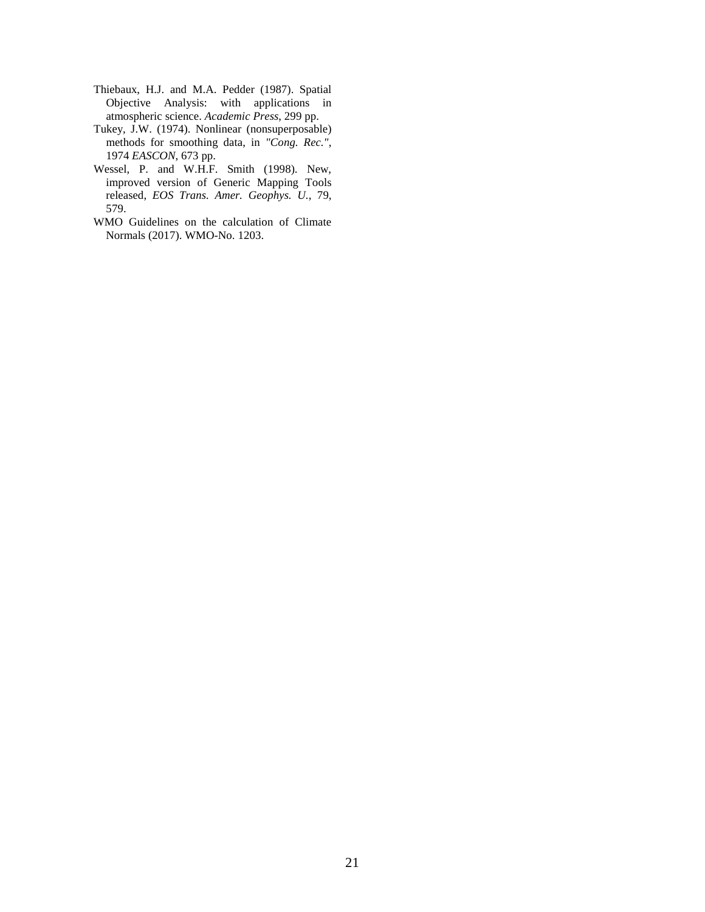Thiebaux, H.J. and M.A. Pedder (1987). Spatial Objective Analysis: with applications in atmospheric science. *Academic Press*, 299 pp.

Tukey, J.W. (1974). Nonlinear (nonsuperposable) methods for smoothing data, in *"Cong. Rec."*, 1974 *EASCON*, 673 pp.

Wessel, P. and W.H.F. Smith (1998). New, improved version of Generic Mapping Tools released, *EOS Trans. Amer. Geophys. U.*, 79, 579.

WMO Guidelines on the calculation of Climate Normals (2017). WMO-No. 1203.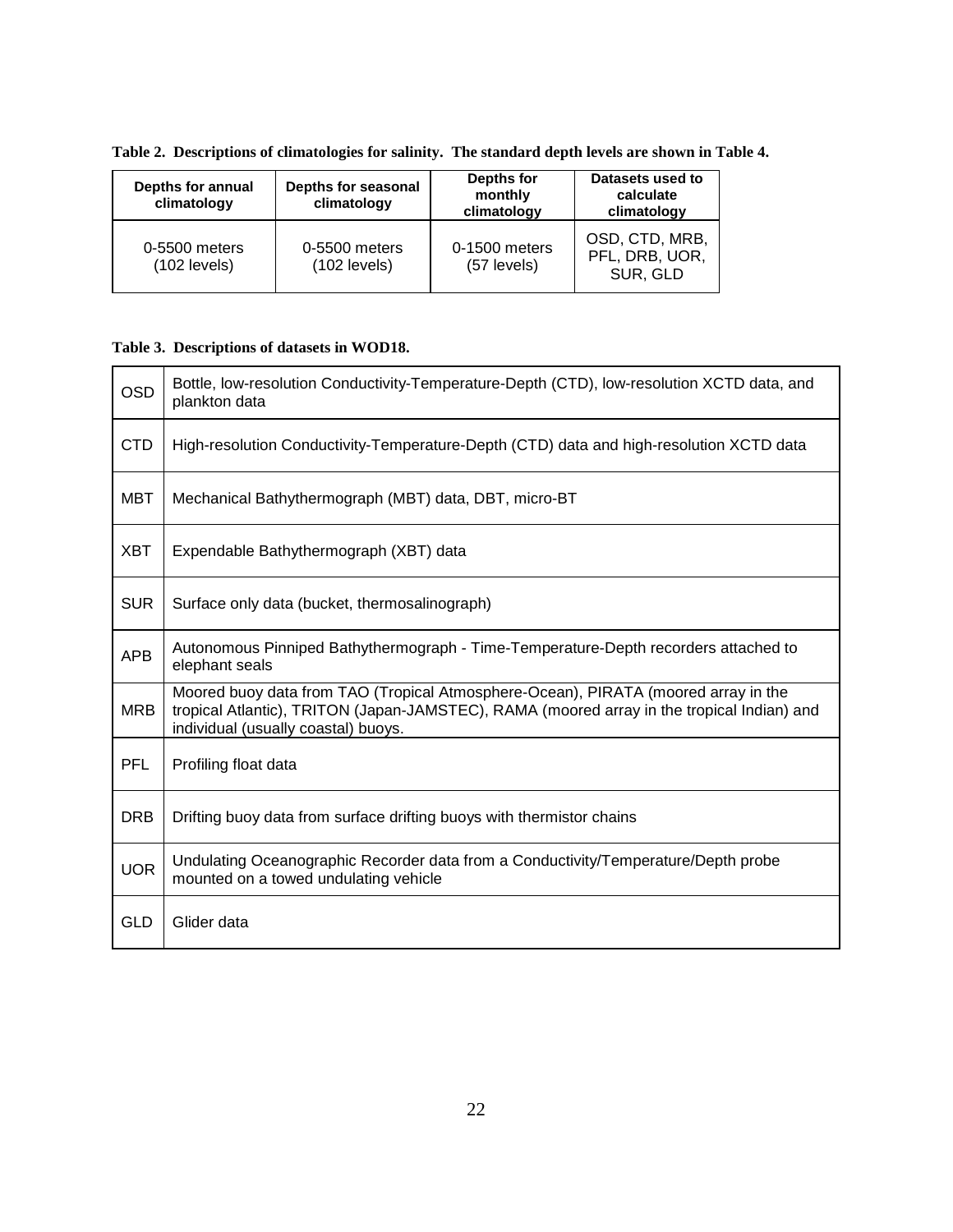**Table 2. Descriptions of climatologies for salinity. The standard depth levels are shown in Table 4.**

| Depths for annual climatology | Depths for seasonal climatology | Depths for monthly climatology | Datasets used to calculate climatology |
|---|---|---|---|
| 0-5500 meters (102 levels) | 0-5500 meters (102 levels) | 0-1500 meters (57 levels) | OSD, CTD, MRB, PFL, DRB, UOR, SUR, GLD |

**Table 3. Descriptions of datasets in WOD18.**

| | |
|---|---|
| OSD | Bottle, low-resolution Conductivity-Temperature-Depth (CTD), low-resolution XCTD data, and plankton data |
| CTD | High-resolution Conductivity-Temperature-Depth (CTD) data and high-resolution XCTD data |
| MBT | Mechanical Bathythermograph (MBT) data, DBT, micro-BT |
| XBT | Expendable Bathythermograph (XBT) data |
| SUR | Surface only data (bucket, thermosalinograph) |
| APB | Autonomous Pinniped Bathythermograph - Time-Temperature-Depth recorders attached to elephant seals |
| MRB | Moored buoy data from TAO (Tropical Atmosphere-Ocean), PIRATA (moored array in the tropical Atlantic), TRITON (Japan-JAMSTEC), RAMA (moored array in the tropical Indian) and individual (usually coastal) buoys. |
| PFL | Profiling float data |
| DRB | Drifting buoy data from surface drifting buoys with thermistor chains |
| UOR | Undulating Oceanographic Recorder data from a Conductivity/Temperature/Depth probe mounted on a towed undulating vehicle |
| GLD | Glider data |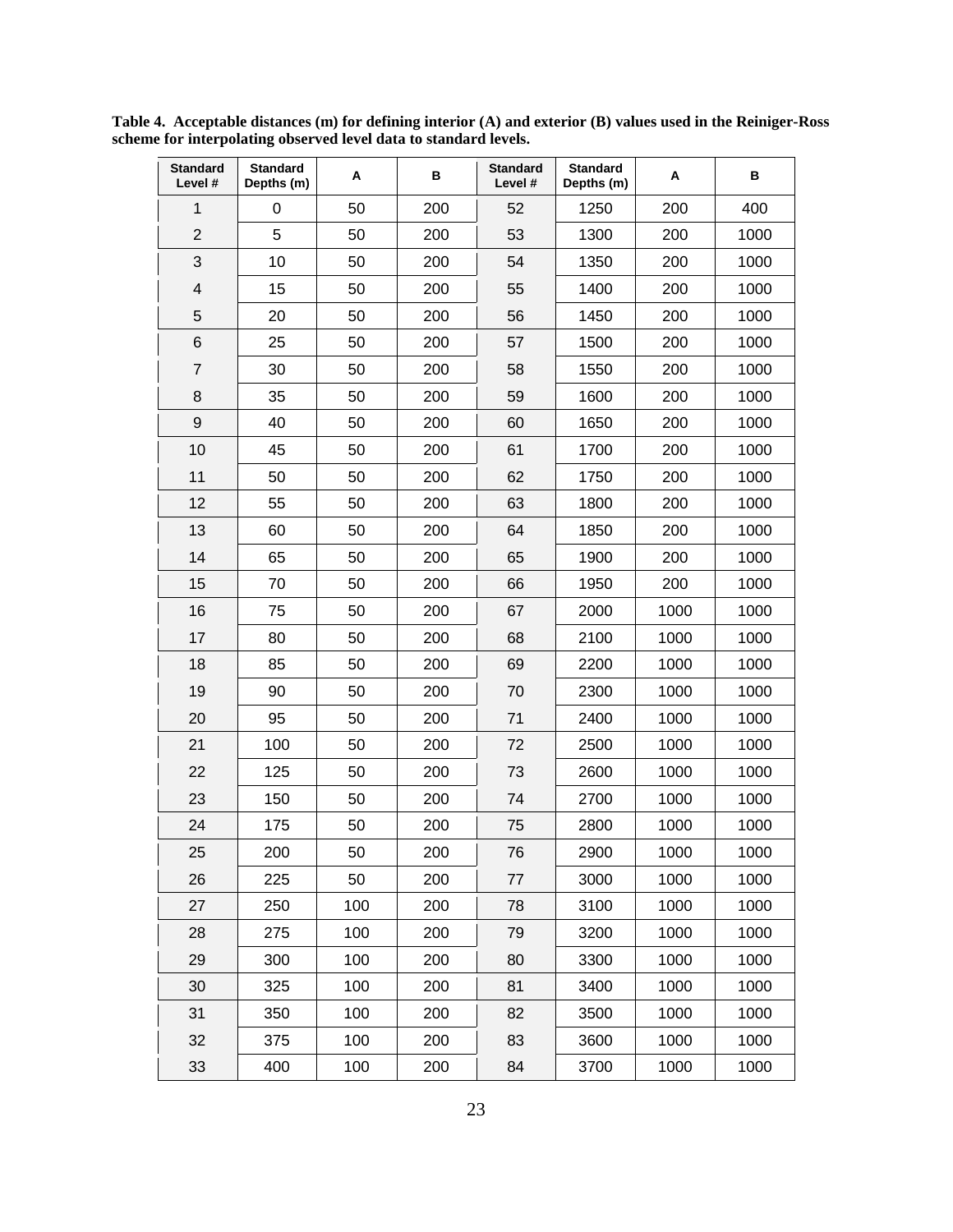**Table 4. Acceptable distances (m) for defining interior (A) and exterior (B) values used in the Reiniger-Ross scheme for interpolating observed level data to standard levels.**

| Standard Level # | Standard Depths (m) | A | B | Standard Level # | Standard Depths (m) | A | B |
|---|---|---|---|---|---|---|---|
| 1 | 0 | 50 | 200 | 52 | 1250 | 200 | 400 |
| 2 | 5 | 50 | 200 | 53 | 1300 | 200 | 1000 |
| 3 | 10 | 50 | 200 | 54 | 1350 | 200 | 1000 |
| 4 | 15 | 50 | 200 | 55 | 1400 | 200 | 1000 |
| 5 | 20 | 50 | 200 | 56 | 1450 | 200 | 1000 |
| 6 | 25 | 50 | 200 | 57 | 1500 | 200 | 1000 |
| 7 | 30 | 50 | 200 | 58 | 1550 | 200 | 1000 |
| 8 | 35 | 50 | 200 | 59 | 1600 | 200 | 1000 |
| 9 | 40 | 50 | 200 | 60 | 1650 | 200 | 1000 |
| 10 | 45 | 50 | 200 | 61 | 1700 | 200 | 1000 |
| 11 | 50 | 50 | 200 | 62 | 1750 | 200 | 1000 |
| 12 | 55 | 50 | 200 | 63 | 1800 | 200 | 1000 |
| 13 | 60 | 50 | 200 | 64 | 1850 | 200 | 1000 |
| 14 | 65 | 50 | 200 | 65 | 1900 | 200 | 1000 |
| 15 | 70 | 50 | 200 | 66 | 1950 | 200 | 1000 |
| 16 | 75 | 50 | 200 | 67 | 2000 | 1000 | 1000 |
| 17 | 80 | 50 | 200 | 68 | 2100 | 1000 | 1000 |
| 18 | 85 | 50 | 200 | 69 | 2200 | 1000 | 1000 |
| 19 | 90 | 50 | 200 | 70 | 2300 | 1000 | 1000 |
| 20 | 95 | 50 | 200 | 71 | 2400 | 1000 | 1000 |
| 21 | 100 | 50 | 200 | 72 | 2500 | 1000 | 1000 |
| 22 | 125 | 50 | 200 | 73 | 2600 | 1000 | 1000 |
| 23 | 150 | 50 | 200 | 74 | 2700 | 1000 | 1000 |
| 24 | 175 | 50 | 200 | 75 | 2800 | 1000 | 1000 |
| 25 | 200 | 50 | 200 | 76 | 2900 | 1000 | 1000 |
| 26 | 225 | 50 | 200 | 77 | 3000 | 1000 | 1000 |
| 27 | 250 | 100 | 200 | 78 | 3100 | 1000 | 1000 |
| 28 | 275 | 100 | 200 | 79 | 3200 | 1000 | 1000 |
| 29 | 300 | 100 | 200 | 80 | 3300 | 1000 | 1000 |
| 30 | 325 | 100 | 200 | 81 | 3400 | 1000 | 1000 |
| 31 | 350 | 100 | 200 | 82 | 3500 | 1000 | 1000 |
| 32 | 375 | 100 | 200 | 83 | 3600 | 1000 | 1000 |
| 33 | 400 | 100 | 200 | 84 | 3700 | 1000 | 1000 |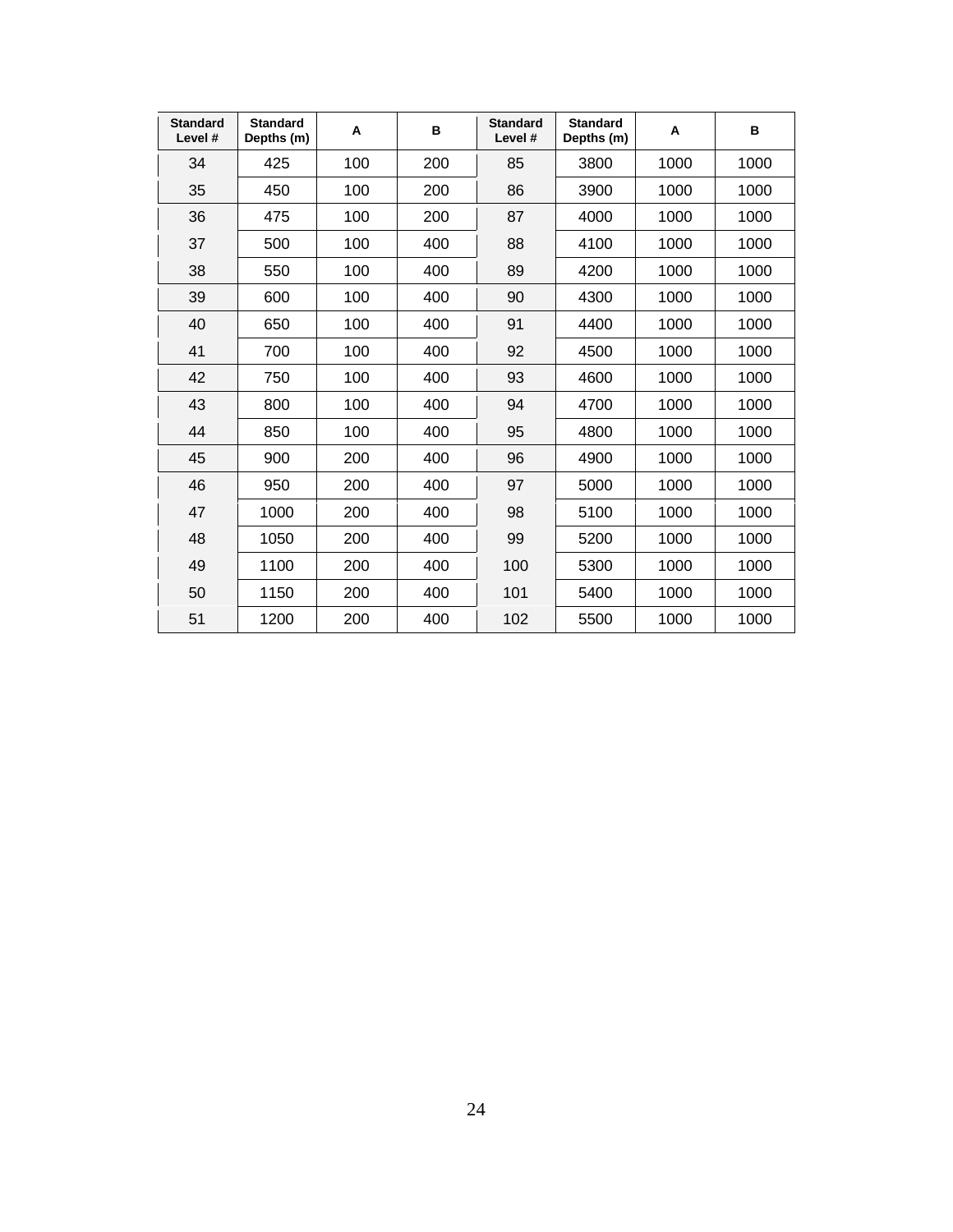| Standard Level # | Standard Depths (m) | A | B | Standard Level # | Standard Depths (m) | A | B |
|---|---|---|---|---|---|---|---|
| 34 | 425 | 100 | 200 | 85 | 3800 | 1000 | 1000 |
| 35 | 450 | 100 | 200 | 86 | 3900 | 1000 | 1000 |
| 36 | 475 | 100 | 200 | 87 | 4000 | 1000 | 1000 |
| 37 | 500 | 100 | 400 | 88 | 4100 | 1000 | 1000 |
| 38 | 550 | 100 | 400 | 89 | 4200 | 1000 | 1000 |
| 39 | 600 | 100 | 400 | 90 | 4300 | 1000 | 1000 |
| 40 | 650 | 100 | 400 | 91 | 4400 | 1000 | 1000 |
| 41 | 700 | 100 | 400 | 92 | 4500 | 1000 | 1000 |
| 42 | 750 | 100 | 400 | 93 | 4600 | 1000 | 1000 |
| 43 | 800 | 100 | 400 | 94 | 4700 | 1000 | 1000 |
| 44 | 850 | 100 | 400 | 95 | 4800 | 1000 | 1000 |
| 45 | 900 | 200 | 400 | 96 | 4900 | 1000 | 1000 |
| 46 | 950 | 200 | 400 | 97 | 5000 | 1000 | 1000 |
| 47 | 1000 | 200 | 400 | 98 | 5100 | 1000 | 1000 |
| 48 | 1050 | 200 | 400 | 99 | 5200 | 1000 | 1000 |
| 49 | 1100 | 200 | 400 | 100 | 5300 | 1000 | 1000 |
| 50 | 1150 | 200 | 400 | 101 | 5400 | 1000 | 1000 |
| 51 | 1200 | 200 | 400 | 102 | 5500 | 1000 | 1000 |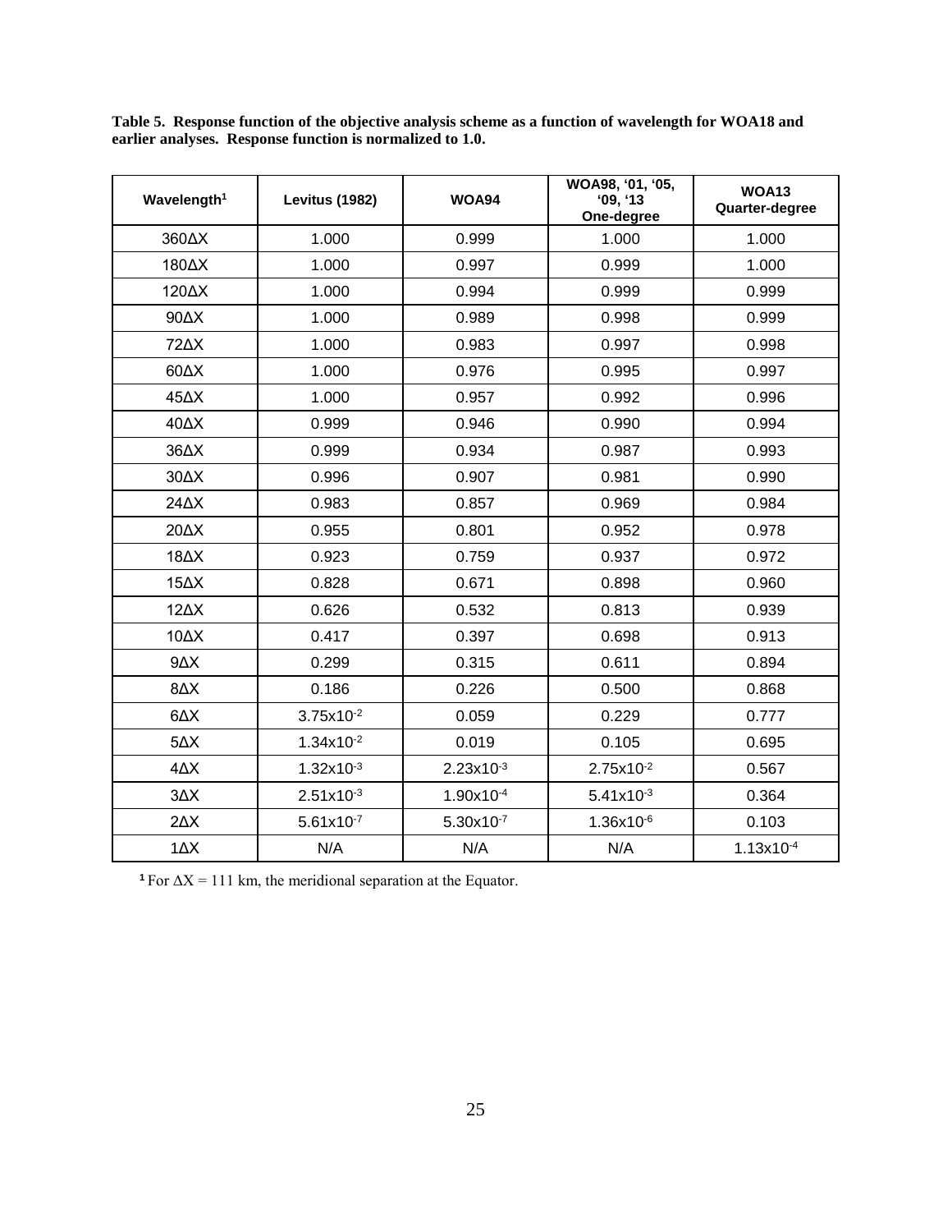**Table 5. Response function of the objective analysis scheme as a function of wavelength for WOA18 and earlier analyses. Response function is normalized to 1.0.**

| Wavelength[1] | Levitus (1982) | WOA94 | WOA98, '01, '05, '09, '13 One-degree | WOA13 Quarter-degree |
|---|---|---|---|---|
| 360ΔX | 1.000 | 0.999 | 1.000 | 1.000 |
| 180ΔX | 1.000 | 0.997 | 0.999 | 1.000 |
| 120ΔX | 1.000 | 0.994 | 0.999 | 0.999 |
| 90ΔX | 1.000 | 0.989 | 0.998 | 0.999 |
| 72ΔX | 1.000 | 0.983 | 0.997 | 0.998 |
| 60ΔX | 1.000 | 0.976 | 0.995 | 0.997 |
| 45ΔX | 1.000 | 0.957 | 0.992 | 0.996 |
| 40ΔX | 0.999 | 0.946 | 0.990 | 0.994 |
| 36ΔX | 0.999 | 0.934 | 0.987 | 0.993 |
| 30ΔX | 0.996 | 0.907 | 0.981 | 0.990 |
| 24ΔX | 0.983 | 0.857 | 0.969 | 0.984 |
| 20ΔX | 0.955 | 0.801 | 0.952 | 0.978 |
| 18ΔX | 0.923 | 0.759 | 0.937 | 0.972 |
| 15ΔX | 0.828 | 0.671 | 0.898 | 0.960 |
| 12ΔX | 0.626 | 0.532 | 0.813 | 0.939 |
| 10ΔX | 0.417 | 0.397 | 0.698 | 0.913 |
| 9ΔX | 0.299 | 0.315 | 0.611 | 0.894 |
| 8ΔX | 0.186 | 0.226 | 0.500 | 0.868 |
| 6ΔX | $3.75 \times 10^{-2}$ | 0.059 | 0.229 | 0.777 |
| 5ΔX | $1.34 \times 10^{-2}$ | 0.019 | 0.105 | 0.695 |
| 4ΔX | $1.32 \times 10^{-3}$ | $2.23 \times 10^{-3}$ | $2.75 \times 10^{-2}$ | 0.567 |
| 3ΔX | $2.51 \times 10^{-3}$ | $1.90 \times 10^{-4}$ | $5.41 \times 10^{-3}$ | 0.364 |
| 2ΔX | $5.61 \times 10^{-7}$ | $5.30 \times 10^{-7}$ | $1.36 \times 10^{-6}$ | 0.103 |
| 1ΔX | N/A | N/A | N/A | $1.13 \times 10^{-4}$ |

[1] For ΔX = 111 km, the meridional separation at the Equator.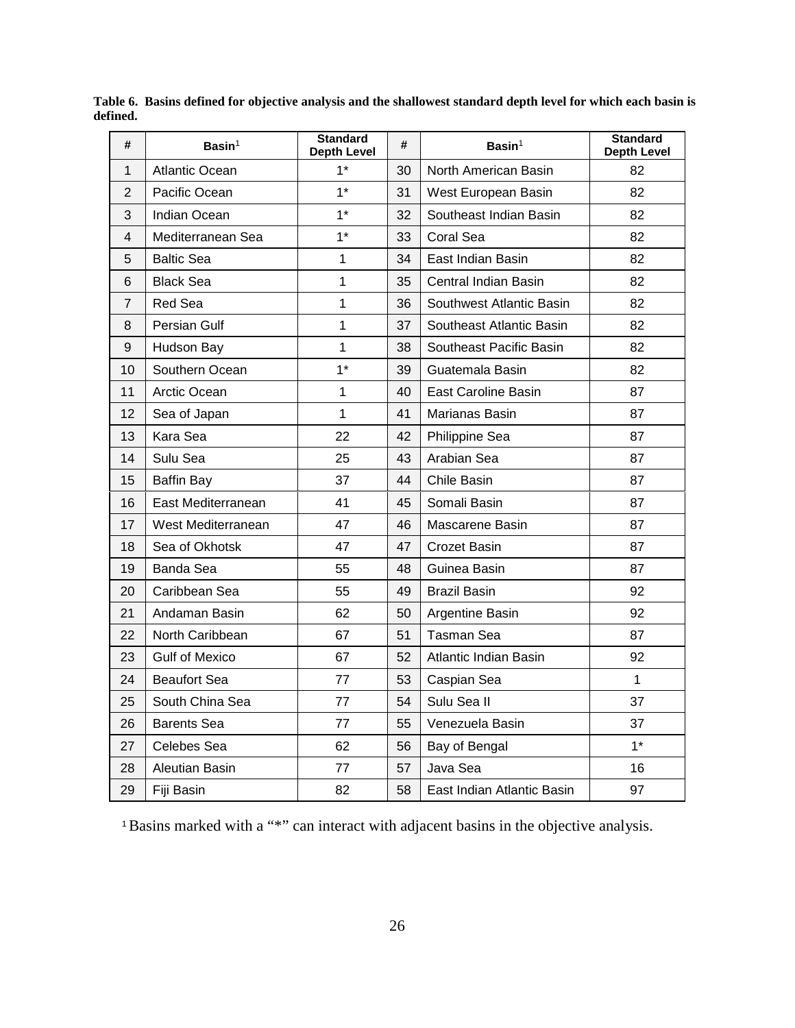**Table 6. Basins defined for objective analysis and the shallowest standard depth level for which each basin is defined.**

| # | Basin[1] | Standard Depth Level | # | Basin[1] | Standard Depth Level |
|---|---|---|---|---|---|
| 1 | Atlantic Ocean | 1* | 30 | North American Basin | 82 |
| 2 | Pacific Ocean | 1* | 31 | West European Basin | 82 |
| 3 | Indian Ocean | 1* | 32 | Southeast Indian Basin | 82 |
| 4 | Mediterranean Sea | 1* | 33 | Coral Sea | 82 |
| 5 | Baltic Sea | 1 | 34 | East Indian Basin | 82 |
| 6 | Black Sea | 1 | 35 | Central Indian Basin | 82 |
| 7 | Red Sea | 1 | 36 | Southwest Atlantic Basin | 82 |
| 8 | Persian Gulf | 1 | 37 | Southeast Atlantic Basin | 82 |
| 9 | Hudson Bay | 1 | 38 | Southeast Pacific Basin | 82 |
| 10 | Southern Ocean | 1* | 39 | Guatemala Basin | 82 |
| 11 | Arctic Ocean | 1 | 40 | East Caroline Basin | 87 |
| 12 | Sea of Japan | 1 | 41 | Marianas Basin | 87 |
| 13 | Kara Sea | 22 | 42 | Philippine Sea | 87 |
| 14 | Sulu Sea | 25 | 43 | Arabian Sea | 87 |
| 15 | Baffin Bay | 37 | 44 | Chile Basin | 87 |
| 16 | East Mediterranean | 41 | 45 | Somali Basin | 87 |
| 17 | West Mediterranean | 47 | 46 | Mascarene Basin | 87 |
| 18 | Sea of Okhotsk | 47 | 47 | Crozet Basin | 87 |
| 19 | Banda Sea | 55 | 48 | Guinea Basin | 87 |
| 20 | Caribbean Sea | 55 | 49 | Brazil Basin | 92 |
| 21 | Andaman Basin | 62 | 50 | Argentine Basin | 92 |
| 22 | North Caribbean | 67 | 51 | Tasman Sea | 87 |
| 23 | Gulf of Mexico | 67 | 52 | Atlantic Indian Basin | 92 |
| 24 | Beaufort Sea | 77 | 53 | Caspian Sea | 1 |
| 25 | South China Sea | 77 | 54 | Sulu Sea II | 37 |
| 26 | Barents Sea | 77 | 55 | Venezuela Basin | 37 |
| 27 | Celebes Sea | 62 | 56 | Bay of Bengal | 1* |
| 28 | Aleutian Basin | 77 | 57 | Java Sea | 16 |
| 29 | Fiji Basin | 82 | 58 | East Indian Atlantic Basin | 97 |

[1] Basins marked with a "*" can interact with adjacent basins in the objective analysis.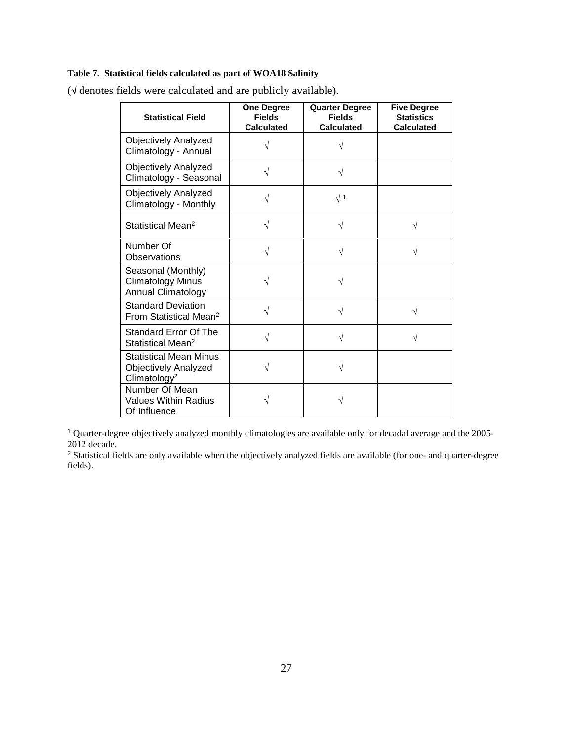**Table 7. Statistical fields calculated as part of WOA18 Salinity**

(√ denotes fields were calculated and are publicly available).

| Statistical Field | One Degree Fields Calculated | Quarter Degree Fields Calculated | Five Degree Statistics Calculated |
|---|---|---|---|
| Objectively Analyzed Climatology - Annual | √ | √ | |
| Objectively Analyzed Climatology - Seasonal | √ | √ | |
| Objectively Analyzed Climatology - Monthly | √ | √ [1] | |
| Statistical Mean[2] | √ | √ | √ |
| Number Of Observations | √ | √ | √ |
| Seasonal (Monthly) Climatology Minus Annual Climatology | √ | √ | |
| Standard Deviation From Statistical Mean[2] | √ | √ | √ |
| Standard Error Of The Statistical Mean[2] | √ | √ | √ |
| Statistical Mean Minus Objectively Analyzed Climatology[2] | √ | √ | |
| Number Of Mean Values Within Radius Of Influence | √ | √ | |

[1] Quarter-degree objectively analyzed monthly climatologies are available only for decadal average and the 2005-2012 decade.

[2] Statistical fields are only available when the objectively analyzed fields are available (for one- and quarter-degree fields).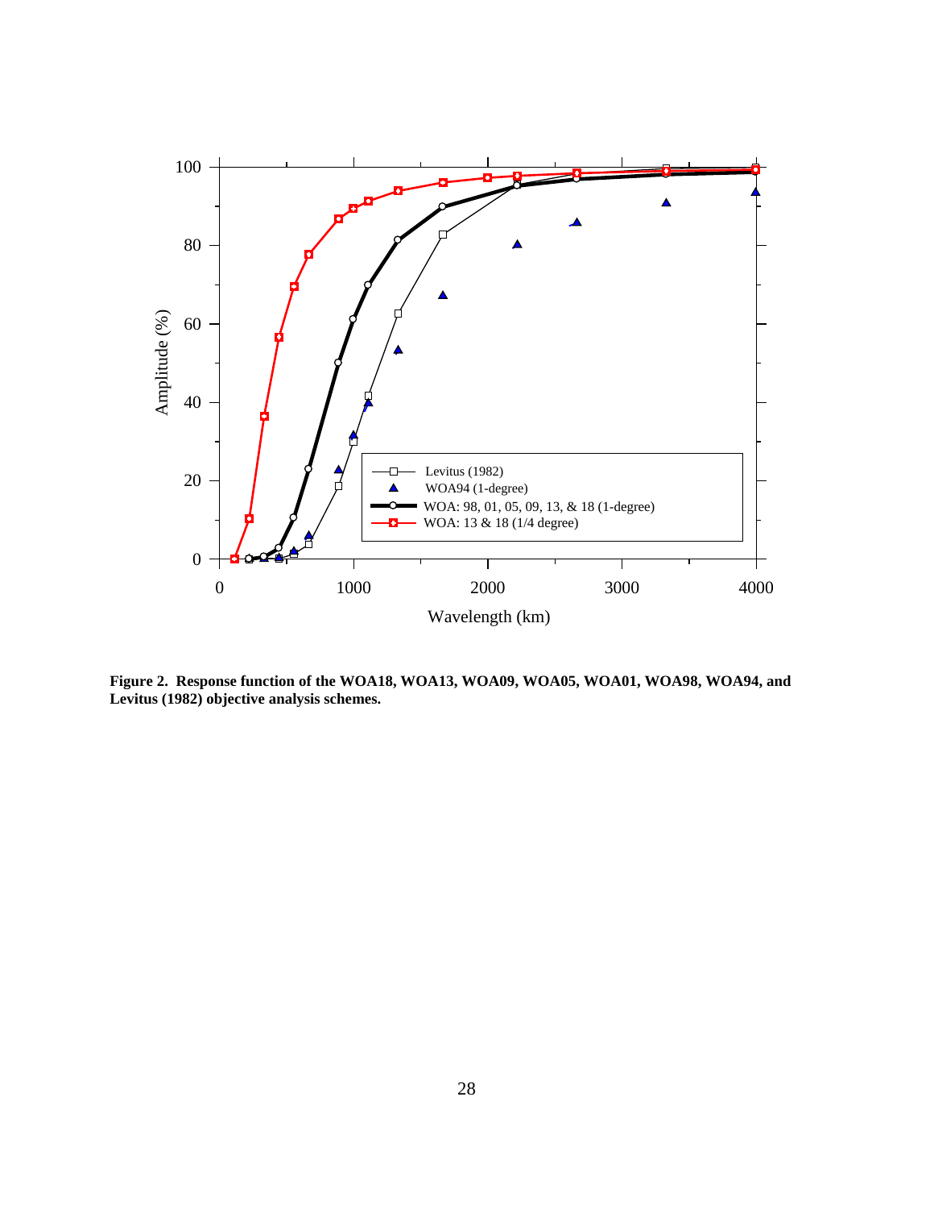Amplitude (%)

100

80

60

40

20

0

0

1000

2000

3000

4000

Wavelength (km)

Levitus (1982)

WOA94 (1-degree)

WOA: 98, 01, 05, 09, 13, & 18 (1-degree)

WOA: 13 & 18 (1/4 degree)

**Figure 2. Response function of the WOA18, WOA13, WOA09, WOA05, WOA01, WOA98, WOA94, and Levitus (1982) objective analysis schemes.**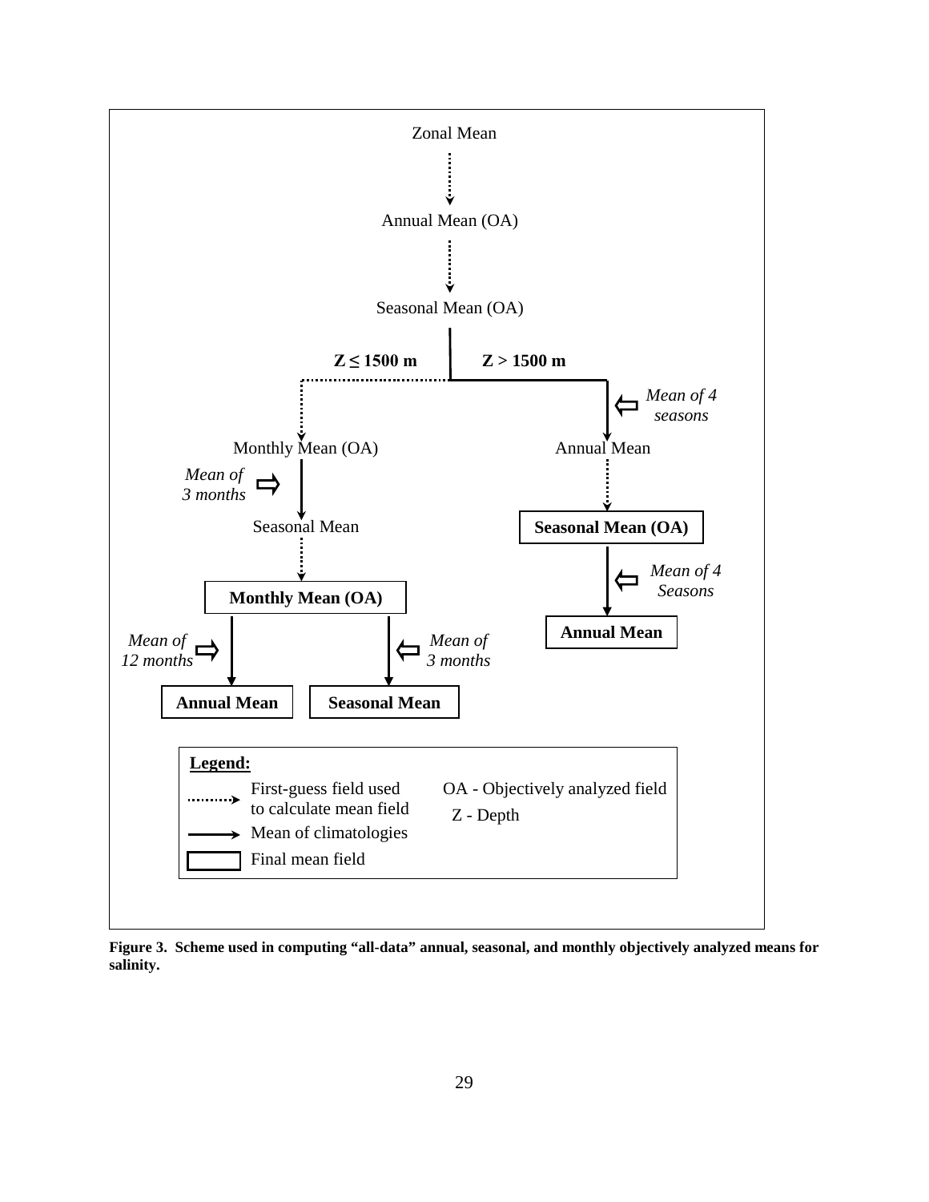Zonal Mean

Annual Mean (OA)

Seasonal Mean (OA)

**Z ≤ 1500 m**

**Z > 1500 m**

*Mean of 4 seasons*

Monthly Mean (OA)

Annual Mean

*Mean of 3 months*

Seasonal Mean

**Seasonal Mean (OA)**

*Mean of 4 Seasons*

**Monthly Mean (OA)**

**Annual Mean**

*Mean of 12 months*

*Mean of 3 months*

**Annual Mean**

**Seasonal Mean**

**Legend:**

First-guess field used to calculate mean field

Mean of climatologies

Final mean field

OA - Objectively analyzed field

Z - Depth

**Figure 3. Scheme used in computing "all-data" annual, seasonal, and monthly objectively analyzed means for salinity.**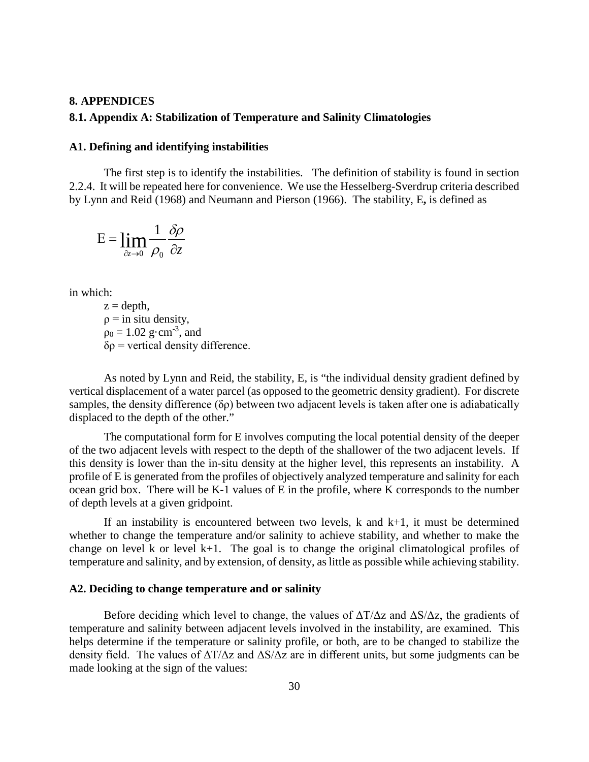## 8. APPENDICES

### 8.1. Appendix A: Stabilization of Temperature and Salinity Climatologies

#### A1. Defining and identifying instabilities

The first step is to identify the instabilities. The definition of stability is found in section 2.2.4. It will be repeated here for convenience. We use the Hesselberg-Sverdrup criteria described by Lynn and Reid (1968) and Neumann and Pierson (1966). The stability, E**,** is defined as

$$E = \lim_{\partial z \to 0} \frac{1}{\rho_0} \frac{\delta \rho}{\partial z}$$

in which:

$z$ = depth,
$\rho$ = in situ density,
$\rho_0 = 1.02\ \text{g}\cdot\text{cm}^{-3}$, and
$\delta\rho$ = vertical density difference.

As noted by Lynn and Reid, the stability, E, is "the individual density gradient defined by vertical displacement of a water parcel (as opposed to the geometric density gradient). For discrete samples, the density difference ($\delta\rho$) between two adjacent levels is taken after one is adiabatically displaced to the depth of the other."

The computational form for E involves computing the local potential density of the deeper of the two adjacent levels with respect to the depth of the shallower of the two adjacent levels. If this density is lower than the in-situ density at the higher level, this represents an instability. A profile of E is generated from the profiles of objectively analyzed temperature and salinity for each ocean grid box. There will be K-1 values of E in the profile, where K corresponds to the number of depth levels at a given gridpoint.

If an instability is encountered between two levels, k and k+1, it must be determined whether to change the temperature and/or salinity to achieve stability, and whether to make the change on level k or level k+1. The goal is to change the original climatological profiles of temperature and salinity, and by extension, of density, as little as possible while achieving stability.

#### A2. Deciding to change temperature and or salinity

Before deciding which level to change, the values of $\Delta T/\Delta z$ and $\Delta S/\Delta z$, the gradients of temperature and salinity between adjacent levels involved in the instability, are examined. This helps determine if the temperature or salinity profile, or both, are to be changed to stabilize the density field. The values of $\Delta T/\Delta z$ and $\Delta S/\Delta z$ are in different units, but some judgments can be made looking at the sign of the values: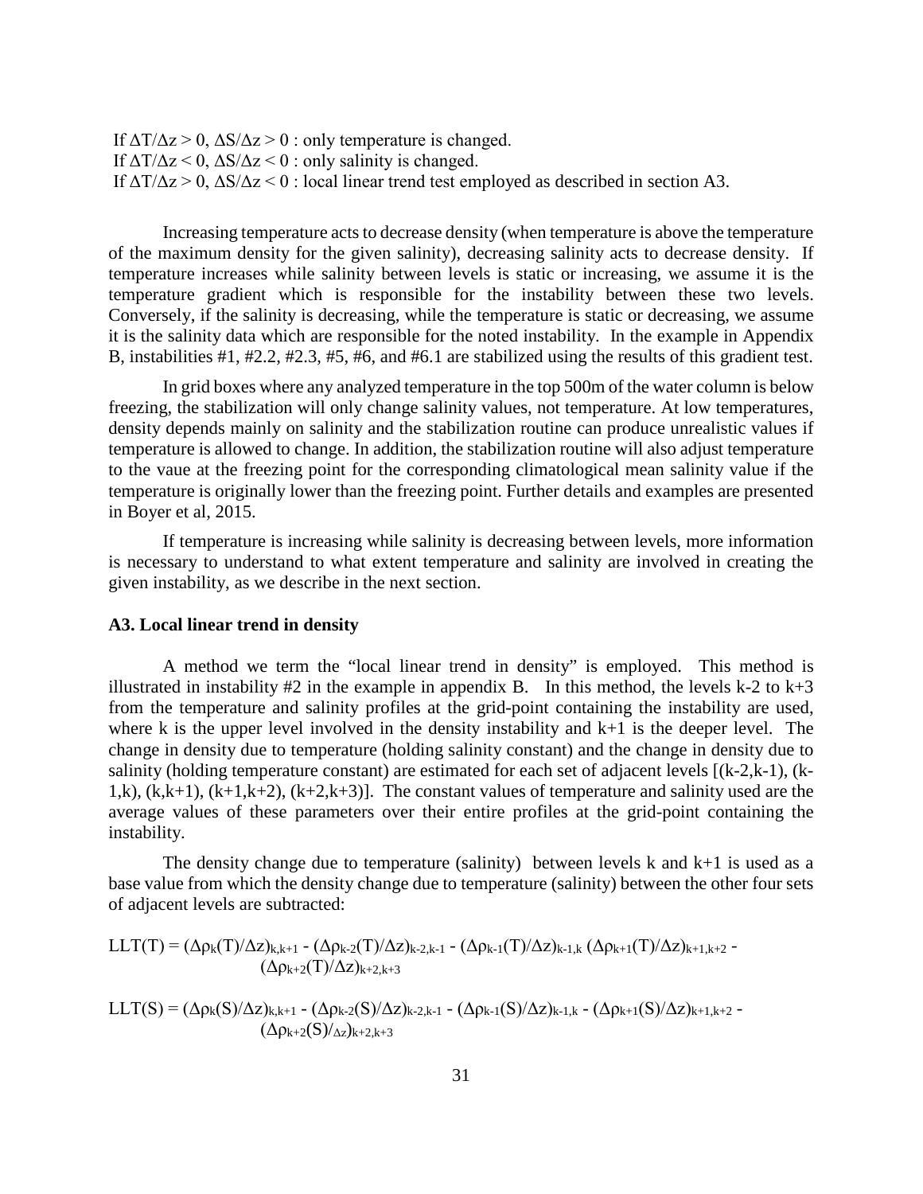If $\Delta T/\Delta z > 0$, $\Delta S/\Delta z > 0$ : only temperature is changed.
If $\Delta T/\Delta z < 0$, $\Delta S/\Delta z < 0$ : only salinity is changed.
If $\Delta T/\Delta z > 0$, $\Delta S/\Delta z < 0$ : local linear trend test employed as described in section A3.

Increasing temperature acts to decrease density (when temperature is above the temperature of the maximum density for the given salinity), decreasing salinity acts to decrease density. If temperature increases while salinity between levels is static or increasing, we assume it is the temperature gradient which is responsible for the instability between these two levels. Conversely, if the salinity is decreasing, while the temperature is static or decreasing, we assume it is the salinity data which are responsible for the noted instability. In the example in Appendix B, instabilities #1, #2.2, #2.3, #5, #6, and #6.1 are stabilized using the results of this gradient test.

In grid boxes where any analyzed temperature in the top 500m of the water column is below freezing, the stabilization will only change salinity values, not temperature. At low temperatures, density depends mainly on salinity and the stabilization routine can produce unrealistic values if temperature is allowed to change. In addition, the stabilization routine will also adjust temperature to the vaue at the freezing point for the corresponding climatological mean salinity value if the temperature is originally lower than the freezing point. Further details and examples are presented in Boyer et al, 2015.

If temperature is increasing while salinity is decreasing between levels, more information is necessary to understand to what extent temperature and salinity are involved in creating the given instability, as we describe in the next section.

### A3. Local linear trend in density

A method we term the "local linear trend in density" is employed. This method is illustrated in instability #2 in the example in appendix B. In this method, the levels k-2 to k+3 from the temperature and salinity profiles at the grid-point containing the instability are used, where k is the upper level involved in the density instability and k+1 is the deeper level. The change in density due to temperature (holding salinity constant) and the change in density due to salinity (holding temperature constant) are estimated for each set of adjacent levels [(k-2,k-1), (k-1,k), (k,k+1), (k+1,k+2), (k+2,k+3)]. The constant values of temperature and salinity used are the average values of these parameters over their entire profiles at the grid-point containing the instability.

The density change due to temperature (salinity) between levels k and k+1 is used as a base value from which the density change due to temperature (salinity) between the other four sets of adjacent levels are subtracted:

$$LLT(T) = (\Delta\rho_k(T)/\Delta z)_{k,k+1} - (\Delta\rho_{k-2}(T)/\Delta z)_{k-2,k-1} - (\Delta\rho_{k-1}(T)/\Delta z)_{k-1,k}\ (\Delta\rho_{k+1}(T)/\Delta z)_{k+1,k+2} - (\Delta\rho_{k+2}(T)/\Delta z)_{k+2,k+3}$$

$$LLT(S) = (\Delta\rho_k(S)/\Delta z)_{k,k+1} - (\Delta\rho_{k-2}(S)/\Delta z)_{k-2,k-1} - (\Delta\rho_{k-1}(S)/\Delta z)_{k-1,k} - (\Delta\rho_{k+1}(S)/\Delta z)_{k+1,k+2} - (\Delta\rho_{k+2}(S)/_{\Delta z})_{k+2,k+3}$$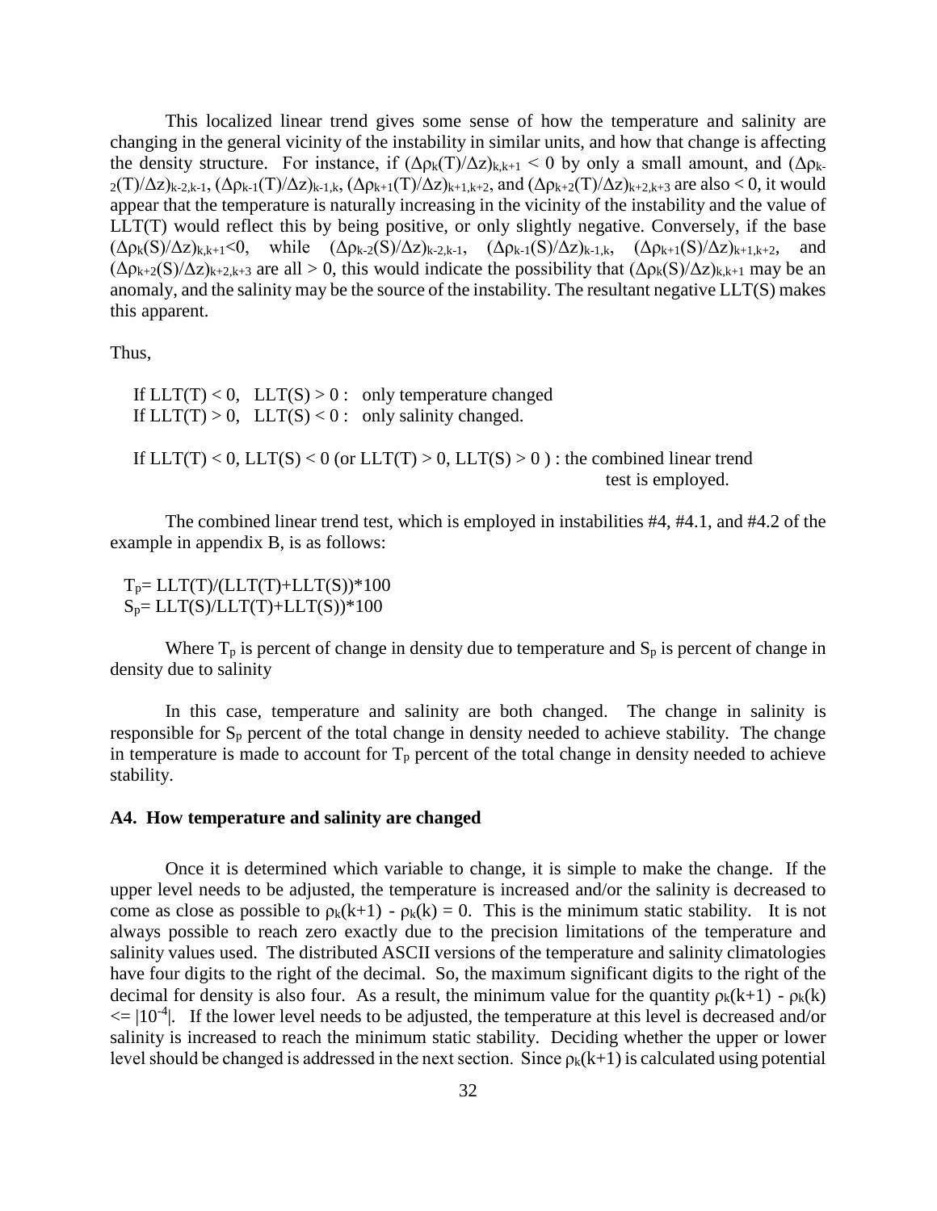This localized linear trend gives some sense of how the temperature and salinity are changing in the general vicinity of the instability in similar units, and how that change is affecting the density structure. For instance, if $(\Delta\rho_k(T)/\Delta z)_{k,k+1} < 0$ by only a small amount, and $(\Delta\rho_{k-2}(T)/\Delta z)_{k-2,k-1}$, $(\Delta\rho_{k-1}(T)/\Delta z)_{k-1,k}$, $(\Delta\rho_{k+1}(T)/\Delta z)_{k+1,k+2}$, and $(\Delta\rho_{k+2}(T)/\Delta z)_{k+2,k+3}$ are also $< 0$, it would appear that the temperature is naturally increasing in the vicinity of the instability and the value of LLT(T) would reflect this by being positive, or only slightly negative. Conversely, if the base $(\Delta\rho_k(S)/\Delta z)_{k,k+1}<0$, while $(\Delta\rho_{k-2}(S)/\Delta z)_{k-2,k-1}$, $(\Delta\rho_{k-1}(S)/\Delta z)_{k-1,k}$, $(\Delta\rho_{k+1}(S)/\Delta z)_{k+1,k+2}$, and $(\Delta\rho_{k+2}(S)/\Delta z)_{k+2,k+3}$ are all $> 0$, this would indicate the possibility that $(\Delta\rho_k(S)/\Delta z)_{k,k+1}$ may be an anomaly, and the salinity may be the source of the instability. The resultant negative LLT(S) makes this apparent.

Thus,

If LLT(T) $< 0$, LLT(S) $> 0$ : only temperature changed
If LLT(T) $> 0$, LLT(S) $< 0$ : only salinity changed.

If LLT(T) $< 0$, LLT(S) $< 0$ (or LLT(T) $> 0$, LLT(S) $> 0$ ) : the combined linear trend test is employed.

The combined linear trend test, which is employed in instabilities #4, #4.1, and #4.2 of the example in appendix B, is as follows:

$T_p$= LLT(T)/(LLT(T)+LLT(S))*100
$S_p$= LLT(S)/LLT(T)+LLT(S))*100

Where $T_p$ is percent of change in density due to temperature and $S_p$ is percent of change in density due to salinity

In this case, temperature and salinity are both changed. The change in salinity is responsible for $S_p$ percent of the total change in density needed to achieve stability. The change in temperature is made to account for $T_p$ percent of the total change in density needed to achieve stability.

### A4. How temperature and salinity are changed

Once it is determined which variable to change, it is simple to make the change. If the upper level needs to be adjusted, the temperature is increased and/or the salinity is decreased to come as close as possible to $\rho_k(k+1) - \rho_k(k) = 0$. This is the minimum static stability. It is not always possible to reach zero exactly due to the precision limitations of the temperature and salinity values used. The distributed ASCII versions of the temperature and salinity climatologies have four digits to the right of the decimal. So, the maximum significant digits to the right of the decimal for density is also four. As a result, the minimum value for the quantity $\rho_k(k+1) - \rho_k(k) <= |10^{-4}|$. If the lower level needs to be adjusted, the temperature at this level is decreased and/or salinity is increased to reach the minimum static stability. Deciding whether the upper or lower level should be changed is addressed in the next section. Since $\rho_k(k+1)$ is calculated using potential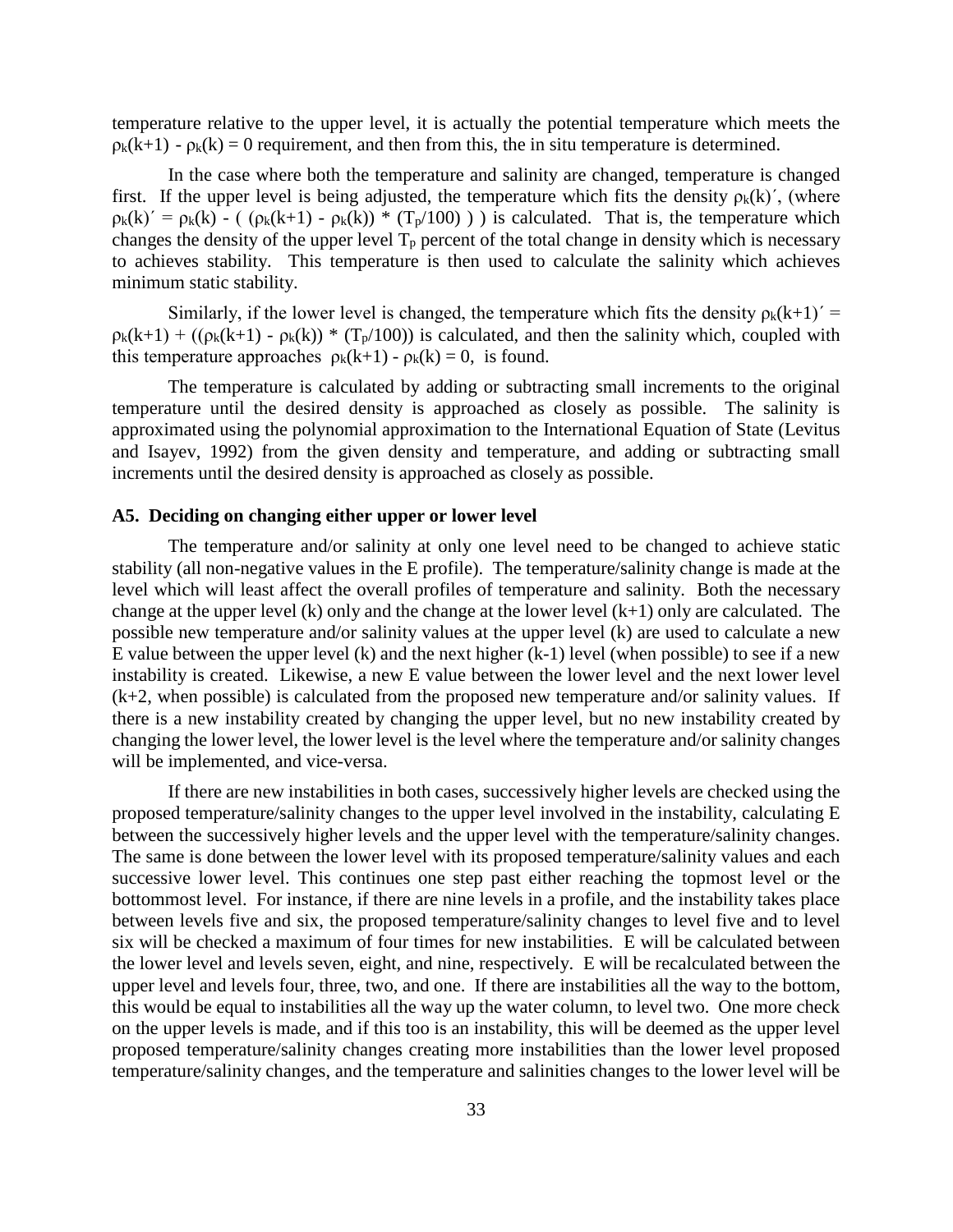temperature relative to the upper level, it is actually the potential temperature which meets the $\rho_k(k+1) - \rho_k(k) = 0$ requirement, and then from this, the in situ temperature is determined.

In the case where both the temperature and salinity are changed, temperature is changed first. If the upper level is being adjusted, the temperature which fits the density $\rho_k(k)'$, (where $\rho_k(k)' = \rho_k(k) - ( (\rho_k(k+1) - \rho_k(k)) * (T_p/100) ) )$ is calculated. That is, the temperature which changes the density of the upper level $T_p$ percent of the total change in density which is necessary to achieves stability. This temperature is then used to calculate the salinity which achieves minimum static stability.

Similarly, if the lower level is changed, the temperature which fits the density $\rho_k(k+1)' = \rho_k(k+1) + ((\rho_k(k+1) - \rho_k(k)) * (T_p/100))$ is calculated, and then the salinity which, coupled with this temperature approaches $\rho_k(k+1) - \rho_k(k) = 0$, is found.

The temperature is calculated by adding or subtracting small increments to the original temperature until the desired density is approached as closely as possible. The salinity is approximated using the polynomial approximation to the International Equation of State (Levitus and Isayev, 1992) from the given density and temperature, and adding or subtracting small increments until the desired density is approached as closely as possible.

### A5. Deciding on changing either upper or lower level

The temperature and/or salinity at only one level need to be changed to achieve static stability (all non-negative values in the E profile). The temperature/salinity change is made at the level which will least affect the overall profiles of temperature and salinity. Both the necessary change at the upper level (k) only and the change at the lower level (k+1) only are calculated. The possible new temperature and/or salinity values at the upper level (k) are used to calculate a new E value between the upper level (k) and the next higher (k-1) level (when possible) to see if a new instability is created. Likewise, a new E value between the lower level and the next lower level (k+2, when possible) is calculated from the proposed new temperature and/or salinity values. If there is a new instability created by changing the upper level, but no new instability created by changing the lower level, the lower level is the level where the temperature and/or salinity changes will be implemented, and vice-versa.

If there are new instabilities in both cases, successively higher levels are checked using the proposed temperature/salinity changes to the upper level involved in the instability, calculating E between the successively higher levels and the upper level with the temperature/salinity changes. The same is done between the lower level with its proposed temperature/salinity values and each successive lower level. This continues one step past either reaching the topmost level or the bottommost level. For instance, if there are nine levels in a profile, and the instability takes place between levels five and six, the proposed temperature/salinity changes to level five and to level six will be checked a maximum of four times for new instabilities. E will be calculated between the lower level and levels seven, eight, and nine, respectively. E will be recalculated between the upper level and levels four, three, two, and one. If there are instabilities all the way to the bottom, this would be equal to instabilities all the way up the water column, to level two. One more check on the upper levels is made, and if this too is an instability, this will be deemed as the upper level proposed temperature/salinity changes creating more instabilities than the lower level proposed temperature/salinity changes, and the temperature and salinities changes to the lower level will be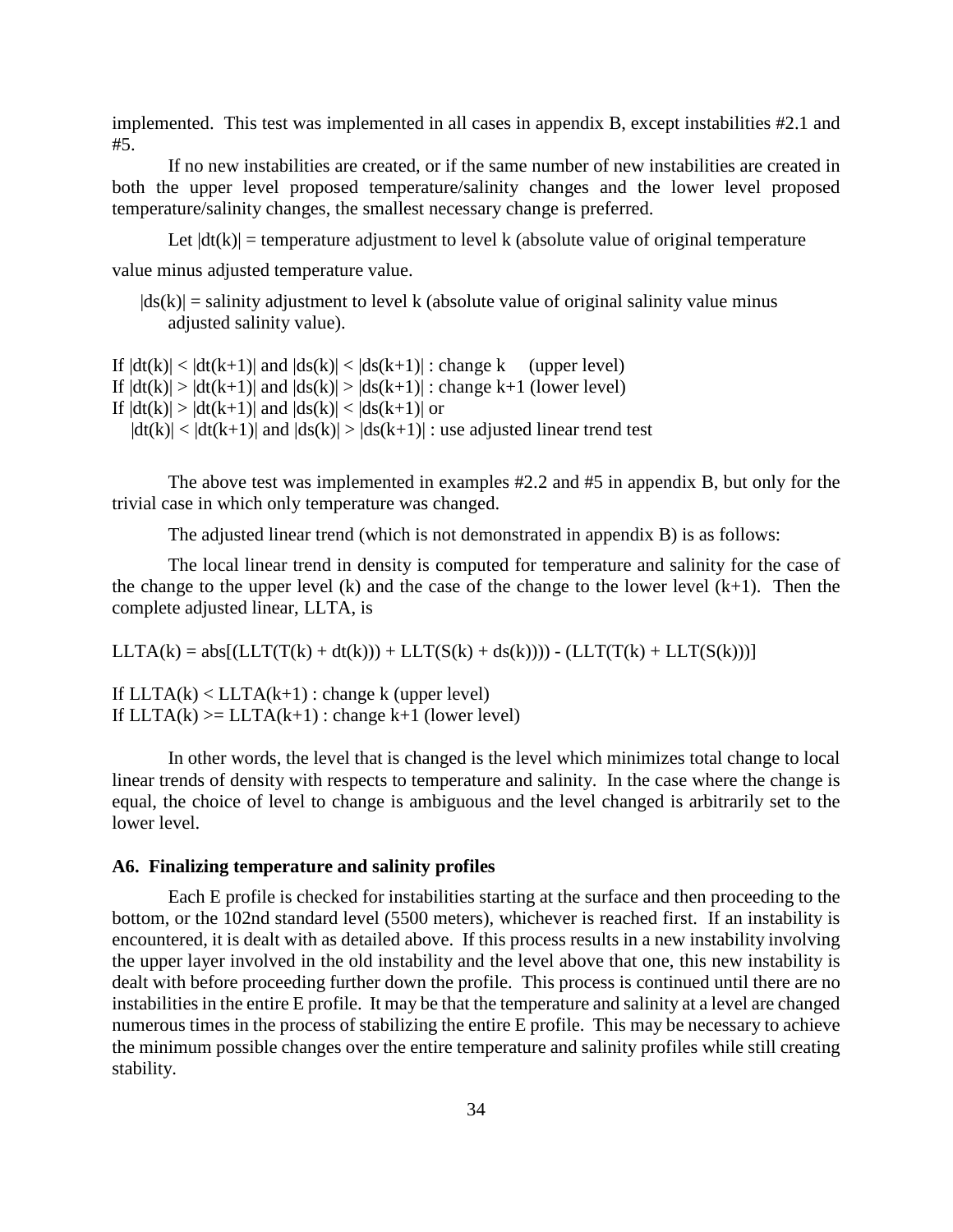implemented. This test was implemented in all cases in appendix B, except instabilities #2.1 and #5.

If no new instabilities are created, or if the same number of new instabilities are created in both the upper level proposed temperature/salinity changes and the lower level proposed temperature/salinity changes, the smallest necessary change is preferred.

Let $|dt(k)|$ = temperature adjustment to level k (absolute value of original temperature value minus adjusted temperature value.

$|ds(k)|$ = salinity adjustment to level k (absolute value of original salinity value minus adjusted salinity value).

If $|dt(k)| < |dt(k+1)|$ and $|ds(k)| < |ds(k+1)|$ : change k (upper level)
If $|dt(k)| > |dt(k+1)|$ and $|ds(k)| > |ds(k+1)|$ : change k+1 (lower level)
If $|dt(k)| > |dt(k+1)|$ and $|ds(k)| < |ds(k+1)|$ or
$|dt(k)| < |dt(k+1)|$ and $|ds(k)| > |ds(k+1)|$ : use adjusted linear trend test

The above test was implemented in examples #2.2 and #5 in appendix B, but only for the trivial case in which only temperature was changed.

The adjusted linear trend (which is not demonstrated in appendix B) is as follows:

The local linear trend in density is computed for temperature and salinity for the case of the change to the upper level (k) and the case of the change to the lower level (k+1). Then the complete adjusted linear, LLTA, is

$$LLTA(k) = abs[(LLT(T(k) + dt(k))) + LLT(S(k) + ds(k)))) - (LLT(T(k) + LLT(S(k)))]$$

If $LLTA(k) < LLTA(k+1)$ : change k (upper level)
If $LLTA(k) >= LLTA(k+1)$ : change k+1 (lower level)

In other words, the level that is changed is the level which minimizes total change to local linear trends of density with respects to temperature and salinity. In the case where the change is equal, the choice of level to change is ambiguous and the level changed is arbitrarily set to the lower level.

### A6. Finalizing temperature and salinity profiles

Each E profile is checked for instabilities starting at the surface and then proceeding to the bottom, or the 102nd standard level (5500 meters), whichever is reached first. If an instability is encountered, it is dealt with as detailed above. If this process results in a new instability involving the upper layer involved in the old instability and the level above that one, this new instability is dealt with before proceeding further down the profile. This process is continued until there are no instabilities in the entire E profile. It may be that the temperature and salinity at a level are changed numerous times in the process of stabilizing the entire E profile. This may be necessary to achieve the minimum possible changes over the entire temperature and salinity profiles while still creating stability.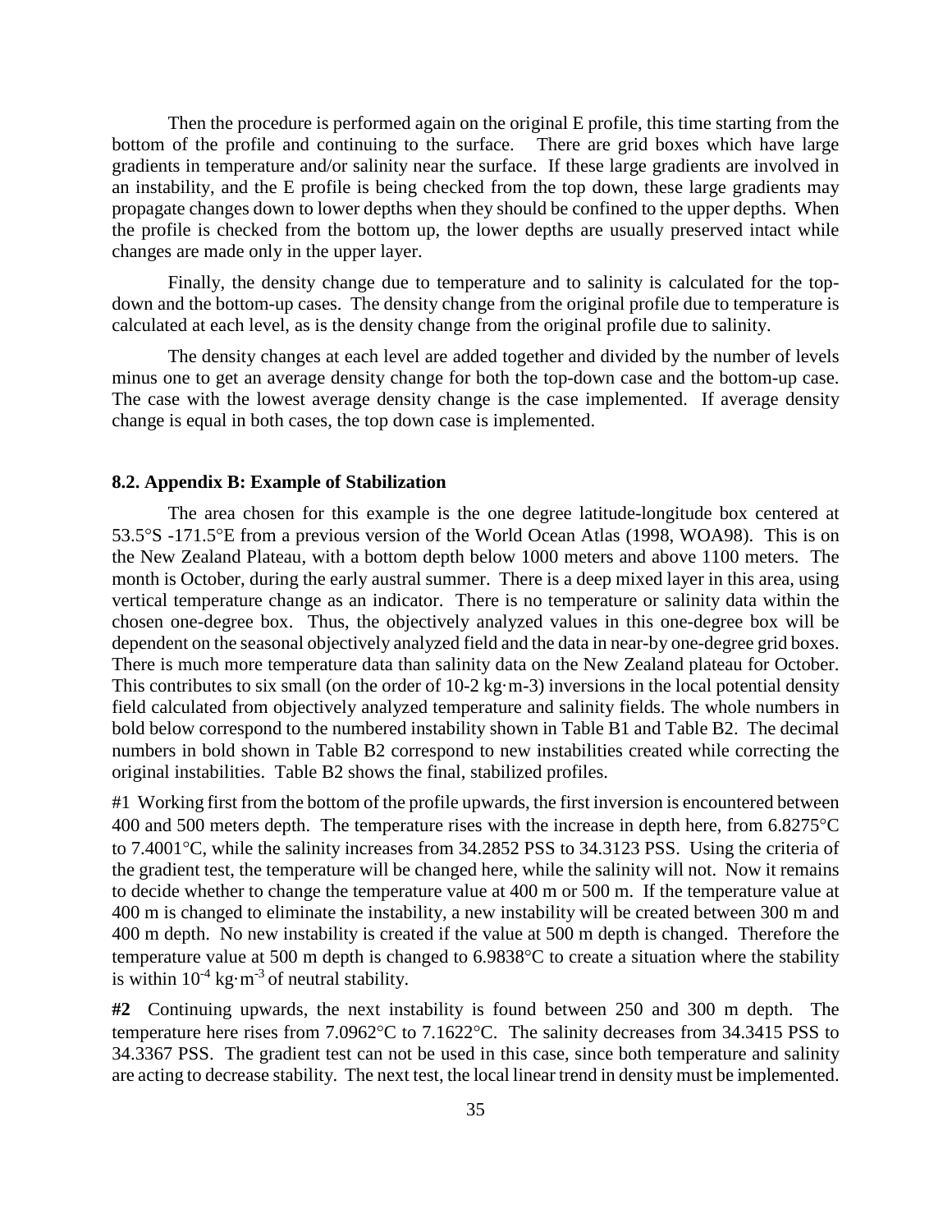Then the procedure is performed again on the original E profile, this time starting from the bottom of the profile and continuing to the surface. There are grid boxes which have large gradients in temperature and/or salinity near the surface. If these large gradients are involved in an instability, and the E profile is being checked from the top down, these large gradients may propagate changes down to lower depths when they should be confined to the upper depths. When the profile is checked from the bottom up, the lower depths are usually preserved intact while changes are made only in the upper layer.

Finally, the density change due to temperature and to salinity is calculated for the top-down and the bottom-up cases. The density change from the original profile due to temperature is calculated at each level, as is the density change from the original profile due to salinity.

The density changes at each level are added together and divided by the number of levels minus one to get an average density change for both the top-down case and the bottom-up case. The case with the lowest average density change is the case implemented. If average density change is equal in both cases, the top down case is implemented.

### 8.2. Appendix B: Example of Stabilization

The area chosen for this example is the one degree latitude-longitude box centered at 53.5°S -171.5°E from a previous version of the World Ocean Atlas (1998, WOA98). This is on the New Zealand Plateau, with a bottom depth below 1000 meters and above 1100 meters. The month is October, during the early austral summer. There is a deep mixed layer in this area, using vertical temperature change as an indicator. There is no temperature or salinity data within the chosen one-degree box. Thus, the objectively analyzed values in this one-degree box will be dependent on the seasonal objectively analyzed field and the data in near-by one-degree grid boxes. There is much more temperature data than salinity data on the New Zealand plateau for October. This contributes to six small (on the order of 10-2 kg·m-3) inversions in the local potential density field calculated from objectively analyzed temperature and salinity fields. The whole numbers in bold below correspond to the numbered instability shown in Table B1 and Table B2. The decimal numbers in bold shown in Table B2 correspond to new instabilities created while correcting the original instabilities. Table B2 shows the final, stabilized profiles.

#1 Working first from the bottom of the profile upwards, the first inversion is encountered between 400 and 500 meters depth. The temperature rises with the increase in depth here, from 6.8275°C to 7.4001°C, while the salinity increases from 34.2852 PSS to 34.3123 PSS. Using the criteria of the gradient test, the temperature will be changed here, while the salinity will not. Now it remains to decide whether to change the temperature value at 400 m or 500 m. If the temperature value at 400 m is changed to eliminate the instability, a new instability will be created between 300 m and 400 m depth. No new instability is created if the value at 500 m depth is changed. Therefore the temperature value at 500 m depth is changed to 6.9838°C to create a situation where the stability is within $10^{-4}$ kg·m$^{-3}$ of neutral stability.

**#2** Continuing upwards, the next instability is found between 250 and 300 m depth. The temperature here rises from 7.0962°C to 7.1622°C. The salinity decreases from 34.3415 PSS to 34.3367 PSS. The gradient test can not be used in this case, since both temperature and salinity are acting to decrease stability. The next test, the local linear trend in density must be implemented.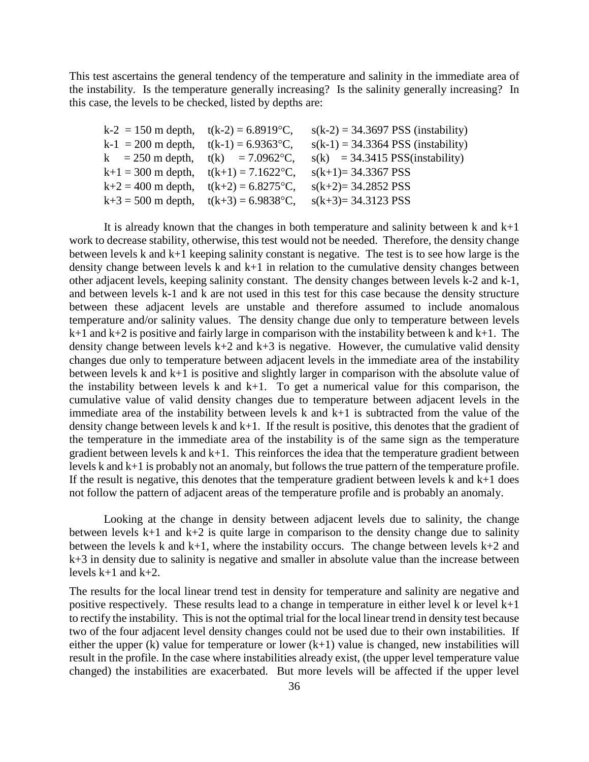This test ascertains the general tendency of the temperature and salinity in the immediate area of the instability. Is the temperature generally increasing? Is the salinity generally increasing? In this case, the levels to be checked, listed by depths are:

| | | |
|---|---|---|
| k-2 = 150 m depth, | t(k-2) = 6.8919°C, | s(k-2) = 34.3697 PSS (instability) |
| k-1 = 200 m depth, | t(k-1) = 6.9363°C, | s(k-1) = 34.3364 PSS (instability) |
| k = 250 m depth, | t(k) = 7.0962°C, | s(k) = 34.3415 PSS(instability) |
| k+1 = 300 m depth, | t(k+1) = 7.1622°C, | s(k+1)= 34.3367 PSS |
| k+2 = 400 m depth, | t(k+2) = 6.8275°C, | s(k+2)= 34.2852 PSS |
| k+3 = 500 m depth, | t(k+3) = 6.9838°C, | s(k+3)= 34.3123 PSS |

It is already known that the changes in both temperature and salinity between k and k+1 work to decrease stability, otherwise, this test would not be needed. Therefore, the density change between levels k and k+1 keeping salinity constant is negative. The test is to see how large is the density change between levels k and k+1 in relation to the cumulative density changes between other adjacent levels, keeping salinity constant. The density changes between levels k-2 and k-1, and between levels k-1 and k are not used in this test for this case because the density structure between these adjacent levels are unstable and therefore assumed to include anomalous temperature and/or salinity values. The density change due only to temperature between levels k+1 and k+2 is positive and fairly large in comparison with the instability between k and k+1. The density change between levels k+2 and k+3 is negative. However, the cumulative valid density changes due only to temperature between adjacent levels in the immediate area of the instability between levels k and k+1 is positive and slightly larger in comparison with the absolute value of the instability between levels k and k+1. To get a numerical value for this comparison, the cumulative value of valid density changes due to temperature between adjacent levels in the immediate area of the instability between levels k and k+1 is subtracted from the value of the density change between levels k and k+1. If the result is positive, this denotes that the gradient of the temperature in the immediate area of the instability is of the same sign as the temperature gradient between levels k and k+1. This reinforces the idea that the temperature gradient between levels k and k+1 is probably not an anomaly, but follows the true pattern of the temperature profile. If the result is negative, this denotes that the temperature gradient between levels k and k+1 does not follow the pattern of adjacent areas of the temperature profile and is probably an anomaly.

Looking at the change in density between adjacent levels due to salinity, the change between levels k+1 and k+2 is quite large in comparison to the density change due to salinity between the levels k and k+1, where the instability occurs. The change between levels k+2 and k+3 in density due to salinity is negative and smaller in absolute value than the increase between levels k+1 and k+2.

The results for the local linear trend test in density for temperature and salinity are negative and positive respectively. These results lead to a change in temperature in either level k or level k+1 to rectify the instability. This is not the optimal trial for the local linear trend in density test because two of the four adjacent level density changes could not be used due to their own instabilities. If either the upper (k) value for temperature or lower (k+1) value is changed, new instabilities will result in the profile. In the case where instabilities already exist, (the upper level temperature value changed) the instabilities are exacerbated. But more levels will be affected if the upper level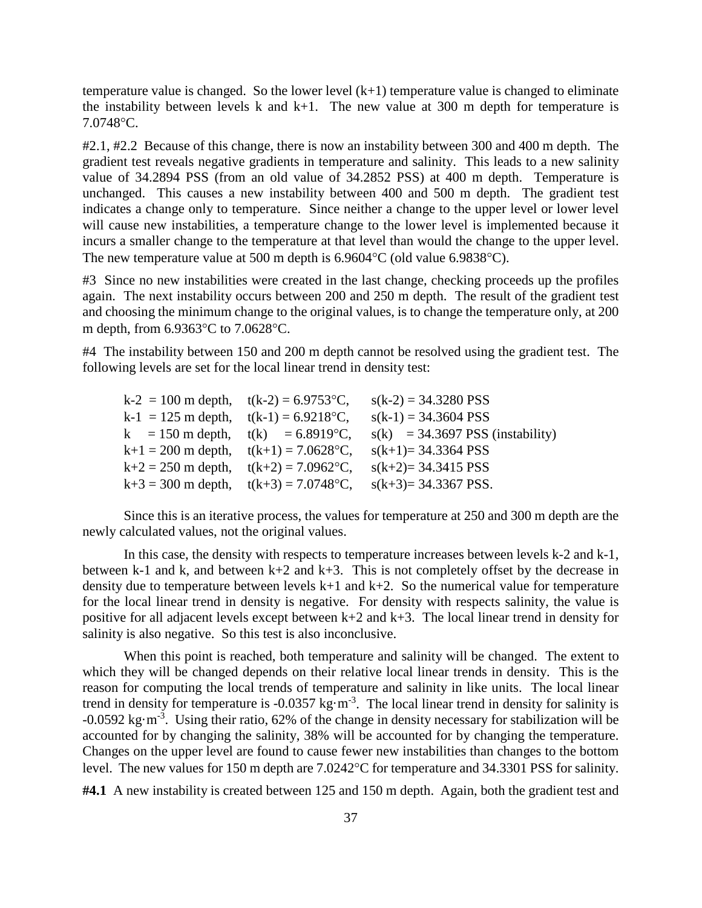temperature value is changed. So the lower level (k+1) temperature value is changed to eliminate the instability between levels k and k+1. The new value at 300 m depth for temperature is 7.0748°C.

#2.1, #2.2 Because of this change, there is now an instability between 300 and 400 m depth. The gradient test reveals negative gradients in temperature and salinity. This leads to a new salinity value of 34.2894 PSS (from an old value of 34.2852 PSS) at 400 m depth. Temperature is unchanged. This causes a new instability between 400 and 500 m depth. The gradient test indicates a change only to temperature. Since neither a change to the upper level or lower level will cause new instabilities, a temperature change to the lower level is implemented because it incurs a smaller change to the temperature at that level than would the change to the upper level. The new temperature value at 500 m depth is 6.9604°C (old value 6.9838°C).

#3 Since no new instabilities were created in the last change, checking proceeds up the profiles again. The next instability occurs between 200 and 250 m depth. The result of the gradient test and choosing the minimum change to the original values, is to change the temperature only, at 200 m depth, from 6.9363°C to 7.0628°C.

#4 The instability between 150 and 200 m depth cannot be resolved using the gradient test. The following levels are set for the local linear trend in density test:

| | | |
|---|---|---|
| k-2 = 100 m depth, | t(k-2) = 6.9753°C, | s(k-2) = 34.3280 PSS |
| k-1 = 125 m depth, | t(k-1) = 6.9218°C, | s(k-1) = 34.3604 PSS |
| k = 150 m depth, | t(k) = 6.8919°C, | s(k) = 34.3697 PSS (instability) |
| k+1 = 200 m depth, | t(k+1) = 7.0628°C, | s(k+1)= 34.3364 PSS |
| k+2 = 250 m depth, | t(k+2) = 7.0962°C, | s(k+2)= 34.3415 PSS |
| k+3 = 300 m depth, | t(k+3) = 7.0748°C, | s(k+3)= 34.3367 PSS. |

Since this is an iterative process, the values for temperature at 250 and 300 m depth are the newly calculated values, not the original values.

In this case, the density with respects to temperature increases between levels k-2 and k-1, between k-1 and k, and between k+2 and k+3. This is not completely offset by the decrease in density due to temperature between levels k+1 and k+2. So the numerical value for temperature for the local linear trend in density is negative. For density with respects salinity, the value is positive for all adjacent levels except between k+2 and k+3. The local linear trend in density for salinity is also negative. So this test is also inconclusive.

When this point is reached, both temperature and salinity will be changed. The extent to which they will be changed depends on their relative local linear trends in density. This is the reason for computing the local trends of temperature and salinity in like units. The local linear trend in density for temperature is -0.0357 $kg \cdot m^{-3}$. The local linear trend in density for salinity is -0.0592 $kg \cdot m^{-3}$. Using their ratio, 62% of the change in density necessary for stabilization will be accounted for by changing the salinity, 38% will be accounted for by changing the temperature. Changes on the upper level are found to cause fewer new instabilities than changes to the bottom level. The new values for 150 m depth are 7.0242°C for temperature and 34.3301 PSS for salinity.

**#4.1** A new instability is created between 125 and 150 m depth. Again, both the gradient test and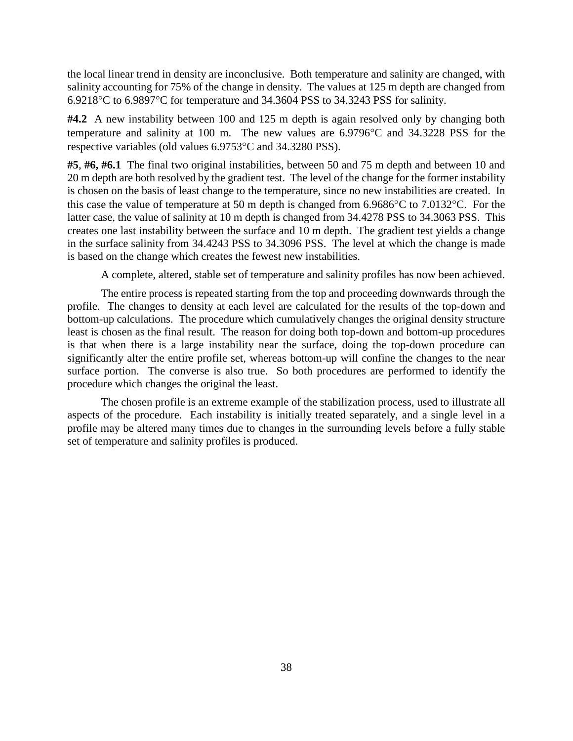the local linear trend in density are inconclusive. Both temperature and salinity are changed, with salinity accounting for 75% of the change in density. The values at 125 m depth are changed from 6.9218°C to 6.9897°C for temperature and 34.3604 PSS to 34.3243 PSS for salinity.

**#4.2** A new instability between 100 and 125 m depth is again resolved only by changing both temperature and salinity at 100 m. The new values are 6.9796°C and 34.3228 PSS for the respective variables (old values 6.9753°C and 34.3280 PSS).

**#5**, **#6, #6.1** The final two original instabilities, between 50 and 75 m depth and between 10 and 20 m depth are both resolved by the gradient test. The level of the change for the former instability is chosen on the basis of least change to the temperature, since no new instabilities are created. In this case the value of temperature at 50 m depth is changed from 6.9686°C to 7.0132°C. For the latter case, the value of salinity at 10 m depth is changed from 34.4278 PSS to 34.3063 PSS. This creates one last instability between the surface and 10 m depth. The gradient test yields a change in the surface salinity from 34.4243 PSS to 34.3096 PSS. The level at which the change is made is based on the change which creates the fewest new instabilities.

A complete, altered, stable set of temperature and salinity profiles has now been achieved.

The entire process is repeated starting from the top and proceeding downwards through the profile. The changes to density at each level are calculated for the results of the top-down and bottom-up calculations. The procedure which cumulatively changes the original density structure least is chosen as the final result. The reason for doing both top-down and bottom-up procedures is that when there is a large instability near the surface, doing the top-down procedure can significantly alter the entire profile set, whereas bottom-up will confine the changes to the near surface portion. The converse is also true. So both procedures are performed to identify the procedure which changes the original the least.

The chosen profile is an extreme example of the stabilization process, used to illustrate all aspects of the procedure. Each instability is initially treated separately, and a single level in a profile may be altered many times due to changes in the surrounding levels before a fully stable set of temperature and salinity profiles is produced.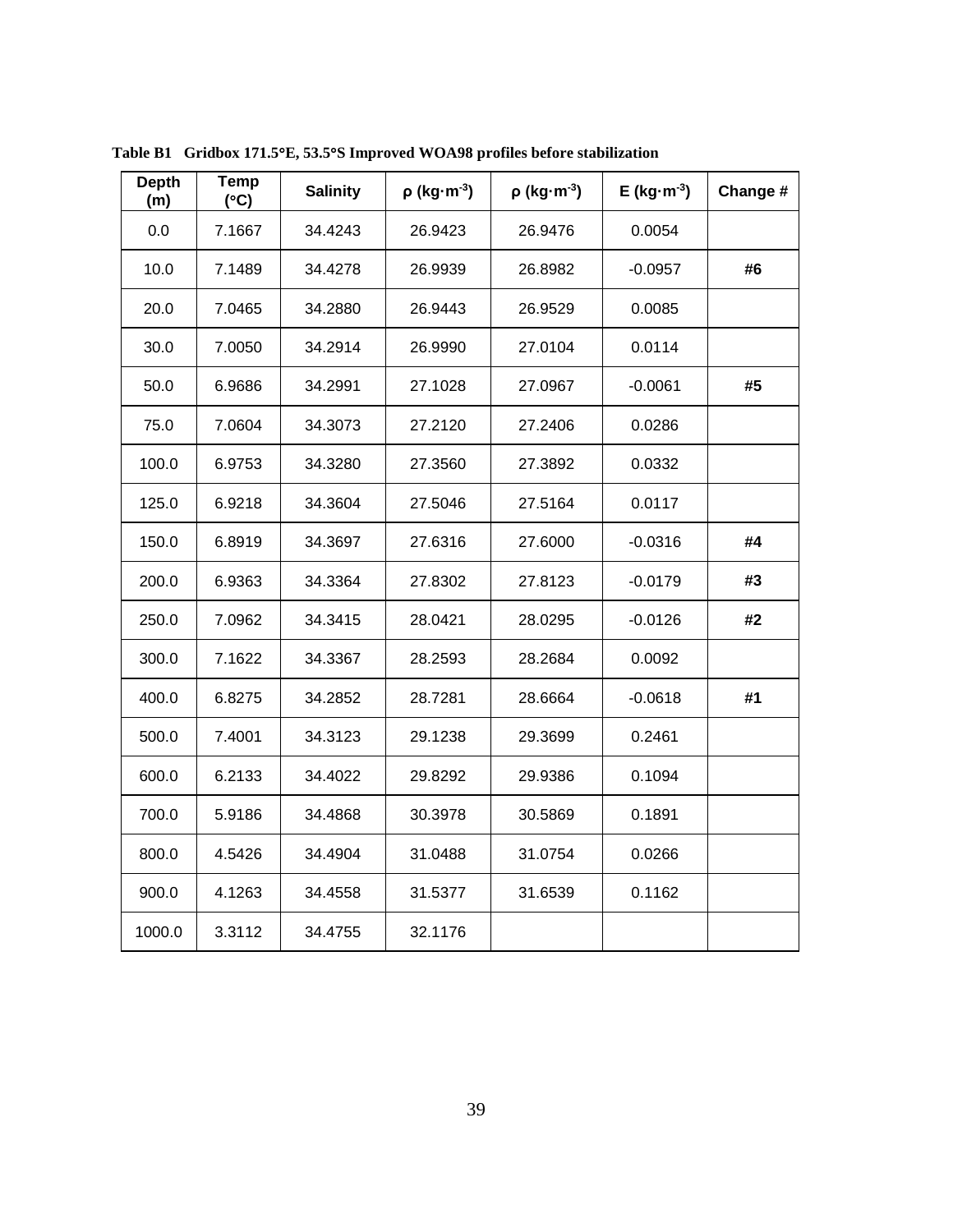**Table B1 Gridbox 171.5°E, 53.5°S Improved WOA98 profiles before stabilization**

| Depth (m) | Temp (°C) | Salinity | ρ (kg·m$^{-3}$) | ρ (kg·m$^{-3}$) | E (kg·m$^{-3}$) | Change # |
|---|---|---|---|---|---|---|
| 0.0 | 7.1667 | 34.4243 | 26.9423 | 26.9476 | 0.0054 | |
| 10.0 | 7.1489 | 34.4278 | 26.9939 | 26.8982 | -0.0957 | **#6** |
| 20.0 | 7.0465 | 34.2880 | 26.9443 | 26.9529 | 0.0085 | |
| 30.0 | 7.0050 | 34.2914 | 26.9990 | 27.0104 | 0.0114 | |
| 50.0 | 6.9686 | 34.2991 | 27.1028 | 27.0967 | -0.0061 | **#5** |
| 75.0 | 7.0604 | 34.3073 | 27.2120 | 27.2406 | 0.0286 | |
| 100.0 | 6.9753 | 34.3280 | 27.3560 | 27.3892 | 0.0332 | |
| 125.0 | 6.9218 | 34.3604 | 27.5046 | 27.5164 | 0.0117 | |
| 150.0 | 6.8919 | 34.3697 | 27.6316 | 27.6000 | -0.0316 | **#4** |
| 200.0 | 6.9363 | 34.3364 | 27.8302 | 27.8123 | -0.0179 | **#3** |
| 250.0 | 7.0962 | 34.3415 | 28.0421 | 28.0295 | -0.0126 | **#2** |
| 300.0 | 7.1622 | 34.3367 | 28.2593 | 28.2684 | 0.0092 | |
| 400.0 | 6.8275 | 34.2852 | 28.7281 | 28.6664 | -0.0618 | **#1** |
| 500.0 | 7.4001 | 34.3123 | 29.1238 | 29.3699 | 0.2461 | |
| 600.0 | 6.2133 | 34.4022 | 29.8292 | 29.9386 | 0.1094 | |
| 700.0 | 5.9186 | 34.4868 | 30.3978 | 30.5869 | 0.1891 | |
| 800.0 | 4.5426 | 34.4904 | 31.0488 | 31.0754 | 0.0266 | |
| 900.0 | 4.1263 | 34.4558 | 31.5377 | 31.6539 | 0.1162 | |
| 1000.0 | 3.3112 | 34.4755 | 32.1176 | | | |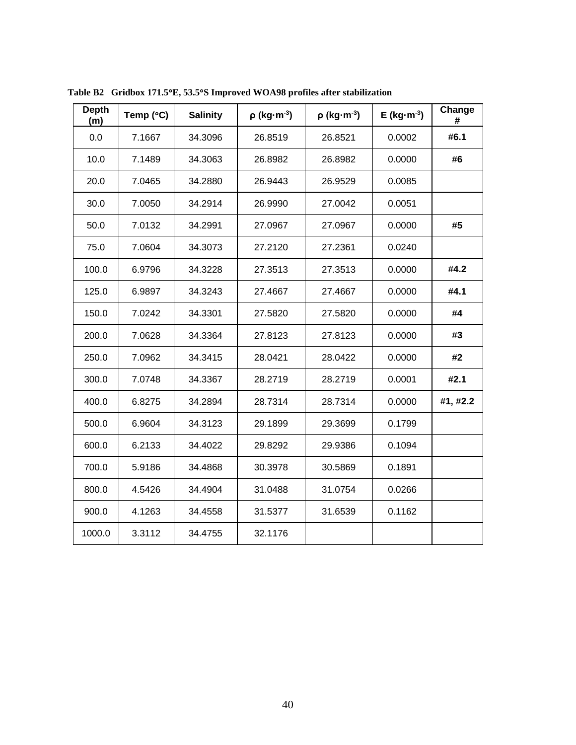**Table B2 Gridbox 171.5°E, 53.5°S Improved WOA98 profiles after stabilization**

| Depth (m) | Temp (°C) | Salinity | ρ (kg·m$^{-3}$) | ρ (kg·m$^{-3}$) | E (kg·m$^{-3}$) | Change # |
|---|---|---|---|---|---|---|
| 0.0 | 7.1667 | 34.3096 | 26.8519 | 26.8521 | 0.0002 | #6.1 |
| 10.0 | 7.1489 | 34.3063 | 26.8982 | 26.8982 | 0.0000 | #6 |
| 20.0 | 7.0465 | 34.2880 | 26.9443 | 26.9529 | 0.0085 | |
| 30.0 | 7.0050 | 34.2914 | 26.9990 | 27.0042 | 0.0051 | |
| 50.0 | 7.0132 | 34.2991 | 27.0967 | 27.0967 | 0.0000 | #5 |
| 75.0 | 7.0604 | 34.3073 | 27.2120 | 27.2361 | 0.0240 | |
| 100.0 | 6.9796 | 34.3228 | 27.3513 | 27.3513 | 0.0000 | #4.2 |
| 125.0 | 6.9897 | 34.3243 | 27.4667 | 27.4667 | 0.0000 | #4.1 |
| 150.0 | 7.0242 | 34.3301 | 27.5820 | 27.5820 | 0.0000 | #4 |
| 200.0 | 7.0628 | 34.3364 | 27.8123 | 27.8123 | 0.0000 | #3 |
| 250.0 | 7.0962 | 34.3415 | 28.0421 | 28.0422 | 0.0000 | #2 |
| 300.0 | 7.0748 | 34.3367 | 28.2719 | 28.2719 | 0.0001 | #2.1 |
| 400.0 | 6.8275 | 34.2894 | 28.7314 | 28.7314 | 0.0000 | #1, #2.2 |
| 500.0 | 6.9604 | 34.3123 | 29.1899 | 29.3699 | 0.1799 | |
| 600.0 | 6.2133 | 34.4022 | 29.8292 | 29.9386 | 0.1094 | |
| 700.0 | 5.9186 | 34.4868 | 30.3978 | 30.5869 | 0.1891 | |
| 800.0 | 4.5426 | 34.4904 | 31.0488 | 31.0754 | 0.0266 | |
| 900.0 | 4.1263 | 34.4558 | 31.5377 | 31.6539 | 0.1162 | |
| 1000.0 | 3.3112 | 34.4755 | 32.1176 | | | |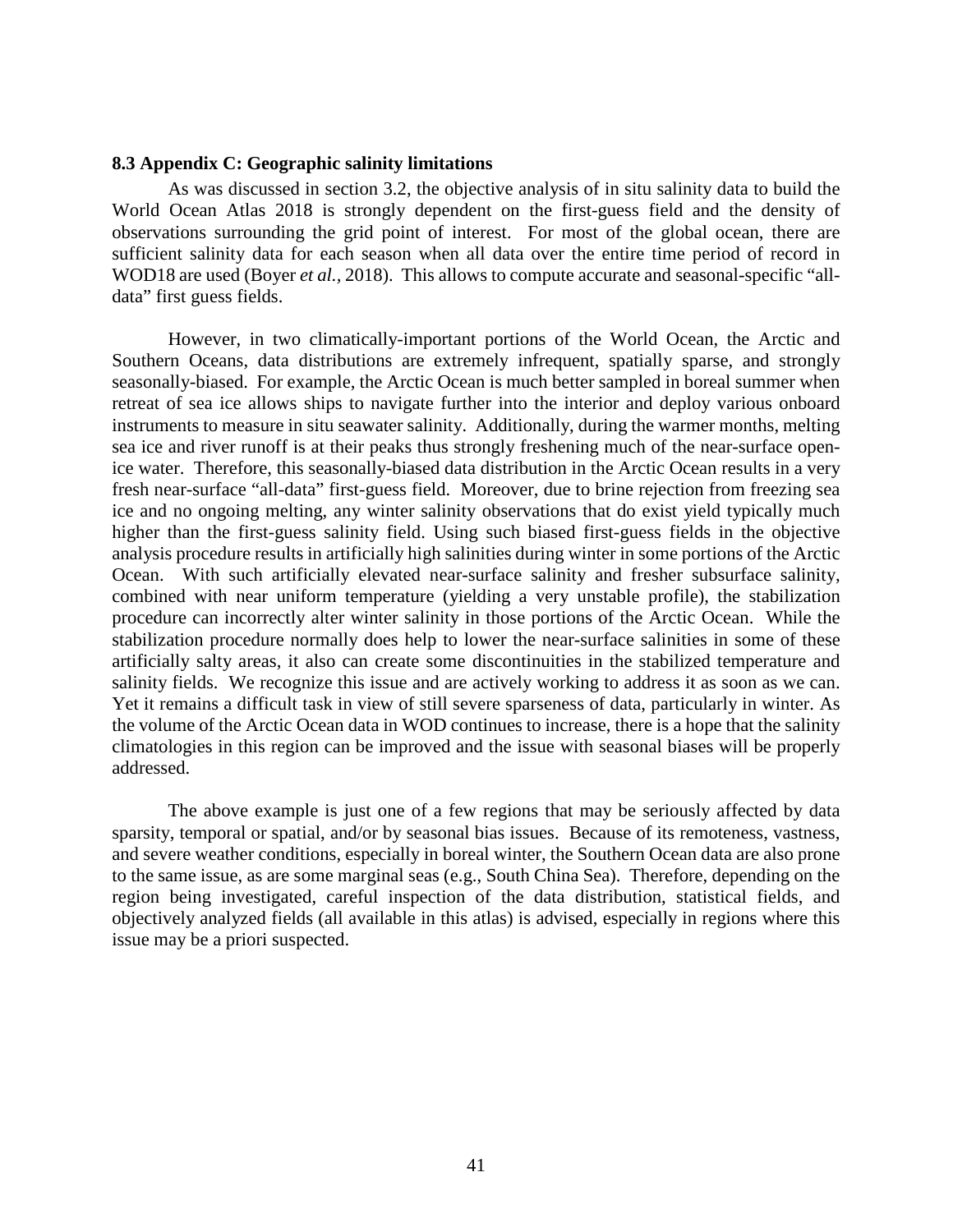### 8.3 Appendix C: Geographic salinity limitations

As was discussed in section 3.2, the objective analysis of in situ salinity data to build the World Ocean Atlas 2018 is strongly dependent on the first-guess field and the density of observations surrounding the grid point of interest. For most of the global ocean, there are sufficient salinity data for each season when all data over the entire time period of record in WOD18 are used (Boyer *et al.*, 2018). This allows to compute accurate and seasonal-specific "all-data" first guess fields.

However, in two climatically-important portions of the World Ocean, the Arctic and Southern Oceans, data distributions are extremely infrequent, spatially sparse, and strongly seasonally-biased. For example, the Arctic Ocean is much better sampled in boreal summer when retreat of sea ice allows ships to navigate further into the interior and deploy various onboard instruments to measure in situ seawater salinity. Additionally, during the warmer months, melting sea ice and river runoff is at their peaks thus strongly freshening much of the near-surface open-ice water. Therefore, this seasonally-biased data distribution in the Arctic Ocean results in a very fresh near-surface "all-data" first-guess field. Moreover, due to brine rejection from freezing sea ice and no ongoing melting, any winter salinity observations that do exist yield typically much higher than the first-guess salinity field. Using such biased first-guess fields in the objective analysis procedure results in artificially high salinities during winter in some portions of the Arctic Ocean. With such artificially elevated near-surface salinity and fresher subsurface salinity, combined with near uniform temperature (yielding a very unstable profile), the stabilization procedure can incorrectly alter winter salinity in those portions of the Arctic Ocean. While the stabilization procedure normally does help to lower the near-surface salinities in some of these artificially salty areas, it also can create some discontinuities in the stabilized temperature and salinity fields. We recognize this issue and are actively working to address it as soon as we can. Yet it remains a difficult task in view of still severe sparseness of data, particularly in winter. As the volume of the Arctic Ocean data in WOD continues to increase, there is a hope that the salinity climatologies in this region can be improved and the issue with seasonal biases will be properly addressed.

The above example is just one of a few regions that may be seriously affected by data sparsity, temporal or spatial, and/or by seasonal bias issues. Because of its remoteness, vastness, and severe weather conditions, especially in boreal winter, the Southern Ocean data are also prone to the same issue, as are some marginal seas (e.g., South China Sea). Therefore, depending on the region being investigated, careful inspection of the data distribution, statistical fields, and objectively analyzed fields (all available in this atlas) is advised, especially in regions where this issue may be a priori suspected.